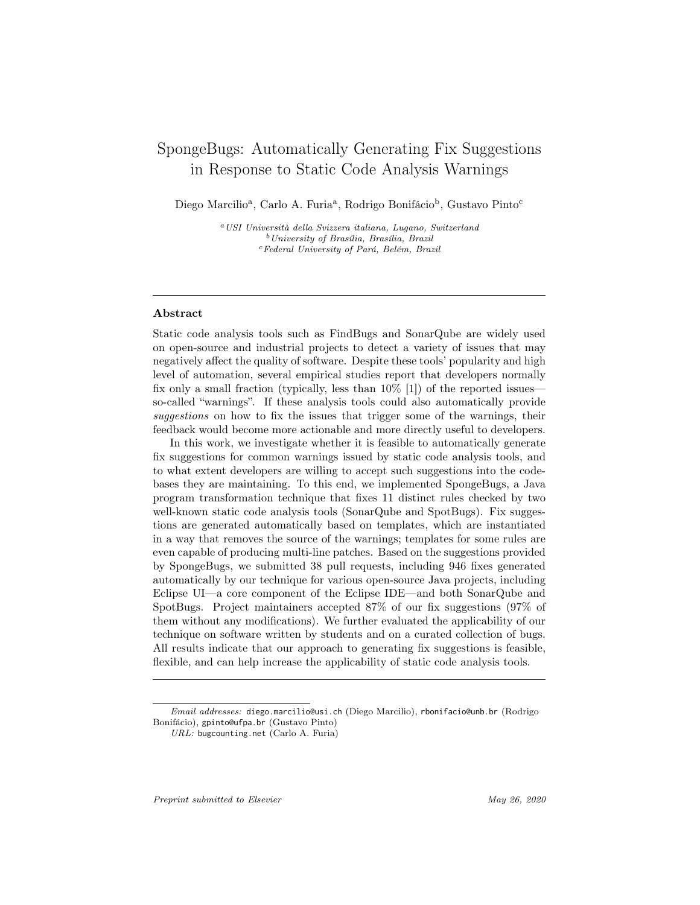# SpongeBugs: Automatically Generating Fix Suggestions in Response to Static Code Analysis Warnings

Diego Marcilio[a], Carlo A. Furia[a], Rodrigo Bonifácio[b], Gustavo Pinto[c]

[a] *USI Università della Svizzera italiana, Lugano, Switzerland*
[b] *University of Brasília, Brasília, Brazil*
[c] *Federal University of Pará, Belém, Brazil*

---

## Abstract

Static code analysis tools such as FindBugs and SonarQube are widely used on open-source and industrial projects to detect a variety of issues that may negatively affect the quality of software. Despite these tools' popularity and high level of automation, several empirical studies report that developers normally fix only a small fraction (typically, less than 10% [1]) of the reported issues—so-called "warnings". If these analysis tools could also automatically provide *suggestions* on how to fix the issues that trigger some of the warnings, their feedback would become more actionable and more directly useful to developers.

In this work, we investigate whether it is feasible to automatically generate fix suggestions for common warnings issued by static code analysis tools, and to what extent developers are willing to accept such suggestions into the codebases they are maintaining. To this end, we implemented SpongeBugs, a Java program transformation technique that fixes 11 distinct rules checked by two well-known static code analysis tools (SonarQube and SpotBugs). Fix suggestions are generated automatically based on templates, which are instantiated in a way that removes the source of the warnings; templates for some rules are even capable of producing multi-line patches. Based on the suggestions provided by SpongeBugs, we submitted 38 pull requests, including 946 fixes generated automatically by our technique for various open-source Java projects, including Eclipse UI—a core component of the Eclipse IDE—and both SonarQube and SpotBugs. Project maintainers accepted 87% of our fix suggestions (97% of them without any modifications). We further evaluated the applicability of our technique on software written by students and on a curated collection of bugs. All results indicate that our approach to generating fix suggestions is feasible, flexible, and can help increase the applicability of static code analysis tools.

---

*Email addresses:* diego.marcilio@usi.ch (Diego Marcilio), rbonifacio@unb.br (Rodrigo Bonifácio), gpinto@ufpa.br (Gustavo Pinto)

*URL:* bugcounting.net (Carlo A. Furia)

*Preprint submitted to Elsevier* *May 26, 2020*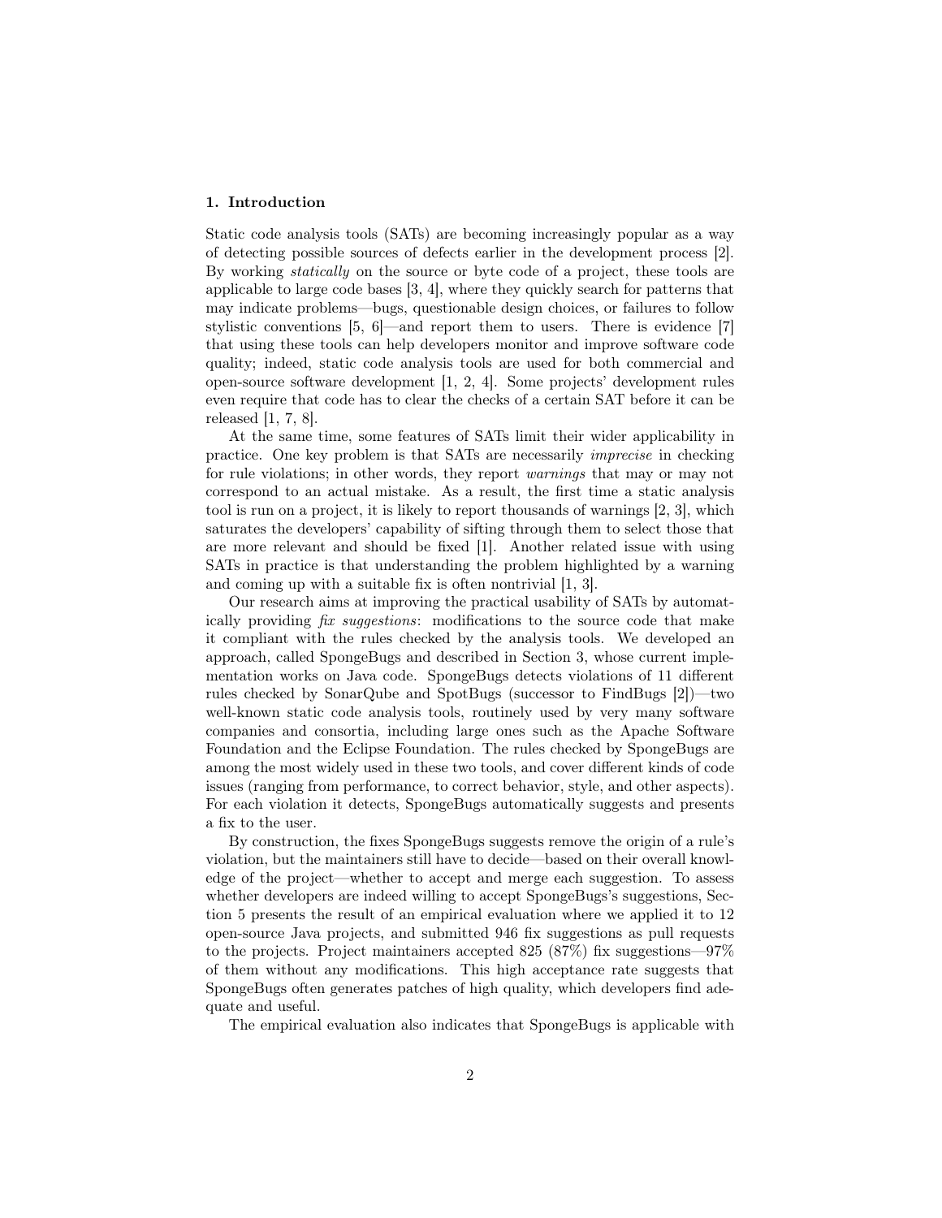## 1. Introduction

Static code analysis tools (SATs) are becoming increasingly popular as a way of detecting possible sources of defects earlier in the development process [2]. By working *statically* on the source or byte code of a project, these tools are applicable to large code bases [3, 4], where they quickly search for patterns that may indicate problems—bugs, questionable design choices, or failures to follow stylistic conventions [5, 6]—and report them to users. There is evidence [7] that using these tools can help developers monitor and improve software code quality; indeed, static code analysis tools are used for both commercial and open-source software development [1, 2, 4]. Some projects' development rules even require that code has to clear the checks of a certain SAT before it can be released [1, 7, 8].

At the same time, some features of SATs limit their wider applicability in practice. One key problem is that SATs are necessarily *imprecise* in checking for rule violations; in other words, they report *warnings* that may or may not correspond to an actual mistake. As a result, the first time a static analysis tool is run on a project, it is likely to report thousands of warnings [2, 3], which saturates the developers' capability of sifting through them to select those that are more relevant and should be fixed [1]. Another related issue with using SATs in practice is that understanding the problem highlighted by a warning and coming up with a suitable fix is often nontrivial [1, 3].

Our research aims at improving the practical usability of SATs by automatically providing *fix suggestions*: modifications to the source code that make it compliant with the rules checked by the analysis tools. We developed an approach, called SpongeBugs and described in Section 3, whose current implementation works on Java code. SpongeBugs detects violations of 11 different rules checked by SonarQube and SpotBugs (successor to FindBugs [2])—two well-known static code analysis tools, routinely used by very many software companies and consortia, including large ones such as the Apache Software Foundation and the Eclipse Foundation. The rules checked by SpongeBugs are among the most widely used in these two tools, and cover different kinds of code issues (ranging from performance, to correct behavior, style, and other aspects). For each violation it detects, SpongeBugs automatically suggests and presents a fix to the user.

By construction, the fixes SpongeBugs suggests remove the origin of a rule's violation, but the maintainers still have to decide—based on their overall knowledge of the project—whether to accept and merge each suggestion. To assess whether developers are indeed willing to accept SpongeBugs's suggestions, Section 5 presents the result of an empirical evaluation where we applied it to 12 open-source Java projects, and submitted 946 fix suggestions as pull requests to the projects. Project maintainers accepted 825 (87%) fix suggestions—97% of them without any modifications. This high acceptance rate suggests that SpongeBugs often generates patches of high quality, which developers find adequate and useful.

The empirical evaluation also indicates that SpongeBugs is applicable with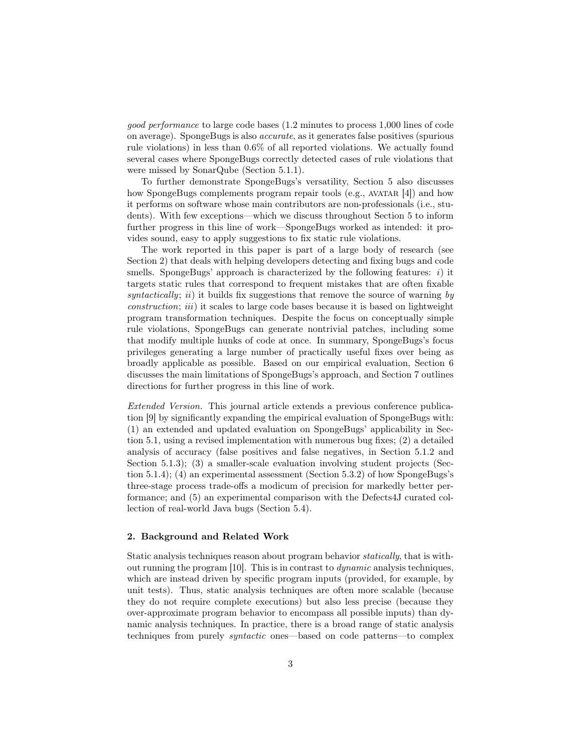*good performance* to large code bases (1.2 minutes to process 1,000 lines of code on average). SpongeBugs is also *accurate*, as it generates false positives (spurious rule violations) in less than 0.6% of all reported violations. We actually found several cases where SpongeBugs correctly detected cases of rule violations that were missed by SonarQube (Section 5.1.1).

To further demonstrate SpongeBugs's versatility, Section 5 also discusses how SpongeBugs complements program repair tools (e.g., AVATAR [4]) and how it performs on software whose main contributors are non-professionals (i.e., students). With few exceptions—which we discuss throughout Section 5 to inform further progress in this line of work—SpongeBugs worked as intended: it provides sound, easy to apply suggestions to fix static rule violations.

The work reported in this paper is part of a large body of research (see Section 2) that deals with helping developers detecting and fixing bugs and code smells. SpongeBugs' approach is characterized by the following features: *i*) it targets static rules that correspond to frequent mistakes that are often fixable *syntactically*; *ii*) it builds fix suggestions that remove the source of warning *by construction*; *iii*) it scales to large code bases because it is based on lightweight program transformation techniques. Despite the focus on conceptually simple rule violations, SpongeBugs can generate nontrivial patches, including some that modify multiple hunks of code at once. In summary, SpongeBugs's focus privileges generating a large number of practically useful fixes over being as broadly applicable as possible. Based on our empirical evaluation, Section 6 discusses the main limitations of SpongeBugs's approach, and Section 7 outlines directions for further progress in this line of work.

*Extended Version.* This journal article extends a previous conference publication [9] by significantly expanding the empirical evaluation of SpongeBugs with: (1) an extended and updated evaluation on SpongeBugs' applicability in Section 5.1, using a revised implementation with numerous bug fixes; (2) a detailed analysis of accuracy (false positives and false negatives, in Section 5.1.2 and Section 5.1.3); (3) a smaller-scale evaluation involving student projects (Section 5.1.4); (4) an experimental assessment (Section 5.3.2) of how SpongeBugs's three-stage process trade-offs a modicum of precision for markedly better performance; and (5) an experimental comparison with the Defects4J curated collection of real-world Java bugs (Section 5.4).

## 2. Background and Related Work

Static analysis techniques reason about program behavior *statically*, that is without running the program [10]. This is in contrast to *dynamic* analysis techniques, which are instead driven by specific program inputs (provided, for example, by unit tests). Thus, static analysis techniques are often more scalable (because they do not require complete executions) but also less precise (because they over-approximate program behavior to encompass all possible inputs) than dynamic analysis techniques. In practice, there is a broad range of static analysis techniques from purely *syntactic* ones—based on code patterns—to complex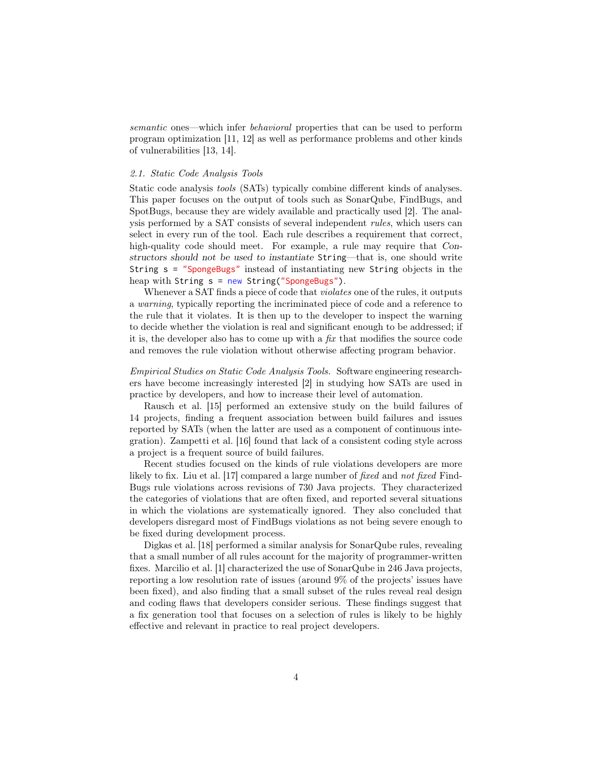*semantic* ones—which infer *behavioral* properties that can be used to perform program optimization [11, 12] as well as performance problems and other kinds of vulnerabilities [13, 14].

### 2.1. Static Code Analysis Tools

Static code analysis *tools* (SATs) typically combine different kinds of analyses. This paper focuses on the output of tools such as SonarQube, FindBugs, and SpotBugs, because they are widely available and practically used [2]. The analysis performed by a SAT consists of several independent *rules*, which users can select in every run of the tool. Each rule describes a requirement that correct, high-quality code should meet. For example, a rule may require that *Constructors should not be used to instantiate* `String`—that is, one should write `String s = "SpongeBugs"` instead of instantiating new `String` objects in the heap with `String s = new String("SpongeBugs")`.

Whenever a SAT finds a piece of code that *violates* one of the rules, it outputs a *warning*, typically reporting the incriminated piece of code and a reference to the rule that it violates. It is then up to the developer to inspect the warning to decide whether the violation is real and significant enough to be addressed; if it is, the developer also has to come up with a *fix* that modifies the source code and removes the rule violation without otherwise affecting program behavior.

*Empirical Studies on Static Code Analysis Tools.* Software engineering researchers have become increasingly interested [2] in studying how SATs are used in practice by developers, and how to increase their level of automation.

Rausch et al. [15] performed an extensive study on the build failures of 14 projects, finding a frequent association between build failures and issues reported by SATs (when the latter are used as a component of continuous integration). Zampetti et al. [16] found that lack of a consistent coding style across a project is a frequent source of build failures.

Recent studies focused on the kinds of rule violations developers are more likely to fix. Liu et al. [17] compared a large number of *fixed* and *not fixed* FindBugs rule violations across revisions of 730 Java projects. They characterized the categories of violations that are often fixed, and reported several situations in which the violations are systematically ignored. They also concluded that developers disregard most of FindBugs violations as not being severe enough to be fixed during development process.

Digkas et al. [18] performed a similar analysis for SonarQube rules, revealing that a small number of all rules account for the majority of programmer-written fixes. Marcilio et al. [1] characterized the use of SonarQube in 246 Java projects, reporting a low resolution rate of issues (around 9% of the projects' issues have been fixed), and also finding that a small subset of the rules reveal real design and coding flaws that developers consider serious. These findings suggest that a fix generation tool that focuses on a selection of rules is likely to be highly effective and relevant in practice to real project developers.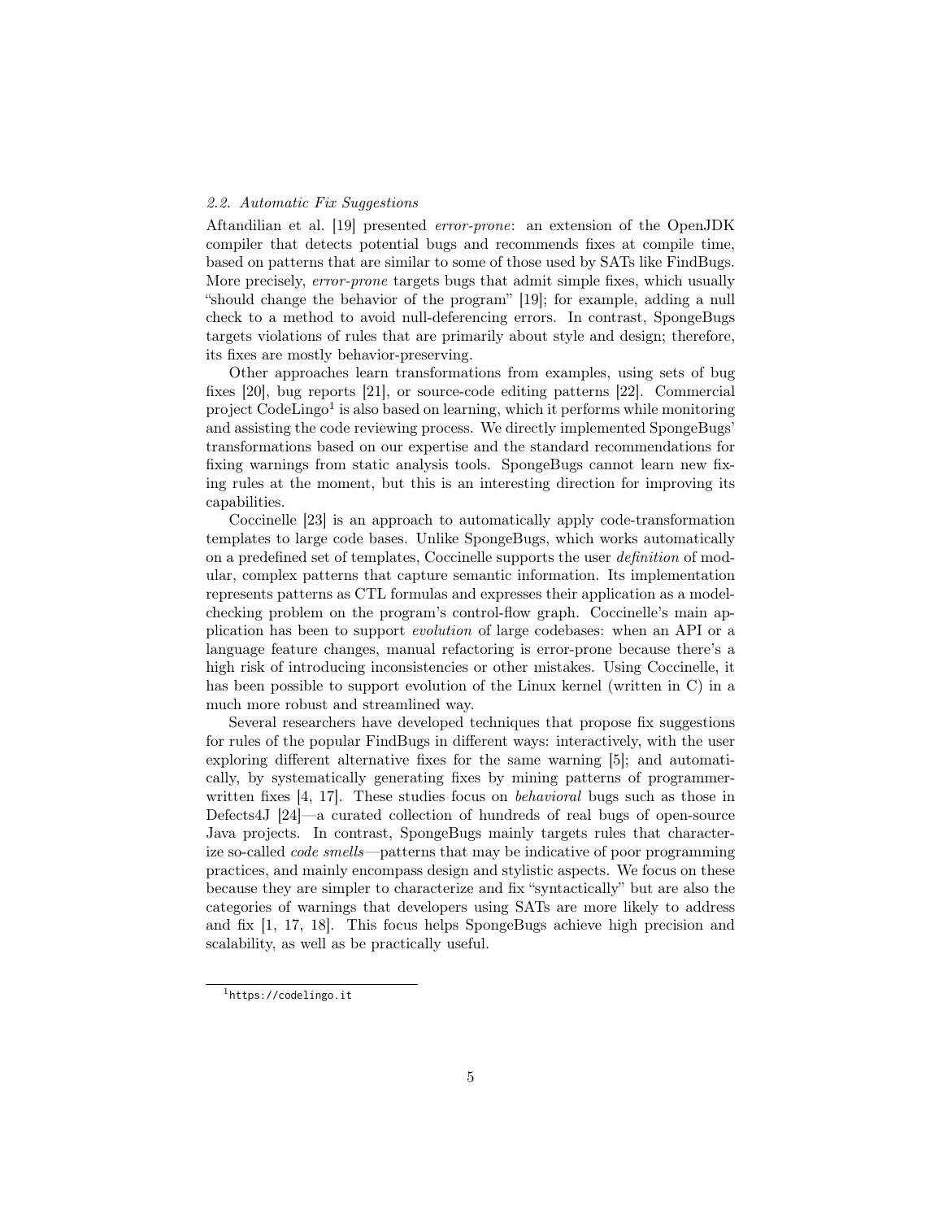### 2.2. Automatic Fix Suggestions

Aftandilian et al. [19] presented *error-prone*: an extension of the OpenJDK compiler that detects potential bugs and recommends fixes at compile time, based on patterns that are similar to some of those used by SATs like FindBugs. More precisely, *error-prone* targets bugs that admit simple fixes, which usually "should change the behavior of the program" [19]; for example, adding a null check to a method to avoid null-deferencing errors. In contrast, SpongeBugs targets violations of rules that are primarily about style and design; therefore, its fixes are mostly behavior-preserving.

Other approaches learn transformations from examples, using sets of bug fixes [20], bug reports [21], or source-code editing patterns [22]. Commercial project CodeLingo[1] is also based on learning, which it performs while monitoring and assisting the code reviewing process. We directly implemented SpongeBugs' transformations based on our expertise and the standard recommendations for fixing warnings from static analysis tools. SpongeBugs cannot learn new fixing rules at the moment, but this is an interesting direction for improving its capabilities.

Coccinelle [23] is an approach to automatically apply code-transformation templates to large code bases. Unlike SpongeBugs, which works automatically on a predefined set of templates, Coccinelle supports the user *definition* of modular, complex patterns that capture semantic information. Its implementation represents patterns as CTL formulas and expresses their application as a model-checking problem on the program's control-flow graph. Coccinelle's main application has been to support *evolution* of large codebases: when an API or a language feature changes, manual refactoring is error-prone because there's a high risk of introducing inconsistencies or other mistakes. Using Coccinelle, it has been possible to support evolution of the Linux kernel (written in C) in a much more robust and streamlined way.

Several researchers have developed techniques that propose fix suggestions for rules of the popular FindBugs in different ways: interactively, with the user exploring different alternative fixes for the same warning [5]; and automatically, by systematically generating fixes by mining patterns of programmer-written fixes [4, 17]. These studies focus on *behavioral* bugs such as those in Defects4J [24]—a curated collection of hundreds of real bugs of open-source Java projects. In contrast, SpongeBugs mainly targets rules that characterize so-called *code smells*—patterns that may be indicative of poor programming practices, and mainly encompass design and stylistic aspects. We focus on these because they are simpler to characterize and fix "syntactically" but are also the categories of warnings that developers using SATs are more likely to address and fix [1, 17, 18]. This focus helps SpongeBugs achieve high precision and scalability, as well as be practically useful.

[1] https://codelingo.it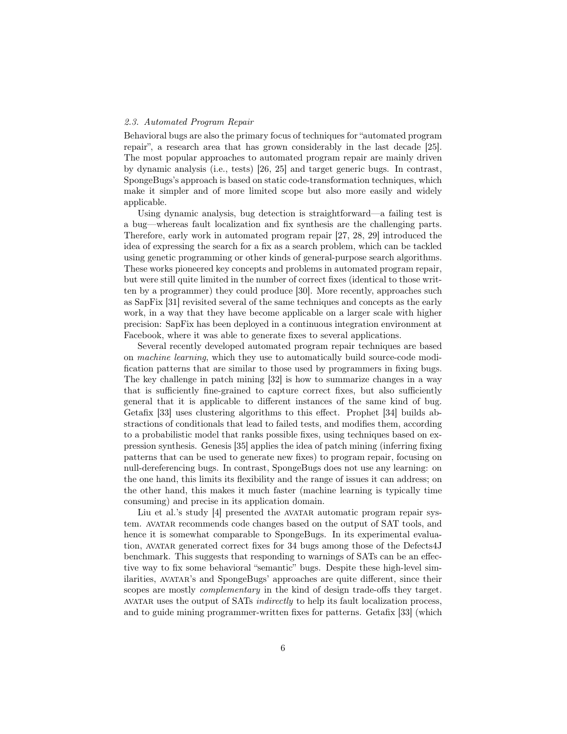### 2.3. Automated Program Repair

Behavioral bugs are also the primary focus of techniques for "automated program repair", a research area that has grown considerably in the last decade [25]. The most popular approaches to automated program repair are mainly driven by dynamic analysis (i.e., tests) [26, 25] and target generic bugs. In contrast, SpongeBugs's approach is based on static code-transformation techniques, which make it simpler and of more limited scope but also more easily and widely applicable.

Using dynamic analysis, bug detection is straightforward—a failing test is a bug—whereas fault localization and fix synthesis are the challenging parts. Therefore, early work in automated program repair [27, 28, 29] introduced the idea of expressing the search for a fix as a search problem, which can be tackled using genetic programming or other kinds of general-purpose search algorithms. These works pioneered key concepts and problems in automated program repair, but were still quite limited in the number of correct fixes (identical to those written by a programmer) they could produce [30]. More recently, approaches such as SapFix [31] revisited several of the same techniques and concepts as the early work, in a way that they have become applicable on a larger scale with higher precision: SapFix has been deployed in a continuous integration environment at Facebook, where it was able to generate fixes to several applications.

Several recently developed automated program repair techniques are based on *machine learning*, which they use to automatically build source-code modification patterns that are similar to those used by programmers in fixing bugs. The key challenge in patch mining [32] is how to summarize changes in a way that is sufficiently fine-grained to capture correct fixes, but also sufficiently general that it is applicable to different instances of the same kind of bug. Getafix [33] uses clustering algorithms to this effect. Prophet [34] builds abstractions of conditionals that lead to failed tests, and modifies them, according to a probabilistic model that ranks possible fixes, using techniques based on expression synthesis. Genesis [35] applies the idea of patch mining (inferring fixing patterns that can be used to generate new fixes) to program repair, focusing on null-dereferencing bugs. In contrast, SpongeBugs does not use any learning: on the one hand, this limits its flexibility and the range of issues it can address; on the other hand, this makes it much faster (machine learning is typically time consuming) and precise in its application domain.

Liu et al.'s study [4] presented the AVATAR automatic program repair system. AVATAR recommends code changes based on the output of SAT tools, and hence it is somewhat comparable to SpongeBugs. In its experimental evaluation, AVATAR generated correct fixes for 34 bugs among those of the Defects4J benchmark. This suggests that responding to warnings of SATs can be an effective way to fix some behavioral "semantic" bugs. Despite these high-level similarities, AVATAR's and SpongeBugs' approaches are quite different, since their scopes are mostly *complementary* in the kind of design trade-offs they target. AVATAR uses the output of SATs *indirectly* to help its fault localization process, and to guide mining programmer-written fixes for patterns. Getafix [33] (which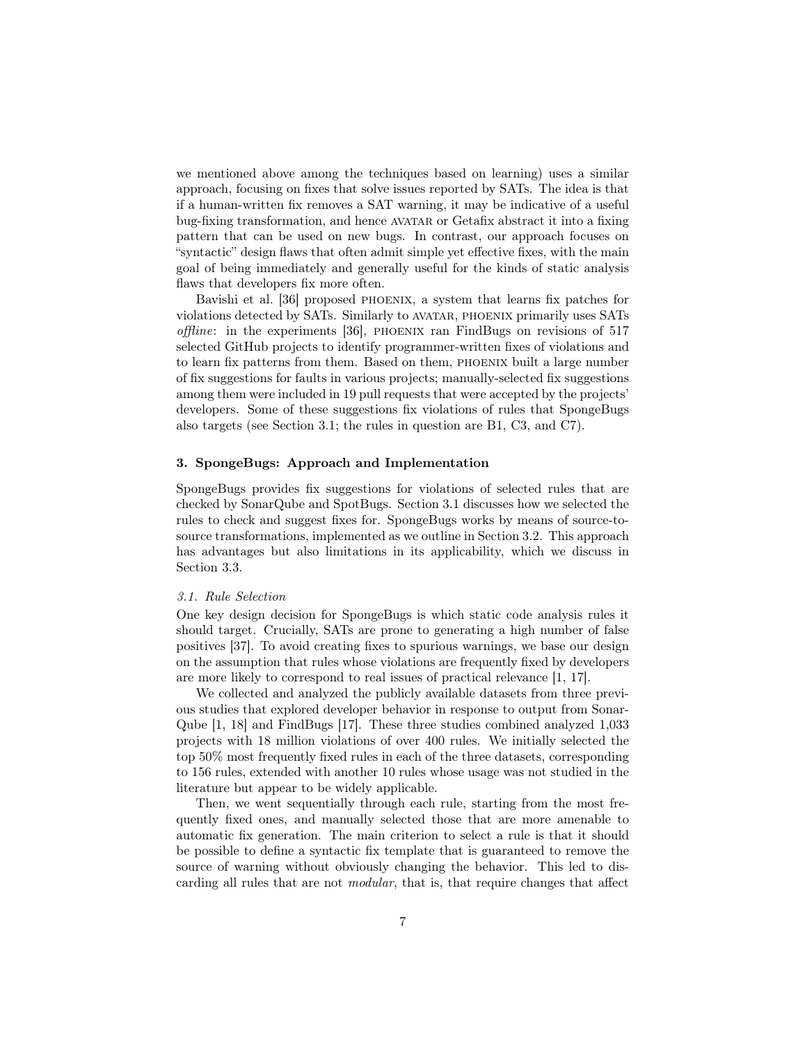we mentioned above among the techniques based on learning) uses a similar approach, focusing on fixes that solve issues reported by SATs. The idea is that if a human-written fix removes a SAT warning, it may be indicative of a useful bug-fixing transformation, and hence AVATAR or Getafix abstract it into a fixing pattern that can be used on new bugs. In contrast, our approach focuses on "syntactic" design flaws that often admit simple yet effective fixes, with the main goal of being immediately and generally useful for the kinds of static analysis flaws that developers fix more often.

Bavishi et al. [36] proposed PHOENIX, a system that learns fix patches for violations detected by SATs. Similarly to AVATAR, PHOENIX primarily uses SATs *offline*: in the experiments [36], PHOENIX ran FindBugs on revisions of 517 selected GitHub projects to identify programmer-written fixes of violations and to learn fix patterns from them. Based on them, PHOENIX built a large number of fix suggestions for faults in various projects; manually-selected fix suggestions among them were included in 19 pull requests that were accepted by the projects' developers. Some of these suggestions fix violations of rules that SpongeBugs also targets (see Section 3.1; the rules in question are B1, C3, and C7).

## 3. SpongeBugs: Approach and Implementation

SpongeBugs provides fix suggestions for violations of selected rules that are checked by SonarQube and SpotBugs. Section 3.1 discusses how we selected the rules to check and suggest fixes for. SpongeBugs works by means of source-to-source transformations, implemented as we outline in Section 3.2. This approach has advantages but also limitations in its applicability, which we discuss in Section 3.3.

### 3.1. Rule Selection

One key design decision for SpongeBugs is which static code analysis rules it should target. Crucially, SATs are prone to generating a high number of false positives [37]. To avoid creating fixes to spurious warnings, we base our design on the assumption that rules whose violations are frequently fixed by developers are more likely to correspond to real issues of practical relevance [1, 17].

We collected and analyzed the publicly available datasets from three previous studies that explored developer behavior in response to output from SonarQube [1, 18] and FindBugs [17]. These three studies combined analyzed 1,033 projects with 18 million violations of over 400 rules. We initially selected the top 50% most frequently fixed rules in each of the three datasets, corresponding to 156 rules, extended with another 10 rules whose usage was not studied in the literature but appear to be widely applicable.

Then, we went sequentially through each rule, starting from the most frequently fixed ones, and manually selected those that are more amenable to automatic fix generation. The main criterion to select a rule is that it should be possible to define a syntactic fix template that is guaranteed to remove the source of warning without obviously changing the behavior. This led to discarding all rules that are not *modular*, that is, that require changes that affect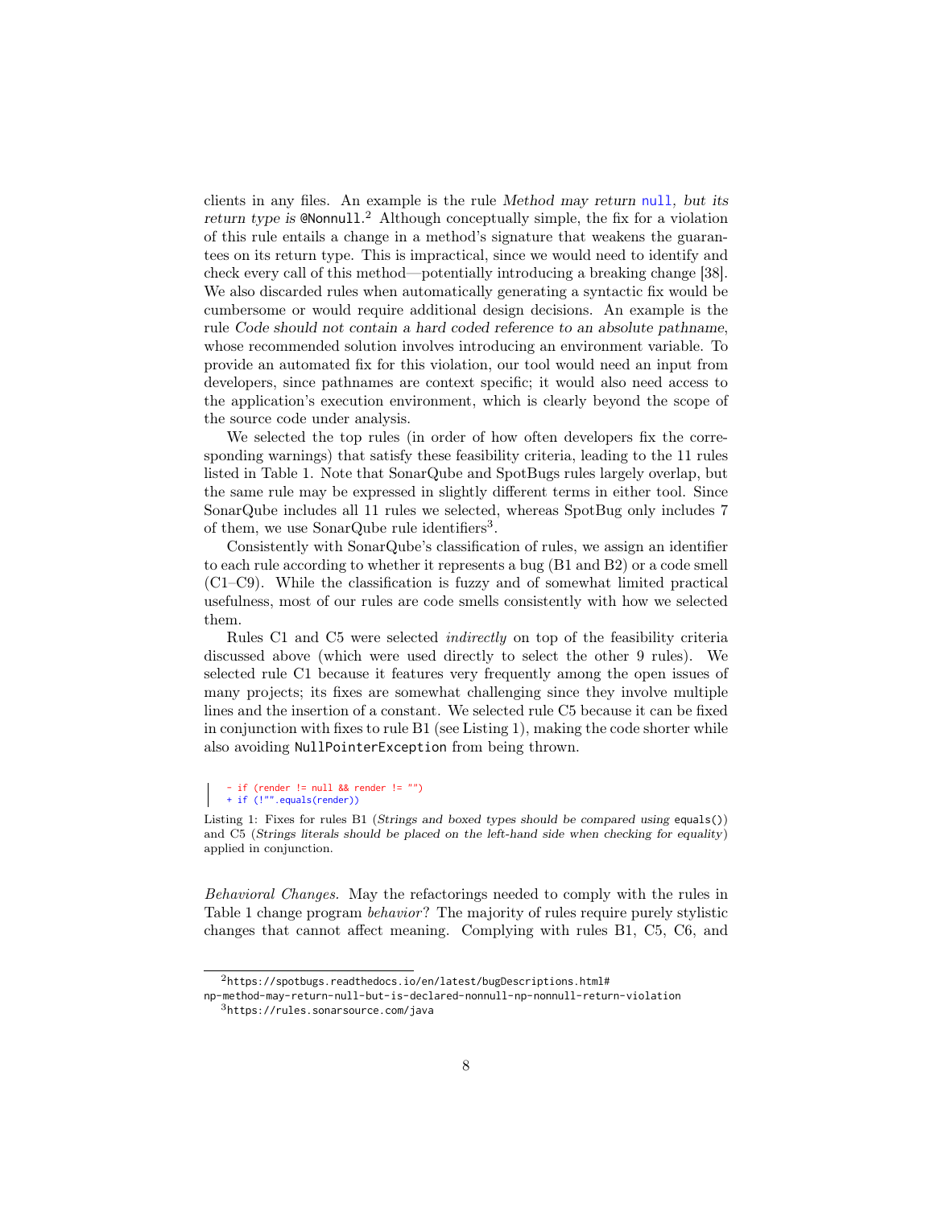clients in any files. An example is the rule *Method may return* `null`*, but its return type is* `@Nonnull`.[2] Although conceptually simple, the fix for a violation of this rule entails a change in a method's signature that weakens the guarantees on its return type. This is impractical, since we would need to identify and check every call of this method—potentially introducing a breaking change [38]. We also discarded rules when automatically generating a syntactic fix would be cumbersome or would require additional design decisions. An example is the rule *Code should not contain a hard coded reference to an absolute pathname*, whose recommended solution involves introducing an environment variable. To provide an automated fix for this violation, our tool would need an input from developers, since pathnames are context specific; it would also need access to the application's execution environment, which is clearly beyond the scope of the source code under analysis.

We selected the top rules (in order of how often developers fix the corresponding warnings) that satisfy these feasibility criteria, leading to the 11 rules listed in Table 1. Note that SonarQube and SpotBugs rules largely overlap, but the same rule may be expressed in slightly different terms in either tool. Since SonarQube includes all 11 rules we selected, whereas SpotBug only includes 7 of them, we use SonarQube rule identifiers[3].

Consistently with SonarQube's classification of rules, we assign an identifier to each rule according to whether it represents a bug (B1 and B2) or a code smell (C1–C9). While the classification is fuzzy and of somewhat limited practical usefulness, most of our rules are code smells consistently with how we selected them.

Rules C1 and C5 were selected *indirectly* on top of the feasibility criteria discussed above (which were used directly to select the other 9 rules). We selected rule C1 because it features very frequently among the open issues of many projects; its fixes are somewhat challenging since they involve multiple lines and the insertion of a constant. We selected rule C5 because it can be fixed in conjunction with fixes to rule B1 (see Listing 1), making the code shorter while also avoiding `NullPointerException` from being thrown.

```
- if (render != null && render != "")
+ if (!"".equals(render))
```

Listing 1: Fixes for rules B1 (*Strings and boxed types should be compared using* `equals()`) and C5 (*Strings literals should be placed on the left-hand side when checking for equality*) applied in conjunction.

*Behavioral Changes.* May the refactorings needed to comply with the rules in Table 1 change program *behavior*? The majority of rules require purely stylistic changes that cannot affect meaning. Complying with rules B1, C5, C6, and

[2] https://spotbugs.readthedocs.io/en/latest/bugDescriptions.html#np-method-may-return-null-but-is-declared-nonnull-np-nonnull-return-violation

[3] https://rules.sonarsource.com/java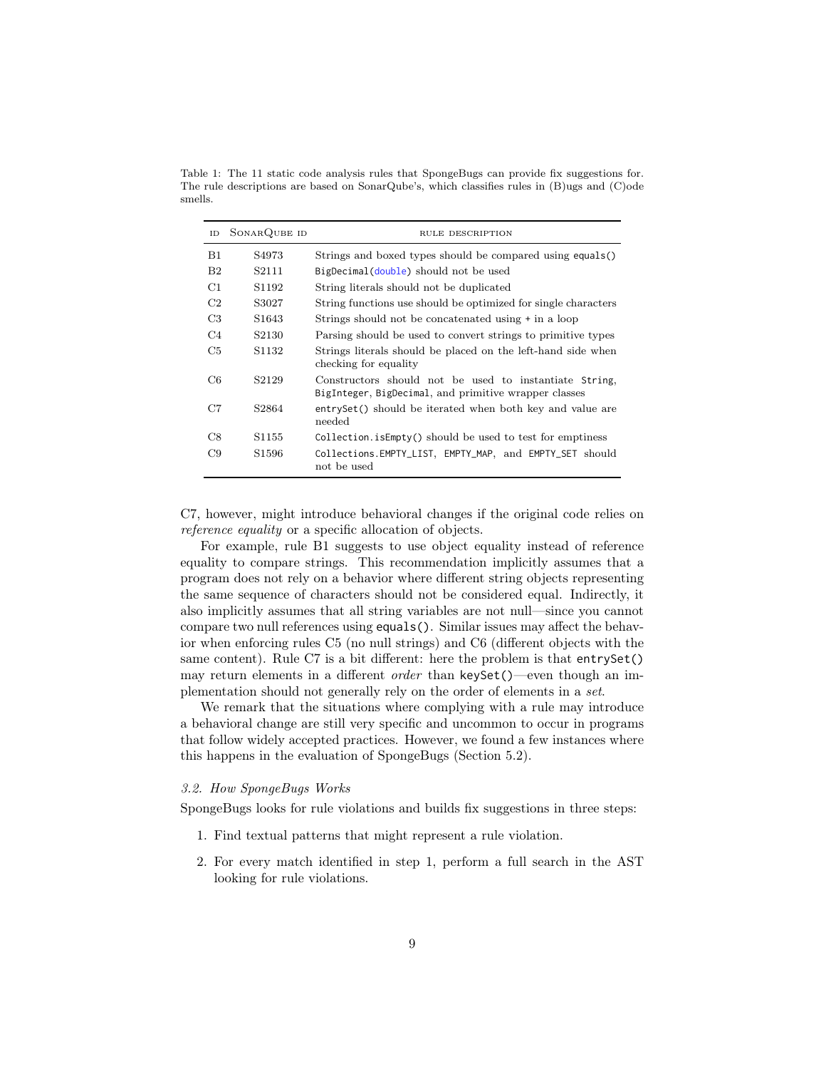Table 1: The 11 static code analysis rules that SpongeBugs can provide fix suggestions for. The rule descriptions are based on SonarQube's, which classifies rules in (B)ugs and (C)ode smells.

| ID | SonarQube ID | RULE DESCRIPTION |
|---|---|---|
| B1 | S4973 | Strings and boxed types should be compared using `equals()` |
| B2 | S2111 | `BigDecimal(double)` should not be used |
| C1 | S1192 | String literals should not be duplicated |
| C2 | S3027 | String functions use should be optimized for single characters |
| C3 | S1643 | Strings should not be concatenated using `+` in a loop |
| C4 | S2130 | Parsing should be used to convert strings to primitive types |
| C5 | S1132 | Strings literals should be placed on the left-hand side when checking for equality |
| C6 | S2129 | Constructors should not be used to instantiate `String`, `BigInteger`, `BigDecimal`, and primitive wrapper classes |
| C7 | S2864 | `entrySet()` should be iterated when both key and value are needed |
| C8 | S1155 | `Collection.isEmpty()` should be used to test for emptiness |
| C9 | S1596 | `Collections.EMPTY_LIST`, `EMPTY_MAP`, and `EMPTY_SET` should not be used |

C7, however, might introduce behavioral changes if the original code relies on *reference equality* or a specific allocation of objects.

For example, rule B1 suggests to use object equality instead of reference equality to compare strings. This recommendation implicitly assumes that a program does not rely on a behavior where different string objects representing the same sequence of characters should not be considered equal. Indirectly, it also implicitly assumes that all string variables are not null—since you cannot compare two null references using `equals()`. Similar issues may affect the behavior when enforcing rules C5 (no null strings) and C6 (different objects with the same content). Rule C7 is a bit different: here the problem is that `entrySet()` may return elements in a different *order* than `keySet()`—even though an implementation should not generally rely on the order of elements in a *set*.

We remark that the situations where complying with a rule may introduce a behavioral change are still very specific and uncommon to occur in programs that follow widely accepted practices. However, we found a few instances where this happens in the evaluation of SpongeBugs (Section 5.2).

### *3.2. How SpongeBugs Works*

SpongeBugs looks for rule violations and builds fix suggestions in three steps:

1. Find textual patterns that might represent a rule violation.
2. For every match identified in step 1, perform a full search in the AST looking for rule violations.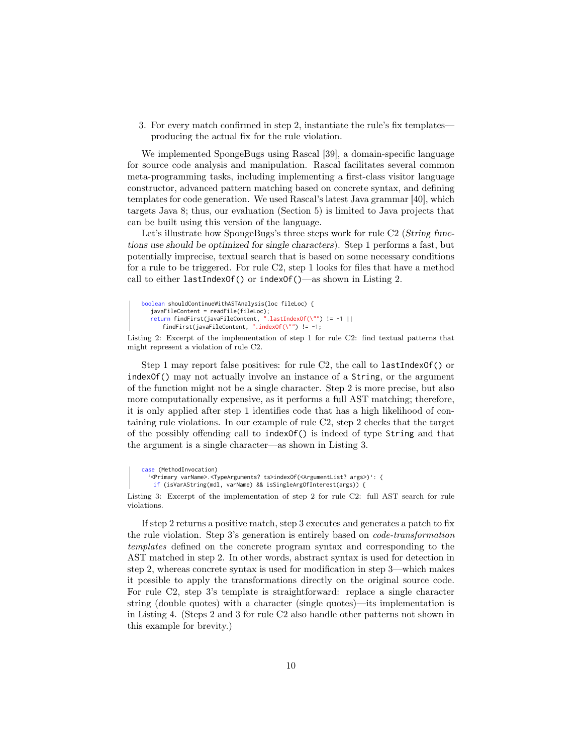3. For every match confirmed in step 2, instantiate the rule's fix templates—producing the actual fix for the rule violation.

We implemented SpongeBugs using Rascal [39], a domain-specific language for source code analysis and manipulation. Rascal facilitates several common meta-programming tasks, including implementing a first-class visitor language constructor, advanced pattern matching based on concrete syntax, and defining templates for code generation. We used Rascal's latest Java grammar [40], which targets Java 8; thus, our evaluation (Section 5) is limited to Java projects that can be built using this version of the language.

Let's illustrate how SpongeBugs's three steps work for rule C2 (*String functions use should be optimized for single characters*). Step 1 performs a fast, but potentially imprecise, textual search that is based on some necessary conditions for a rule to be triggered. For rule C2, step 1 looks for files that have a method call to either `lastIndexOf()` or `indexOf()`—as shown in Listing 2.

```
boolean shouldContinueWithASTAnalysis(loc fileLoc) {
   javaFileContent = readFile(fileLoc);
   return findFirst(javaFileContent, ".lastIndexOf(\"") != -1 ||
      findFirst(javaFileContent, ".indexOf(\"") != -1;
```

Listing 2: Excerpt of the implementation of step 1 for rule C2: find textual patterns that might represent a violation of rule C2.

Step 1 may report false positives: for rule C2, the call to `lastIndexOf()` or `indexOf()` may not actually involve an instance of a `String`, or the argument of the function might not be a single character. Step 2 is more precise, but also more computationally expensive, as it performs a full AST matching; therefore, it is only applied after step 1 identifies code that has a high likelihood of containing rule violations. In our example of rule C2, step 2 checks that the target of the possibly offending call to `indexOf()` is indeed of type `String` and that the argument is a single character—as shown in Listing 3.

```
case (MethodInvocation)
  `<Primary varName>.<TypeArguments? ts>indexOf(<ArgumentList? args>)`: {
   if (isVarAString(mdl, varName) && isSingleArgOfInterest(args)) {
```

Listing 3: Excerpt of the implementation of step 2 for rule C2: full AST search for rule violations.

If step 2 returns a positive match, step 3 executes and generates a patch to fix the rule violation. Step 3's generation is entirely based on *code-transformation templates* defined on the concrete program syntax and corresponding to the AST matched in step 2. In other words, abstract syntax is used for detection in step 2, whereas concrete syntax is used for modification in step 3—which makes it possible to apply the transformations directly on the original source code. For rule C2, step 3's template is straightforward: replace a single character string (double quotes) with a character (single quotes)—its implementation is in Listing 4. (Steps 2 and 3 for rule C2 also handle other patterns not shown in this example for brevity.)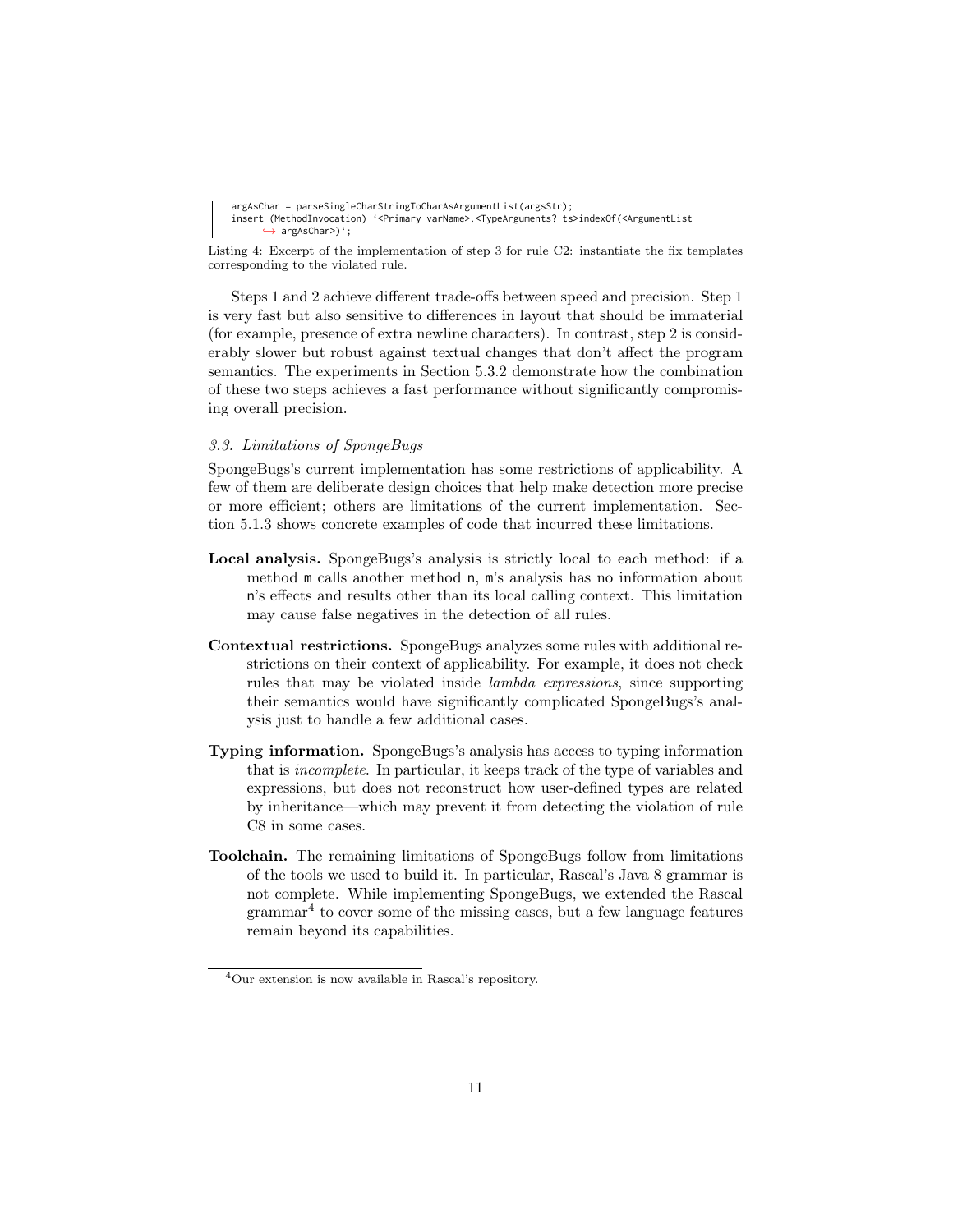```
argAsChar = parseSingleCharStringToCharAsArgumentList(argsStr);
insert (MethodInvocation) `<Primary varName>.<TypeArguments? ts>indexOf(<ArgumentList
     ↪ argAsChar>)`;
```

Listing 4: Excerpt of the implementation of step 3 for rule C2: instantiate the fix templates corresponding to the violated rule.

Steps 1 and 2 achieve different trade-offs between speed and precision. Step 1 is very fast but also sensitive to differences in layout that should be immaterial (for example, presence of extra newline characters). In contrast, step 2 is considerably slower but robust against textual changes that don't affect the program semantics. The experiments in Section 5.3.2 demonstrate how the combination of these two steps achieves a fast performance without significantly compromising overall precision.

### *3.3. Limitations of SpongeBugs*

SpongeBugs's current implementation has some restrictions of applicability. A few of them are deliberate design choices that help make detection more precise or more efficient; others are limitations of the current implementation. Section 5.1.3 shows concrete examples of code that incurred these limitations.

**Local analysis.** SpongeBugs's analysis is strictly local to each method: if a method `m` calls another method `n`, `m`'s analysis has no information about `n`'s effects and results other than its local calling context. This limitation may cause false negatives in the detection of all rules.

**Contextual restrictions.** SpongeBugs analyzes some rules with additional restrictions on their context of applicability. For example, it does not check rules that may be violated inside *lambda expressions*, since supporting their semantics would have significantly complicated SpongeBugs's analysis just to handle a few additional cases.

**Typing information.** SpongeBugs's analysis has access to typing information that is *incomplete*. In particular, it keeps track of the type of variables and expressions, but does not reconstruct how user-defined types are related by inheritance—which may prevent it from detecting the violation of rule C8 in some cases.

**Toolchain.** The remaining limitations of SpongeBugs follow from limitations of the tools we used to build it. In particular, Rascal's Java 8 grammar is not complete. While implementing SpongeBugs, we extended the Rascal grammar[4] to cover some of the missing cases, but a few language features remain beyond its capabilities.

[4] Our extension is now available in Rascal's repository.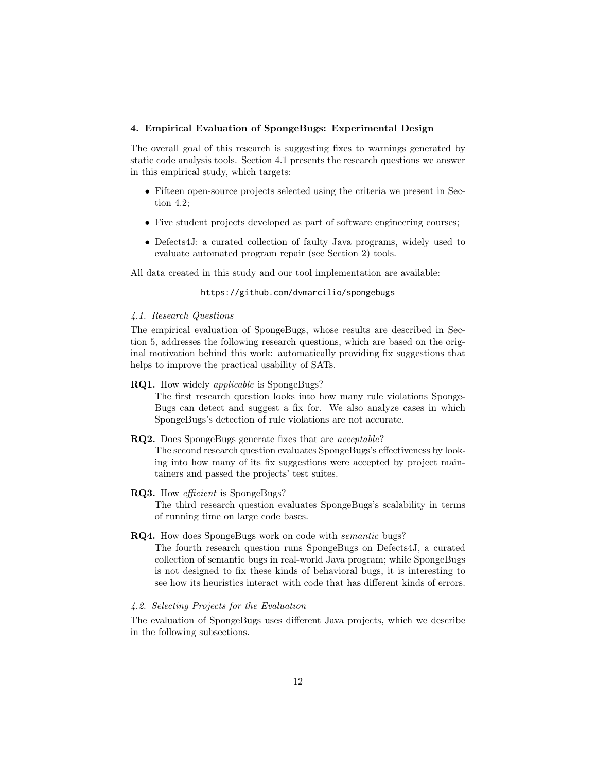## 4. Empirical Evaluation of SpongeBugs: Experimental Design

The overall goal of this research is suggesting fixes to warnings generated by static code analysis tools. Section 4.1 presents the research questions we answer in this empirical study, which targets:

- Fifteen open-source projects selected using the criteria we present in Section 4.2;
- Five student projects developed as part of software engineering courses;
- Defects4J: a curated collection of faulty Java programs, widely used to evaluate automated program repair (see Section 2) tools.

All data created in this study and our tool implementation are available:

https://github.com/dvmarcilio/spongebugs

### 4.1. Research Questions

The empirical evaluation of SpongeBugs, whose results are described in Section 5, addresses the following research questions, which are based on the original motivation behind this work: automatically providing fix suggestions that helps to improve the practical usability of SATs.

**RQ1.** How widely *applicable* is SpongeBugs?
The first research question looks into how many rule violations SpongeBugs can detect and suggest a fix for. We also analyze cases in which SpongeBugs's detection of rule violations are not accurate.

**RQ2.** Does SpongeBugs generate fixes that are *acceptable*?
The second research question evaluates SpongeBugs's effectiveness by looking into how many of its fix suggestions were accepted by project maintainers and passed the projects' test suites.

**RQ3.** How *efficient* is SpongeBugs?
The third research question evaluates SpongeBugs's scalability in terms of running time on large code bases.

**RQ4.** How does SpongeBugs work on code with *semantic* bugs?
The fourth research question runs SpongeBugs on Defects4J, a curated collection of semantic bugs in real-world Java program; while SpongeBugs is not designed to fix these kinds of behavioral bugs, it is interesting to see how its heuristics interact with code that has different kinds of errors.

### 4.2. Selecting Projects for the Evaluation

The evaluation of SpongeBugs uses different Java projects, which we describe in the following subsections.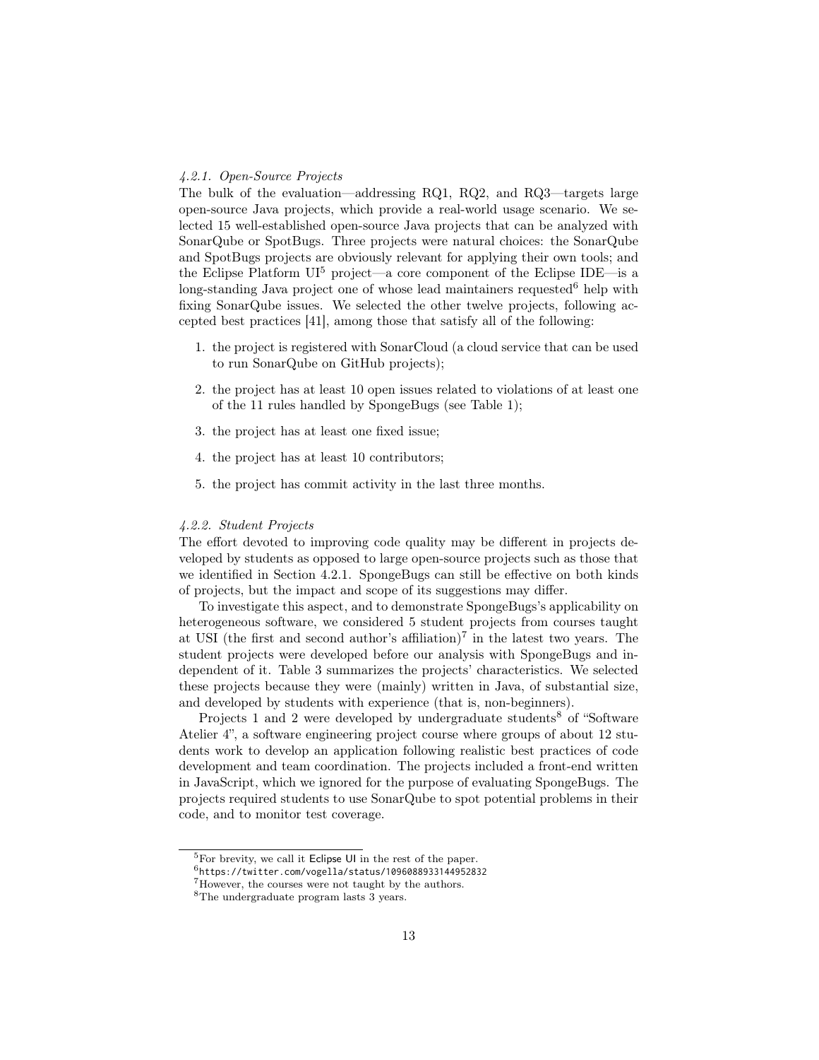#### 4.2.1. Open-Source Projects

The bulk of the evaluation—addressing RQ1, RQ2, and RQ3—targets large open-source Java projects, which provide a real-world usage scenario. We selected 15 well-established open-source Java projects that can be analyzed with SonarQube or SpotBugs. Three projects were natural choices: the SonarQube and SpotBugs projects are obviously relevant for applying their own tools; and the Eclipse Platform UI[5] project—a core component of the Eclipse IDE—is a long-standing Java project one of whose lead maintainers requested[6] help with fixing SonarQube issues. We selected the other twelve projects, following accepted best practices [41], among those that satisfy all of the following:

1. the project is registered with SonarCloud (a cloud service that can be used to run SonarQube on GitHub projects);
2. the project has at least 10 open issues related to violations of at least one of the 11 rules handled by SpongeBugs (see Table 1);
3. the project has at least one fixed issue;
4. the project has at least 10 contributors;
5. the project has commit activity in the last three months.

#### 4.2.2. Student Projects

The effort devoted to improving code quality may be different in projects developed by students as opposed to large open-source projects such as those that we identified in Section 4.2.1. SpongeBugs can still be effective on both kinds of projects, but the impact and scope of its suggestions may differ.

To investigate this aspect, and to demonstrate SpongeBugs's applicability on heterogeneous software, we considered 5 student projects from courses taught at USI (the first and second author's affiliation)[7] in the latest two years. The student projects were developed before our analysis with SpongeBugs and independent of it. Table 3 summarizes the projects' characteristics. We selected these projects because they were (mainly) written in Java, of substantial size, and developed by students with experience (that is, non-beginners).

Projects 1 and 2 were developed by undergraduate students[8] of "Software Atelier 4", a software engineering project course where groups of about 12 students work to develop an application following realistic best practices of code development and team coordination. The projects included a front-end written in JavaScript, which we ignored for the purpose of evaluating SpongeBugs. The projects required students to use SonarQube to spot potential problems in their code, and to monitor test coverage.

---

[5] For brevity, we call it Eclipse UI in the rest of the paper.

[6] https://twitter.com/vogella/status/1096088933144952832

[7] However, the courses were not taught by the authors.

[8] The undergraduate program lasts 3 years.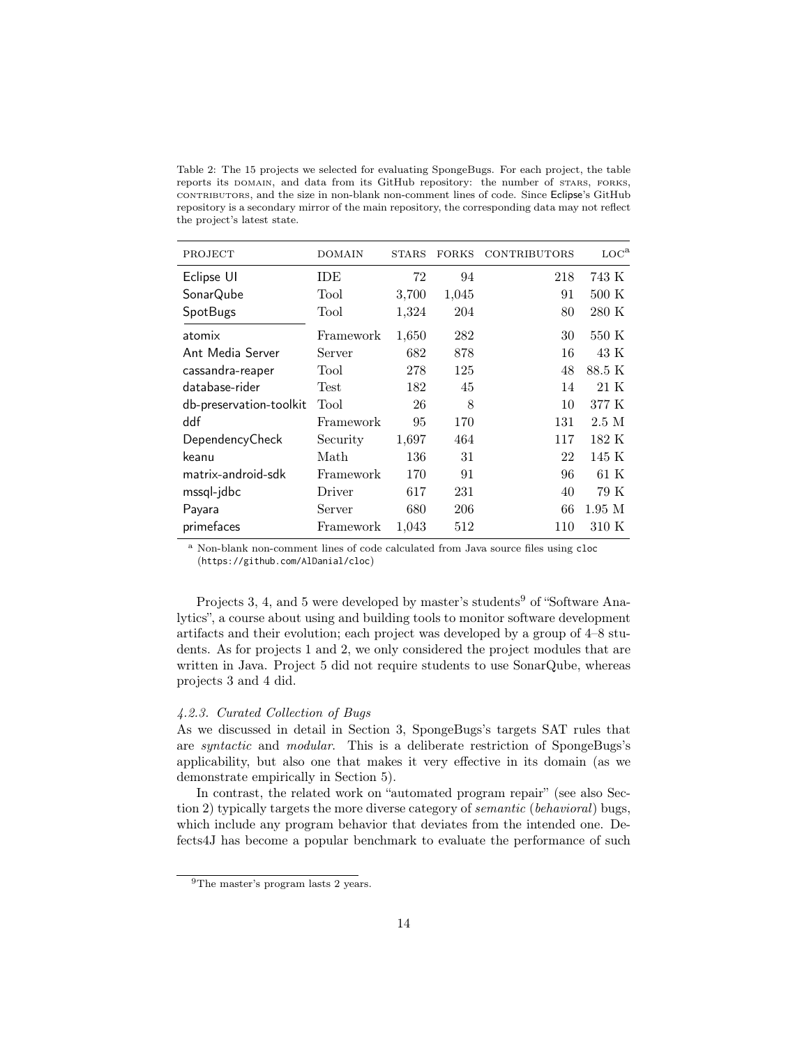Table 2: The 15 projects we selected for evaluating SpongeBugs. For each project, the table reports its DOMAIN, and data from its GitHub repository: the number of STARS, FORKS, CONTRIBUTORS, and the size in non-blank non-comment lines of code. Since Eclipse's GitHub repository is a secondary mirror of the main repository, the corresponding data may not reflect the project's latest state.

| PROJECT | DOMAIN | STARS | FORKS | CONTRIBUTORS | LOC[a] |
|---|---|---|---|---|---|
| Eclipse UI | IDE | 72 | 94 | 218 | 743 K |
| SonarQube | Tool | 3,700 | 1,045 | 91 | 500 K |
| SpotBugs | Tool | 1,324 | 204 | 80 | 280 K |
| atomix | Framework | 1,650 | 282 | 30 | 550 K |
| Ant Media Server | Server | 682 | 878 | 16 | 43 K |
| cassandra-reaper | Tool | 278 | 125 | 48 | 88.5 K |
| database-rider | Test | 182 | 45 | 14 | 21 K |
| db-preservation-toolkit | Tool | 26 | 8 | 10 | 377 K |
| ddf | Framework | 95 | 170 | 131 | 2.5 M |
| DependencyCheck | Security | 1,697 | 464 | 117 | 182 K |
| keanu | Math | 136 | 31 | 22 | 145 K |
| matrix-android-sdk | Framework | 170 | 91 | 96 | 61 K |
| mssql-jdbc | Driver | 617 | 231 | 40 | 79 K |
| Payara | Server | 680 | 206 | 66 | 1.95 M |
| primefaces | Framework | 1,043 | 512 | 110 | 310 K |

[a] Non-blank non-comment lines of code calculated from Java source files using cloc (https://github.com/AlDanial/cloc)

Projects 3, 4, and 5 were developed by master's students[9] of "Software Analytics", a course about using and building tools to monitor software development artifacts and their evolution; each project was developed by a group of 4–8 students. As for projects 1 and 2, we only considered the project modules that are written in Java. Project 5 did not require students to use SonarQube, whereas projects 3 and 4 did.

#### 4.2.3. Curated Collection of Bugs

As we discussed in detail in Section 3, SpongeBugs's targets SAT rules that are *syntactic* and *modular*. This is a deliberate restriction of SpongeBugs's applicability, but also one that makes it very effective in its domain (as we demonstrate empirically in Section 5).

In contrast, the related work on "automated program repair" (see also Section 2) typically targets the more diverse category of *semantic* (*behavioral*) bugs, which include any program behavior that deviates from the intended one. Defects4J has become a popular benchmark to evaluate the performance of such

[9] The master's program lasts 2 years.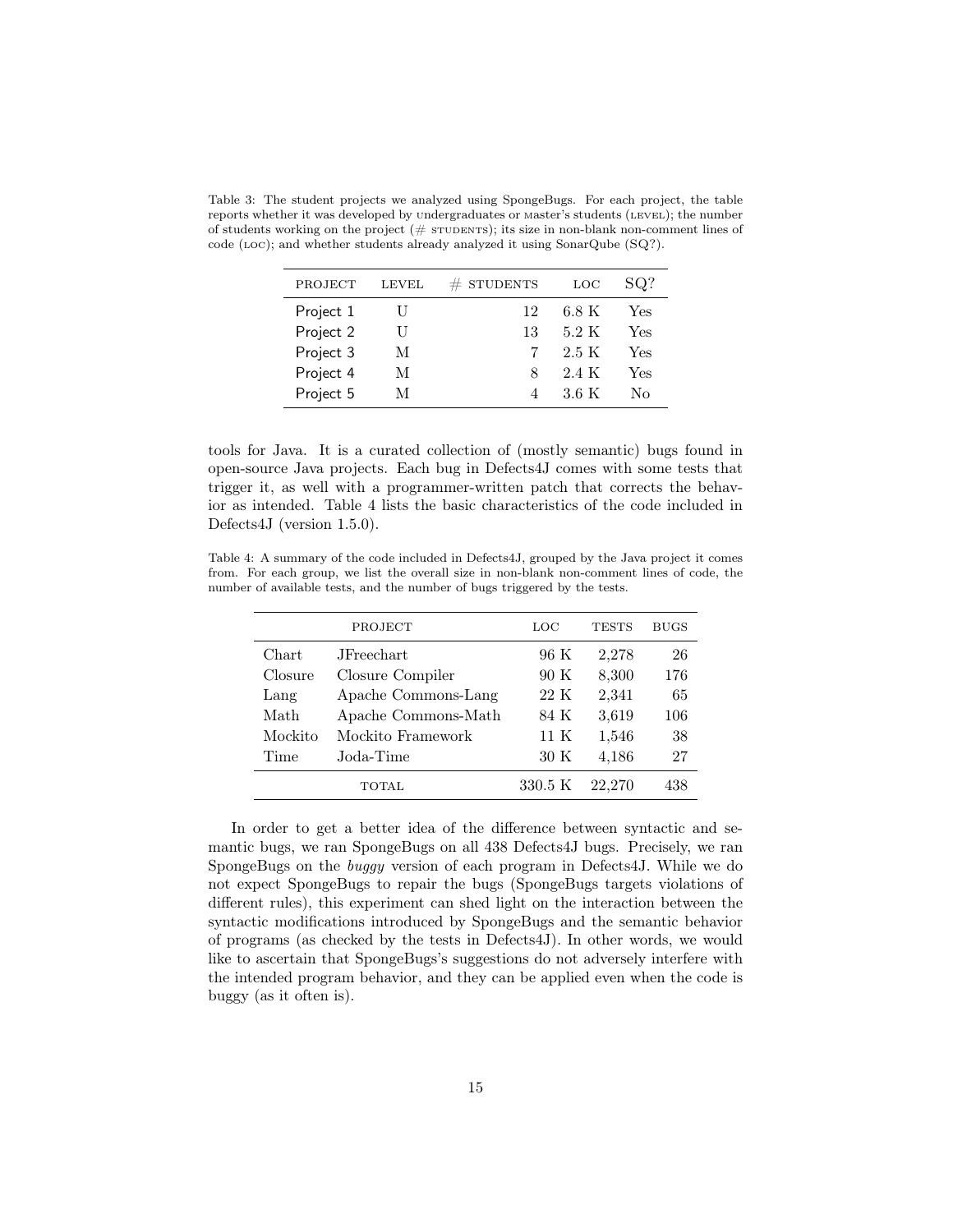Table 3: The student projects we analyzed using SpongeBugs. For each project, the table reports whether it was developed by undergraduates or master's students (LEVEL); the number of students working on the project (# STUDENTS); its size in non-blank non-comment lines of code (LOC); and whether students already analyzed it using SonarQube (SQ?).

| PROJECT | LEVEL | # STUDENTS | LOC | SQ? |
|---|---|---|---|---|
| Project 1 | U | 12 | 6.8 K | Yes |
| Project 2 | U | 13 | 5.2 K | Yes |
| Project 3 | M | 7 | 2.5 K | Yes |
| Project 4 | M | 8 | 2.4 K | Yes |
| Project 5 | M | 4 | 3.6 K | No |

tools for Java. It is a curated collection of (mostly semantic) bugs found in open-source Java projects. Each bug in Defects4J comes with some tests that trigger it, as well with a programmer-written patch that corrects the behavior as intended. Table 4 lists the basic characteristics of the code included in Defects4J (version 1.5.0).

Table 4: A summary of the code included in Defects4J, grouped by the Java project it comes from. For each group, we list the overall size in non-blank non-comment lines of code, the number of available tests, and the number of bugs triggered by the tests.

| PROJECT | | LOC | TESTS | BUGS |
|---|---|---|---|---|
| Chart | JFreechart | 96 K | 2,278 | 26 |
| Closure | Closure Compiler | 90 K | 8,300 | 176 |
| Lang | Apache Commons-Lang | 22 K | 2,341 | 65 |
| Math | Apache Commons-Math | 84 K | 3,619 | 106 |
| Mockito | Mockito Framework | 11 K | 1,546 | 38 |
| Time | Joda-Time | 30 K | 4,186 | 27 |
| TOTAL | | 330.5 K | 22,270 | 438 |

In order to get a better idea of the difference between syntactic and semantic bugs, we ran SpongeBugs on all 438 Defects4J bugs. Precisely, we ran SpongeBugs on the *buggy* version of each program in Defects4J. While we do not expect SpongeBugs to repair the bugs (SpongeBugs targets violations of different rules), this experiment can shed light on the interaction between the syntactic modifications introduced by SpongeBugs and the semantic behavior of programs (as checked by the tests in Defects4J). In other words, we would like to ascertain that SpongeBugs's suggestions do not adversely interfere with the intended program behavior, and they can be applied even when the code is buggy (as it often is).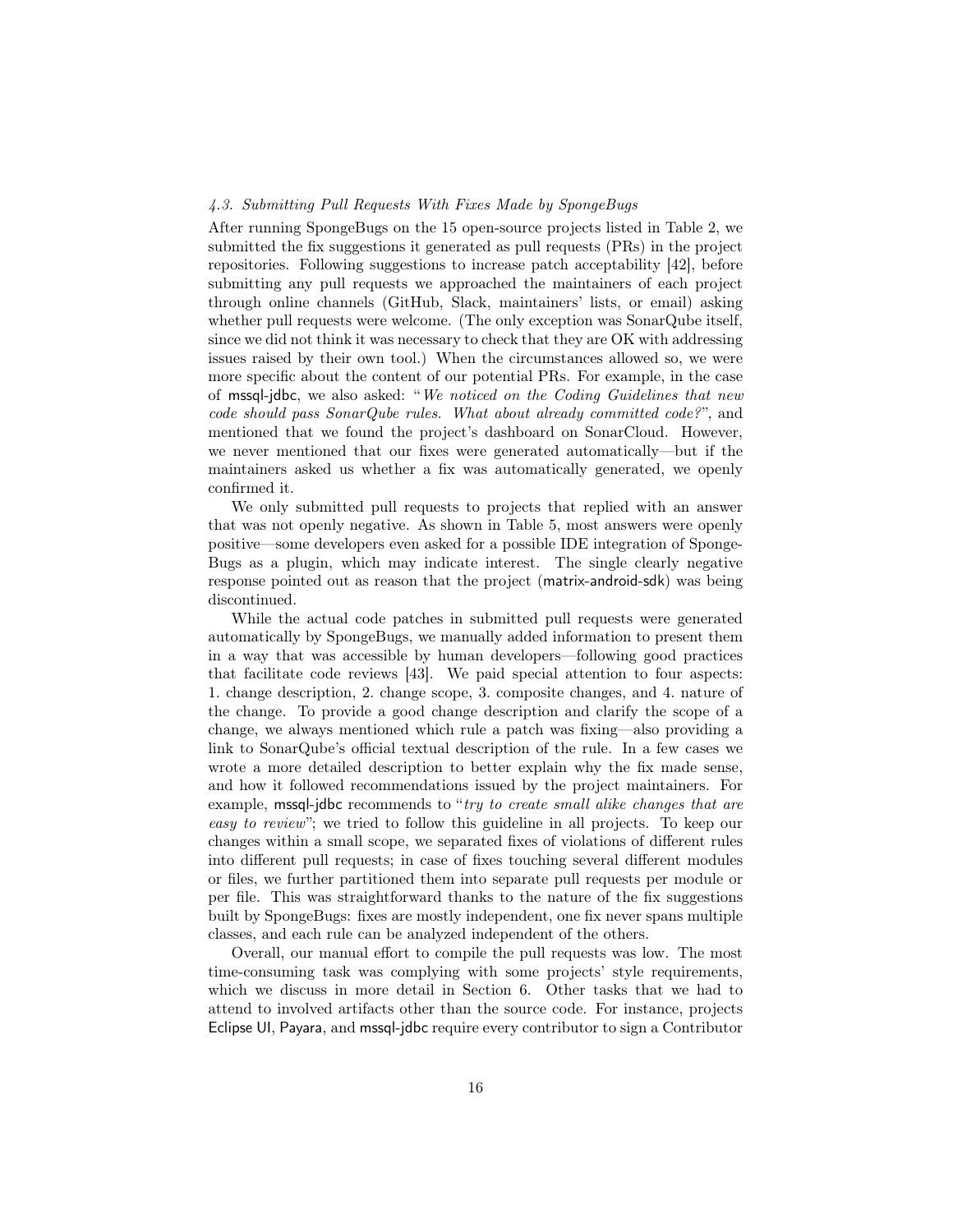### 4.3. Submitting Pull Requests With Fixes Made by SpongeBugs

After running SpongeBugs on the 15 open-source projects listed in Table 2, we submitted the fix suggestions it generated as pull requests (PRs) in the project repositories. Following suggestions to increase patch acceptability [42], before submitting any pull requests we approached the maintainers of each project through online channels (GitHub, Slack, maintainers' lists, or email) asking whether pull requests were welcome. (The only exception was SonarQube itself, since we did not think it was necessary to check that they are OK with addressing issues raised by their own tool.) When the circumstances allowed so, we were more specific about the content of our potential PRs. For example, in the case of mssql-jdbc, we also asked: "*We noticed on the Coding Guidelines that new code should pass SonarQube rules. What about already committed code?*", and mentioned that we found the project's dashboard on SonarCloud. However, we never mentioned that our fixes were generated automatically—but if the maintainers asked us whether a fix was automatically generated, we openly confirmed it.

We only submitted pull requests to projects that replied with an answer that was not openly negative. As shown in Table 5, most answers were openly positive—some developers even asked for a possible IDE integration of SpongeBugs as a plugin, which may indicate interest. The single clearly negative response pointed out as reason that the project (matrix-android-sdk) was being discontinued.

While the actual code patches in submitted pull requests were generated automatically by SpongeBugs, we manually added information to present them in a way that was accessible by human developers—following good practices that facilitate code reviews [43]. We paid special attention to four aspects: 1. change description, 2. change scope, 3. composite changes, and 4. nature of the change. To provide a good change description and clarify the scope of a change, we always mentioned which rule a patch was fixing—also providing a link to SonarQube's official textual description of the rule. In a few cases we wrote a more detailed description to better explain why the fix made sense, and how it followed recommendations issued by the project maintainers. For example, mssql-jdbc recommends to "*try to create small alike changes that are easy to review*"; we tried to follow this guideline in all projects. To keep our changes within a small scope, we separated fixes of violations of different rules into different pull requests; in case of fixes touching several different modules or files, we further partitioned them into separate pull requests per module or per file. This was straightforward thanks to the nature of the fix suggestions built by SpongeBugs: fixes are mostly independent, one fix never spans multiple classes, and each rule can be analyzed independent of the others.

Overall, our manual effort to compile the pull requests was low. The most time-consuming task was complying with some projects' style requirements, which we discuss in more detail in Section 6. Other tasks that we had to attend to involved artifacts other than the source code. For instance, projects Eclipse UI, Payara, and mssql-jdbc require every contributor to sign a Contributor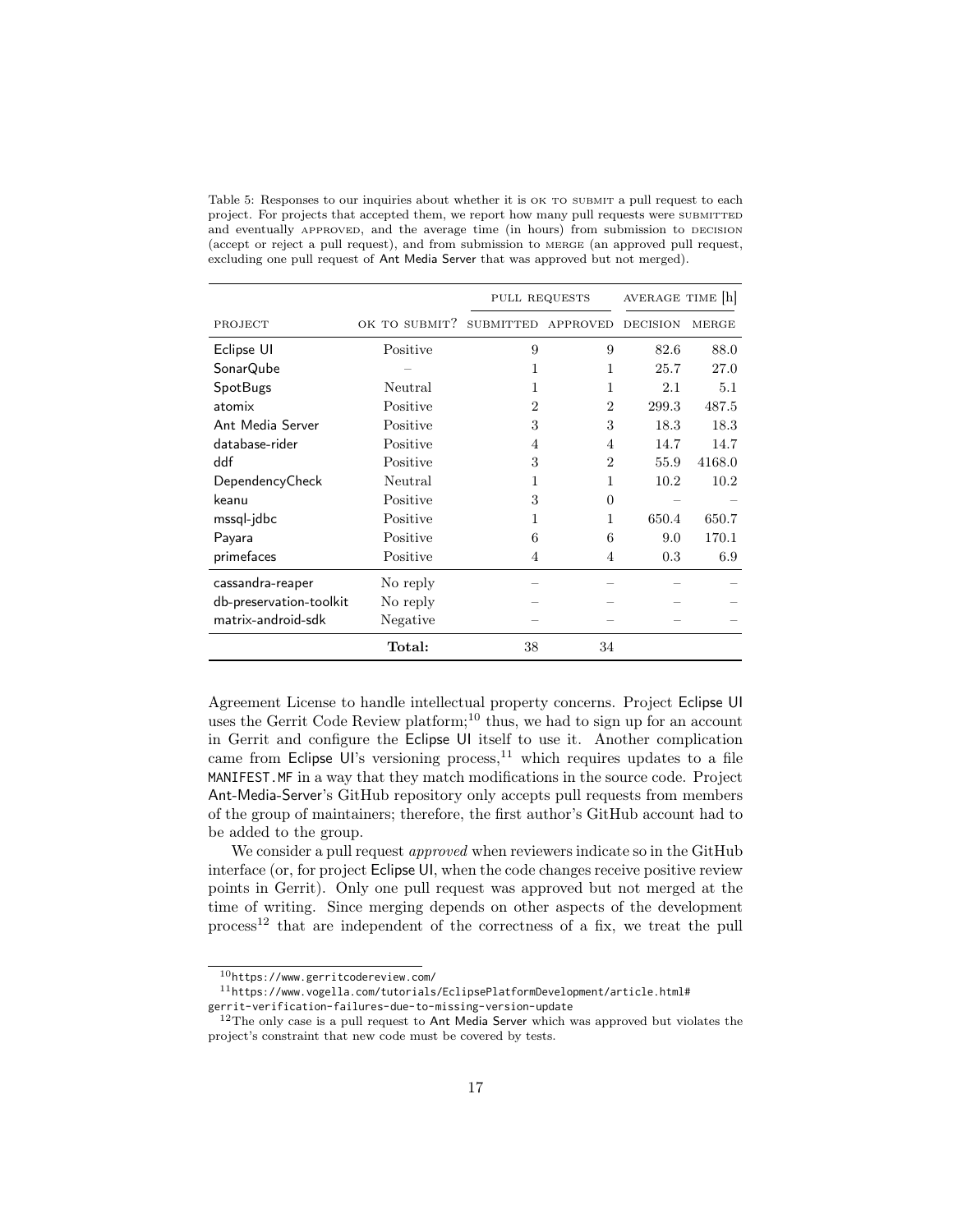Table 5: Responses to our inquiries about whether it is OK TO SUBMIT a pull request to each project. For projects that accepted them, we report how many pull requests were SUBMITTED and eventually APPROVED, and the average time (in hours) from submission to DECISION (accept or reject a pull request), and from submission to MERGE (an approved pull request, excluding one pull request of Ant Media Server that was approved but not merged).

| | | PULL REQUESTS | | AVERAGE TIME [h] | |
|---|---|---|---|---|---|
| PROJECT | OK TO SUBMIT? | SUBMITTED | APPROVED | DECISION | MERGE |
| Eclipse UI | Positive | 9 | 9 | 82.6 | 88.0 |
| SonarQube | – | 1 | 1 | 25.7 | 27.0 |
| SpotBugs | Neutral | 1 | 1 | 2.1 | 5.1 |
| atomix | Positive | 2 | 2 | 299.3 | 487.5 |
| Ant Media Server | Positive | 3 | 3 | 18.3 | 18.3 |
| database-rider | Positive | 4 | 4 | 14.7 | 14.7 |
| ddf | Positive | 3 | 2 | 55.9 | 4168.0 |
| DependencyCheck | Neutral | 1 | 1 | 10.2 | 10.2 |
| keanu | Positive | 3 | 0 | – | – |
| mssql-jdbc | Positive | 1 | 1 | 650.4 | 650.7 |
| Payara | Positive | 6 | 6 | 9.0 | 170.1 |
| primefaces | Positive | 4 | 4 | 0.3 | 6.9 |
| cassandra-reaper | No reply | – | – | – | – |
| db-preservation-toolkit | No reply | – | – | – | – |
| matrix-android-sdk | Negative | – | – | – | – |
| | **Total:** | 38 | 34 | | |

Agreement License to handle intellectual property concerns. Project Eclipse UI uses the Gerrit Code Review platform;[10] thus, we had to sign up for an account in Gerrit and configure the Eclipse UI itself to use it. Another complication came from Eclipse UI's versioning process,[11] which requires updates to a file `MANIFEST.MF` in a way that they match modifications in the source code. Project Ant-Media-Server's GitHub repository only accepts pull requests from members of the group of maintainers; therefore, the first author's GitHub account had to be added to the group.

We consider a pull request *approved* when reviewers indicate so in the GitHub interface (or, for project Eclipse UI, when the code changes receive positive review points in Gerrit). Only one pull request was approved but not merged at the time of writing. Since merging depends on other aspects of the development process[12] that are independent of the correctness of a fix, we treat the pull

[10] https://www.gerritcodereview.com/

[11] https://www.vogella.com/tutorials/EclipsePlatformDevelopment/article.html#gerrit-verification-failures-due-to-missing-version-update

[12] The only case is a pull request to Ant Media Server which was approved but violates the project's constraint that new code must be covered by tests.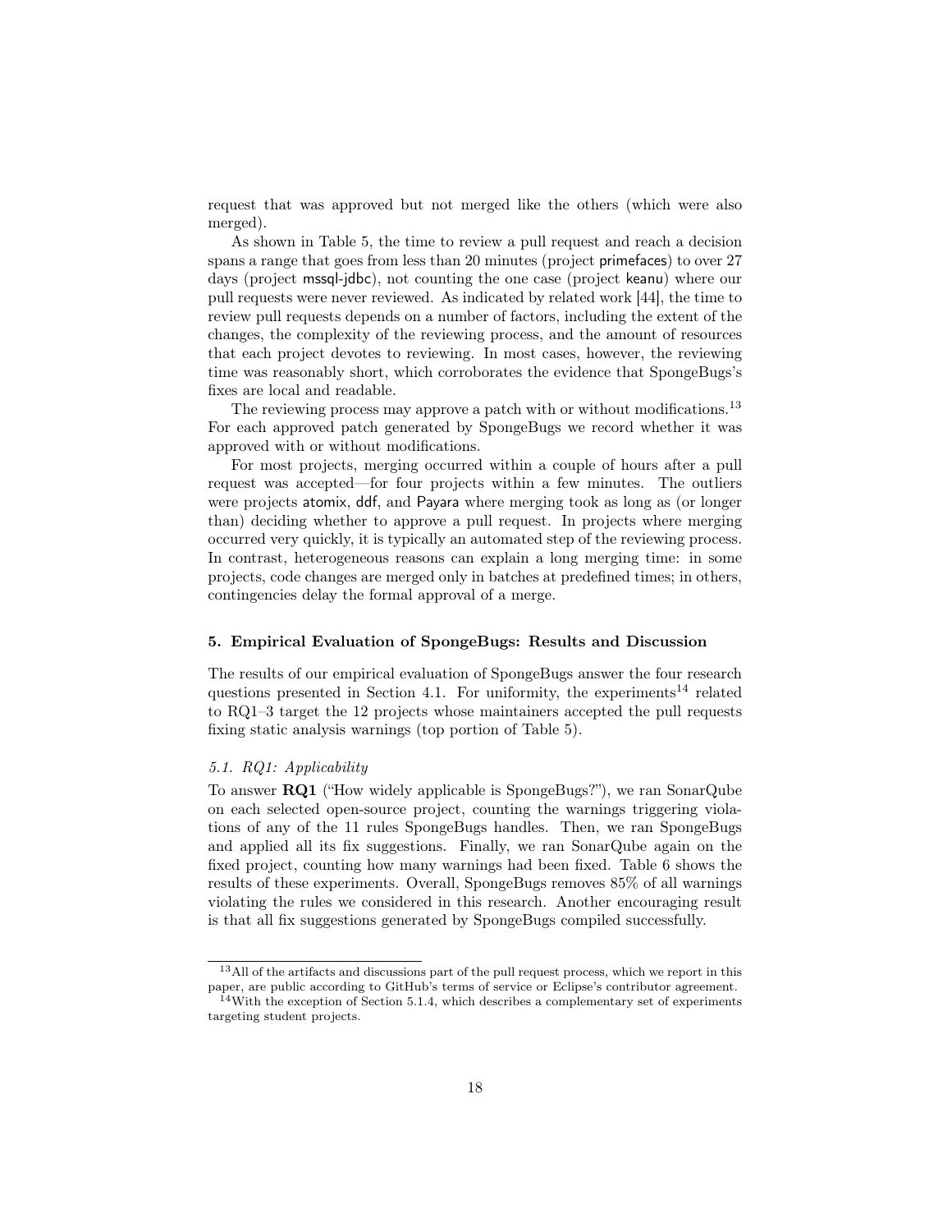request that was approved but not merged like the others (which were also merged).

As shown in Table 5, the time to review a pull request and reach a decision spans a range that goes from less than 20 minutes (project primefaces) to over 27 days (project mssql-jdbc), not counting the one case (project keanu) where our pull requests were never reviewed. As indicated by related work [44], the time to review pull requests depends on a number of factors, including the extent of the changes, the complexity of the reviewing process, and the amount of resources that each project devotes to reviewing. In most cases, however, the reviewing time was reasonably short, which corroborates the evidence that SpongeBugs's fixes are local and readable.

The reviewing process may approve a patch with or without modifications.[13] For each approved patch generated by SpongeBugs we record whether it was approved with or without modifications.

For most projects, merging occurred within a couple of hours after a pull request was accepted—for four projects within a few minutes. The outliers were projects atomix, ddf, and Payara where merging took as long as (or longer than) deciding whether to approve a pull request. In projects where merging occurred very quickly, it is typically an automated step of the reviewing process. In contrast, heterogeneous reasons can explain a long merging time: in some projects, code changes are merged only in batches at predefined times; in others, contingencies delay the formal approval of a merge.

## 5. Empirical Evaluation of SpongeBugs: Results and Discussion

The results of our empirical evaluation of SpongeBugs answer the four research questions presented in Section 4.1. For uniformity, the experiments[14] related to RQ1–3 target the 12 projects whose maintainers accepted the pull requests fixing static analysis warnings (top portion of Table 5).

### *5.1. RQ1: Applicability*

To answer **RQ1** ("How widely applicable is SpongeBugs?"), we ran SonarQube on each selected open-source project, counting the warnings triggering violations of any of the 11 rules SpongeBugs handles. Then, we ran SpongeBugs and applied all its fix suggestions. Finally, we ran SonarQube again on the fixed project, counting how many warnings had been fixed. Table 6 shows the results of these experiments. Overall, SpongeBugs removes 85% of all warnings violating the rules we considered in this research. Another encouraging result is that all fix suggestions generated by SpongeBugs compiled successfully.

---

[13] All of the artifacts and discussions part of the pull request process, which we report in this paper, are public according to GitHub's terms of service or Eclipse's contributor agreement.

[14] With the exception of Section 5.1.4, which describes a complementary set of experiments targeting student projects.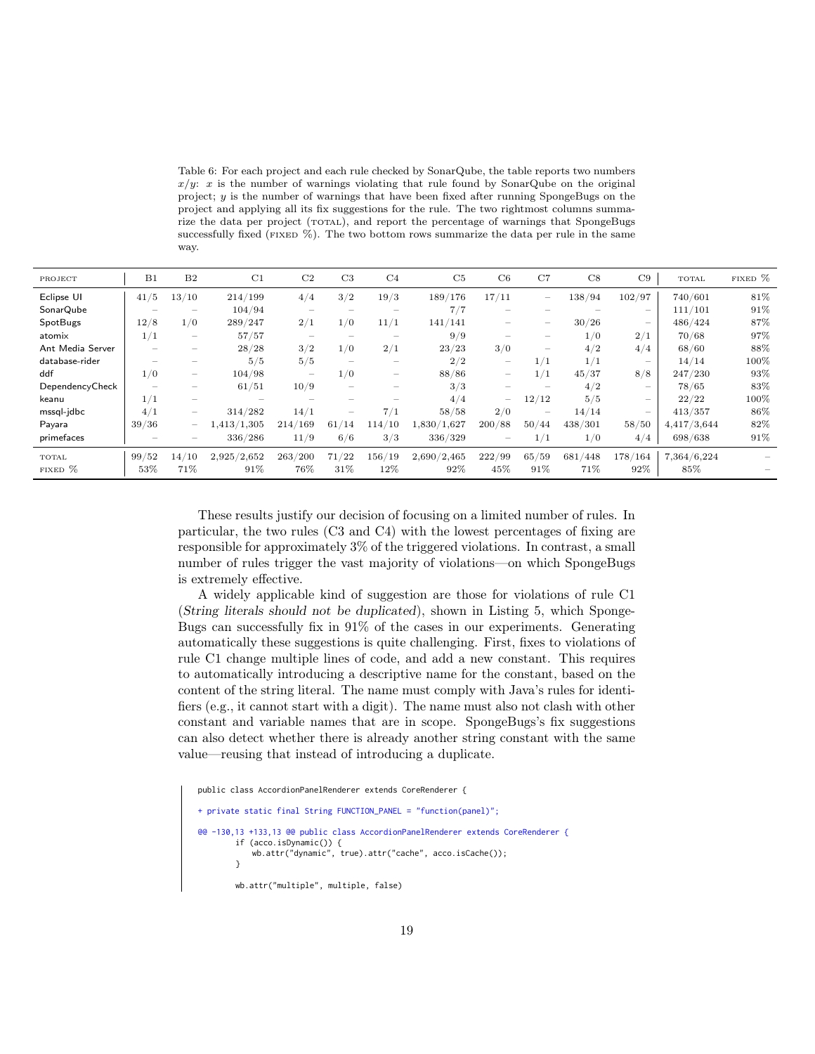Table 6: For each project and each rule checked by SonarQube, the table reports two numbers $x/y$: $x$ is the number of warnings violating that rule found by SonarQube on the original project; $y$ is the number of warnings that have been fixed after running SpongeBugs on the project and applying all its fix suggestions for the rule. The two rightmost columns summarize the data per project (TOTAL), and report the percentage of warnings that SpongeBugs successfully fixed (FIXED %). The two bottom rows summarize the data per rule in the same way.

| PROJECT | B1 | B2 | C1 | C2 | C3 | C4 | C5 | C6 | C7 | C8 | C9 | TOTAL | FIXED % |
|---|---|---|---|---|---|---|---|---|---|---|---|---|---|
| Eclipse UI | 41/5 | 13/10 | 214/199 | 4/4 | 3/2 | 19/3 | 189/176 | 17/11 | – | 138/94 | 102/97 | 740/601 | 81% |
| SonarQube | – | – | 104/94 | – | – | – | 7/7 | – | – | – | – | 111/101 | 91% |
| SpotBugs | 12/8 | 1/0 | 289/247 | 2/1 | 1/0 | 11/1 | 141/141 | – | – | 30/26 | – | 486/424 | 87% |
| atomix | 1/1 | – | 57/57 | – | – | – | 9/9 | – | – | 1/0 | 2/1 | 70/68 | 97% |
| Ant Media Server | – | – | 28/28 | 3/2 | 1/0 | 2/1 | 23/23 | 3/0 | – | 4/2 | 4/4 | 68/60 | 88% |
| database-rider | – | – | 5/5 | 5/5 | – | – | 2/2 | – | 1/1 | 1/1 | – | 14/14 | 100% |
| ddf | 1/0 | – | 104/98 | – | 1/0 | – | 88/86 | – | 1/1 | 45/37 | 8/8 | 247/230 | 93% |
| DependencyCheck | – | – | 61/51 | 10/9 | – | – | 3/3 | – | – | 4/2 | – | 78/65 | 83% |
| keanu | 1/1 | – | – | – | – | – | 4/4 | – | 12/12 | 5/5 | – | 22/22 | 100% |
| mssql-jdbc | 4/1 | – | 314/282 | 14/1 | – | 7/1 | 58/58 | 2/0 | – | 14/14 | – | 413/357 | 86% |
| Payara | 39/36 | – | 1,413/1,305 | 214/169 | 61/14 | 114/10 | 1,830/1,627 | 200/88 | 50/44 | 438/301 | 58/50 | 4,417/3,644 | 82% |
| primefaces | – | – | 336/286 | 11/9 | 6/6 | 3/3 | 336/329 | – | 1/1 | 1/0 | 4/4 | 698/638 | 91% |
| TOTAL | 99/52 | 14/10 | 2,925/2,652 | 263/200 | 71/22 | 156/19 | 2,690/2,465 | 222/99 | 65/59 | 681/448 | 178/164 | 7,364/6,224 | – |
| FIXED % | 53% | 71% | 91% | 76% | 31% | 12% | 92% | 45% | 91% | 71% | 92% | 85% | – |

These results justify our decision of focusing on a limited number of rules. In particular, the two rules (C3 and C4) with the lowest percentages of fixing are responsible for approximately 3% of the triggered violations. In contrast, a small number of rules trigger the vast majority of violations—on which SpongeBugs is extremely effective.

A widely applicable kind of suggestion are those for violations of rule C1 (*String literals should not be duplicated*), shown in Listing 5, which SpongeBugs can successfully fix in 91% of the cases in our experiments. Generating automatically these suggestions is quite challenging. First, fixes to violations of rule C1 change multiple lines of code, and add a new constant. This requires to automatically introducing a descriptive name for the constant, based on the content of the string literal. The name must comply with Java's rules for identifiers (e.g., it cannot start with a digit). The name must also not clash with other constant and variable names that are in scope. SpongeBugs's fix suggestions can also detect whether there is already another string constant with the same value—reusing that instead of introducing a duplicate.

```
public class AccordionPanelRenderer extends CoreRenderer {

+ private static final String FUNCTION_PANEL = "function(panel)";

@@ -130,13 +133,13 @@ public class AccordionPanelRenderer extends CoreRenderer {
        if (acco.isDynamic()) {
            wb.attr("dynamic", true).attr("cache", acco.isCache());
        }

        wb.attr("multiple", multiple, false)
```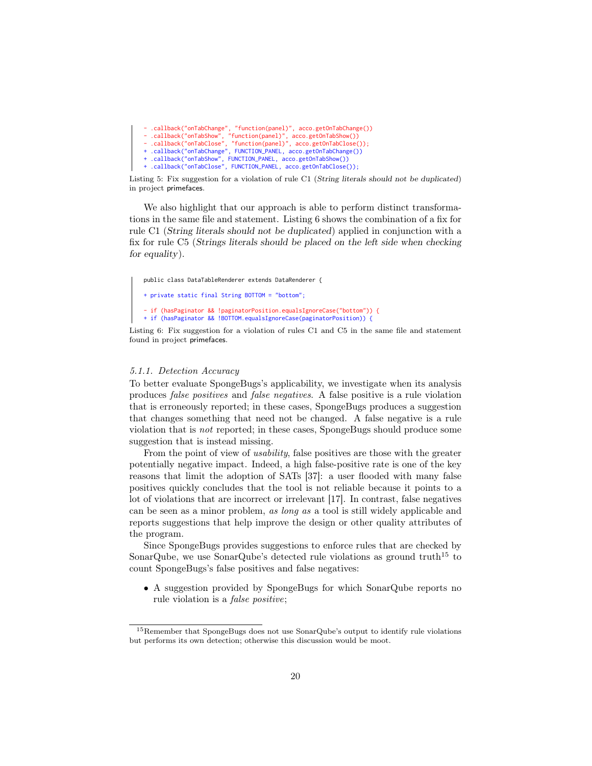```
- .callback("onTabChange", "function(panel)", acco.getOnTabChange())
- .callback("onTabShow", "function(panel)", acco.getOnTabShow())
- .callback("onTabClose", "function(panel)", acco.getOnTabClose());
+ .callback("onTabChange", FUNCTION_PANEL, acco.getOnTabChange())
+ .callback("onTabShow", FUNCTION_PANEL, acco.getOnTabShow())
+ .callback("onTabClose", FUNCTION_PANEL, acco.getOnTabClose());
```

Listing 5: Fix suggestion for a violation of rule C1 (*String literals should not be duplicated*) in project primefaces.

We also highlight that our approach is able to perform distinct transformations in the same file and statement. Listing 6 shows the combination of a fix for rule C1 (*String literals should not be duplicated*) applied in conjunction with a fix for rule C5 (*Strings literals should be placed on the left side when checking for equality*).

```
public class DataTableRenderer extends DataRenderer {

+ private static final String BOTTOM = "bottom";

- if (hasPaginator && !paginatorPosition.equalsIgnoreCase("bottom")) {
+ if (hasPaginator && !BOTTOM.equalsIgnoreCase(paginatorPosition)) {
```

Listing 6: Fix suggestion for a violation of rules C1 and C5 in the same file and statement found in project primefaces.

#### *5.1.1. Detection Accuracy*

To better evaluate SpongeBugs's applicability, we investigate when its analysis produces *false positives* and *false negatives*. A false positive is a rule violation that is erroneously reported; in these cases, SpongeBugs produces a suggestion that changes something that need not be changed. A false negative is a rule violation that is *not* reported; in these cases, SpongeBugs should produce some suggestion that is instead missing.

From the point of view of *usability*, false positives are those with the greater potentially negative impact. Indeed, a high false-positive rate is one of the key reasons that limit the adoption of SATs [37]: a user flooded with many false positives quickly concludes that the tool is not reliable because it points to a lot of violations that are incorrect or irrelevant [17]. In contrast, false negatives can be seen as a minor problem, *as long as* a tool is still widely applicable and reports suggestions that help improve the design or other quality attributes of the program.

Since SpongeBugs provides suggestions to enforce rules that are checked by SonarQube, we use SonarQube's detected rule violations as ground truth[15] to count SpongeBugs's false positives and false negatives:

- A suggestion provided by SpongeBugs for which SonarQube reports no rule violation is a *false positive*;

[15]Remember that SpongeBugs does not use SonarQube's output to identify rule violations but performs its own detection; otherwise this discussion would be moot.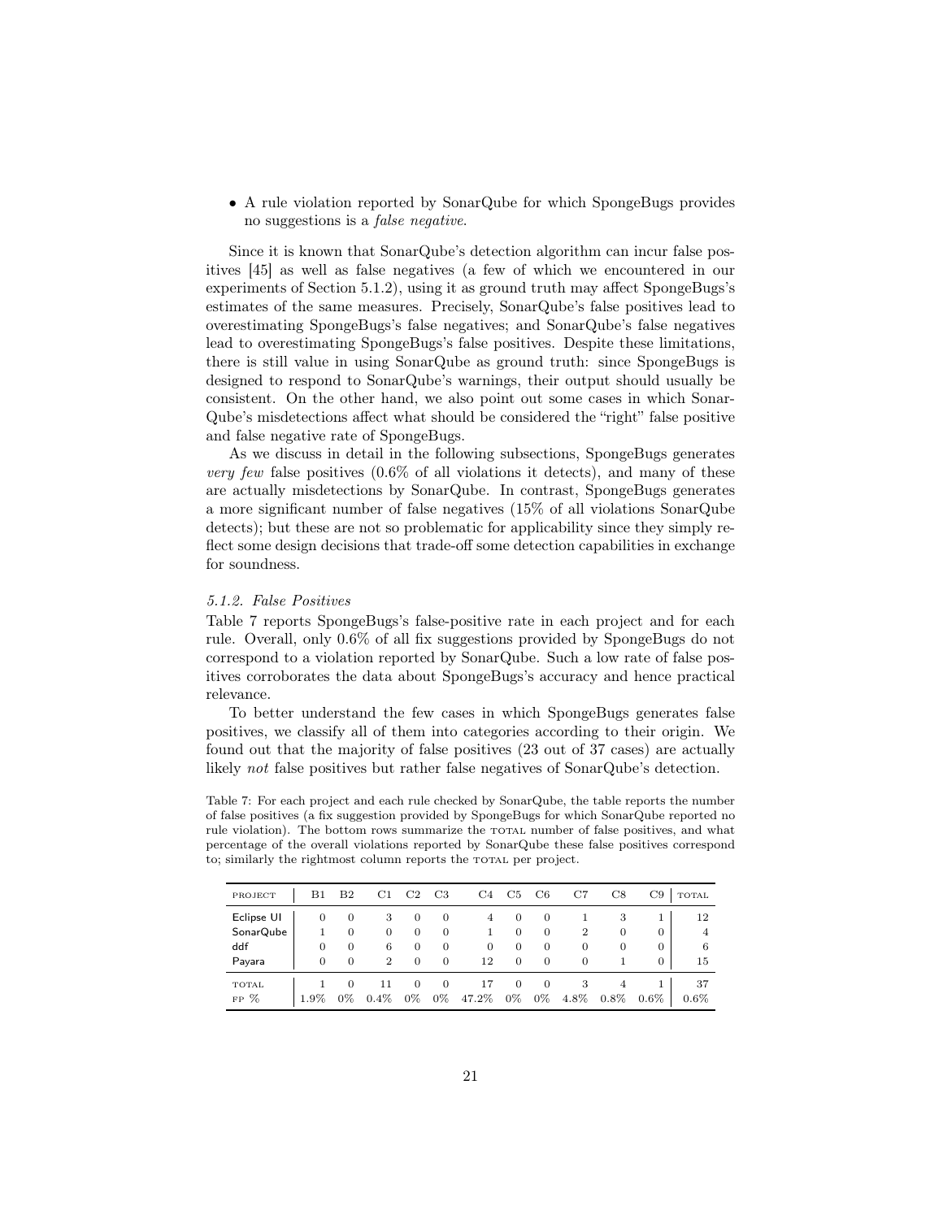- A rule violation reported by SonarQube for which SpongeBugs provides no suggestions is a *false negative*.

Since it is known that SonarQube's detection algorithm can incur false positives [45] as well as false negatives (a few of which we encountered in our experiments of Section 5.1.2), using it as ground truth may affect SpongeBugs's estimates of the same measures. Precisely, SonarQube's false positives lead to overestimating SpongeBugs's false negatives; and SonarQube's false negatives lead to overestimating SpongeBugs's false positives. Despite these limitations, there is still value in using SonarQube as ground truth: since SpongeBugs is designed to respond to SonarQube's warnings, their output should usually be consistent. On the other hand, we also point out some cases in which SonarQube's misdetections affect what should be considered the "right" false positive and false negative rate of SpongeBugs.

As we discuss in detail in the following subsections, SpongeBugs generates *very few* false positives (0.6% of all violations it detects), and many of these are actually misdetections by SonarQube. In contrast, SpongeBugs generates a more significant number of false negatives (15% of all violations SonarQube detects); but these are not so problematic for applicability since they simply reflect some design decisions that trade-off some detection capabilities in exchange for soundness.

### *5.1.2. False Positives*

Table 7 reports SpongeBugs's false-positive rate in each project and for each rule. Overall, only 0.6% of all fix suggestions provided by SpongeBugs do not correspond to a violation reported by SonarQube. Such a low rate of false positives corroborates the data about SpongeBugs's accuracy and hence practical relevance.

To better understand the few cases in which SpongeBugs generates false positives, we classify all of them into categories according to their origin. We found out that the majority of false positives (23 out of 37 cases) are actually likely *not* false positives but rather false negatives of SonarQube's detection.

Table 7: For each project and each rule checked by SonarQube, the table reports the number of false positives (a fix suggestion provided by SpongeBugs for which SonarQube reported no rule violation). The bottom rows summarize the TOTAL number of false positives, and what percentage of the overall violations reported by SonarQube these false positives correspond to; similarly the rightmost column reports the TOTAL per project.

| PROJECT | B1 | B2 | C1 | C2 | C3 | C4 | C5 | C6 | C7 | C8 | C9 | TOTAL |
|---|---|---|---|---|---|---|---|---|---|---|---|---|
| Eclipse UI | 0 | 0 | 3 | 0 | 0 | 4 | 0 | 0 | 1 | 3 | 1 | 12 |
| SonarQube | 1 | 0 | 0 | 0 | 0 | 1 | 0 | 0 | 2 | 0 | 0 | 4 |
| ddf | 0 | 0 | 6 | 0 | 0 | 0 | 0 | 0 | 0 | 0 | 0 | 6 |
| Payara | 0 | 0 | 2 | 0 | 0 | 12 | 0 | 0 | 0 | 1 | 0 | 15 |
| TOTAL | 1 | 0 | 11 | 0 | 0 | 17 | 0 | 0 | 3 | 4 | 1 | 37 |
| FP % | 1.9% | 0% | 0.4% | 0% | 0% | 47.2% | 0% | 0% | 4.8% | 0.8% | 0.6% | 0.6% |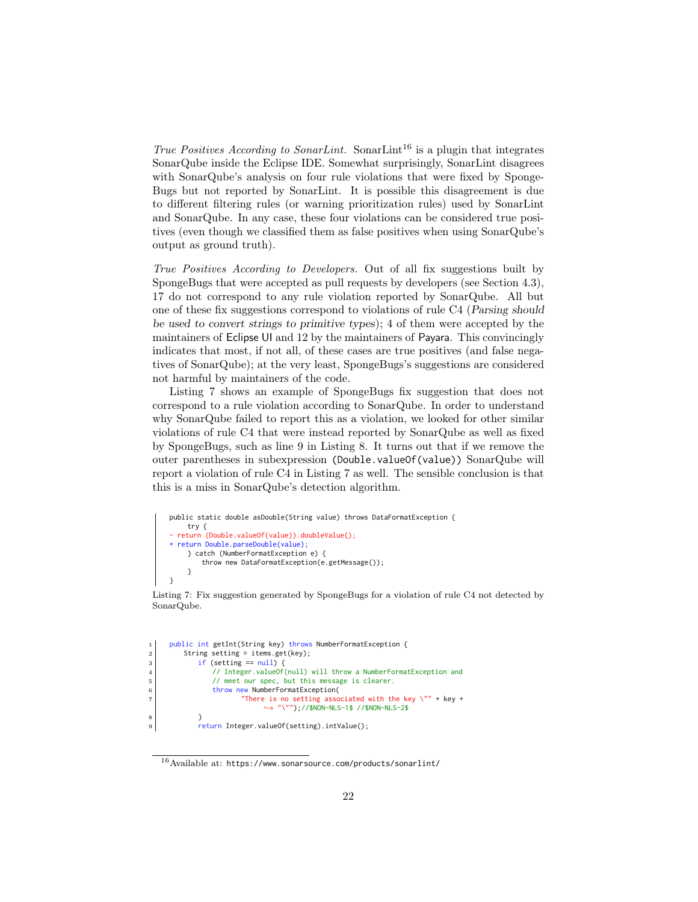*True Positives According to SonarLint.* SonarLint[16] is a plugin that integrates SonarQube inside the Eclipse IDE. Somewhat surprisingly, SonarLint disagrees with SonarQube's analysis on four rule violations that were fixed by SpongeBugs but not reported by SonarLint. It is possible this disagreement is due to different filtering rules (or warning prioritization rules) used by SonarLint and SonarQube. In any case, these four violations can be considered true positives (even though we classified them as false positives when using SonarQube's output as ground truth).

*True Positives According to Developers.* Out of all fix suggestions built by SpongeBugs that were accepted as pull requests by developers (see Section 4.3), 17 do not correspond to any rule violation reported by SonarQube. All but one of these fix suggestions correspond to violations of rule C4 (*Parsing should be used to convert strings to primitive types*); 4 of them were accepted by the maintainers of Eclipse UI and 12 by the maintainers of Payara. This convincingly indicates that most, if not all, of these cases are true positives (and false negatives of SonarQube); at the very least, SpongeBugs's suggestions are considered not harmful by maintainers of the code.

Listing 7 shows an example of SpongeBugs fix suggestion that does not correspond to a rule violation according to SonarQube. In order to understand why SonarQube failed to report this as a violation, we looked for other similar violations of rule C4 that were instead reported by SonarQube as well as fixed by SpongeBugs, such as line 9 in Listing 8. It turns out that if we remove the outer parentheses in subexpression `(Double.valueOf(value))` SonarQube will report a violation of rule C4 in Listing 7 as well. The sensible conclusion is that this is a miss in SonarQube's detection algorithm.

```
public static double asDouble(String value) throws DataFormatException {
    try {
- return (Double.valueOf(value)).doubleValue();
+ return Double.parseDouble(value);
    } catch (NumberFormatException e) {
        throw new DataFormatException(e.getMessage());
    }
}
```

Listing 7: Fix suggestion generated by SpongeBugs for a violation of rule C4 not detected by SonarQube.

```
1  public int getInt(String key) throws NumberFormatException {
2      String setting = items.get(key);
3          if (setting == null) {
4              // Integer.valueOf(null) will throw a NumberFormatException and
5              // meet our spec, but this message is clearer.
6              throw new NumberFormatException(
7                      "There is no setting associated with the key \"" + key +
                            "\"");//$NON-NLS-1$ //$NON-NLS-2$
8          }
9          return Integer.valueOf(setting).intValue();
```

[16] Available at: https://www.sonarsource.com/products/sonarlint/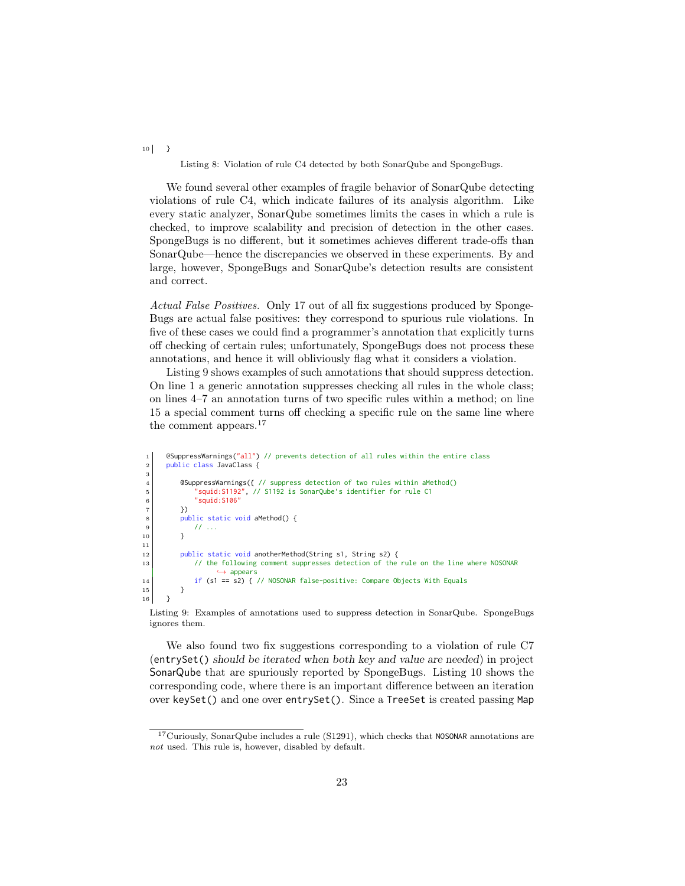```
10  }
```

Listing 8: Violation of rule C4 detected by both SonarQube and SpongeBugs.

We found several other examples of fragile behavior of SonarQube detecting violations of rule C4, which indicate failures of its analysis algorithm. Like every static analyzer, SonarQube sometimes limits the cases in which a rule is checked, to improve scalability and precision of detection in the other cases. SpongeBugs is no different, but it sometimes achieves different trade-offs than SonarQube—hence the discrepancies we observed in these experiments. By and large, however, SpongeBugs and SonarQube's detection results are consistent and correct.

*Actual False Positives.* Only 17 out of all fix suggestions produced by SpongeBugs are actual false positives: they correspond to spurious rule violations. In five of these cases we could find a programmer's annotation that explicitly turns off checking of certain rules; unfortunately, SpongeBugs does not process these annotations, and hence it will obliviously flag what it considers a violation.

Listing 9 shows examples of such annotations that should suppress detection. On line 1 a generic annotation suppresses checking all rules in the whole class; on lines 4–7 an annotation turns of two specific rules within a method; on line 15 a special comment turns off checking a specific rule on the same line where the comment appears.[17]

```
1   @SuppressWarnings("all") // prevents detection of all rules within the entire class
2   public class JavaClass {
3
4       @SuppressWarnings({ // suppress detection of two rules within aMethod()
5           "squid:S1192", // S1192 is SonarQube's identifier for rule C1
6           "squid:S106"
7       })
8       public static void aMethod() {
9           // ...
10      }
11
12      public static void anotherMethod(String s1, String s2) {
13          // the following comment suppresses detection of the rule on the line where NOSONAR
                ↪ appears
14          if (s1 == s2) { // NOSONAR false-positive: Compare Objects With Equals
15      }
16  }
```

Listing 9: Examples of annotations used to suppress detection in SonarQube. SpongeBugs ignores them.

We also found two fix suggestions corresponding to a violation of rule C7 (`entrySet()` *should be iterated when both key and value are needed*) in project SonarQube that are spuriously reported by SpongeBugs. Listing 10 shows the corresponding code, where there is an important difference between an iteration over `keySet()` and one over `entrySet()`. Since a `TreeSet` is created passing `Map`

[17] Curiously, SonarQube includes a rule (S1291), which checks that `NOSONAR` annotations are *not* used. This rule is, however, disabled by default.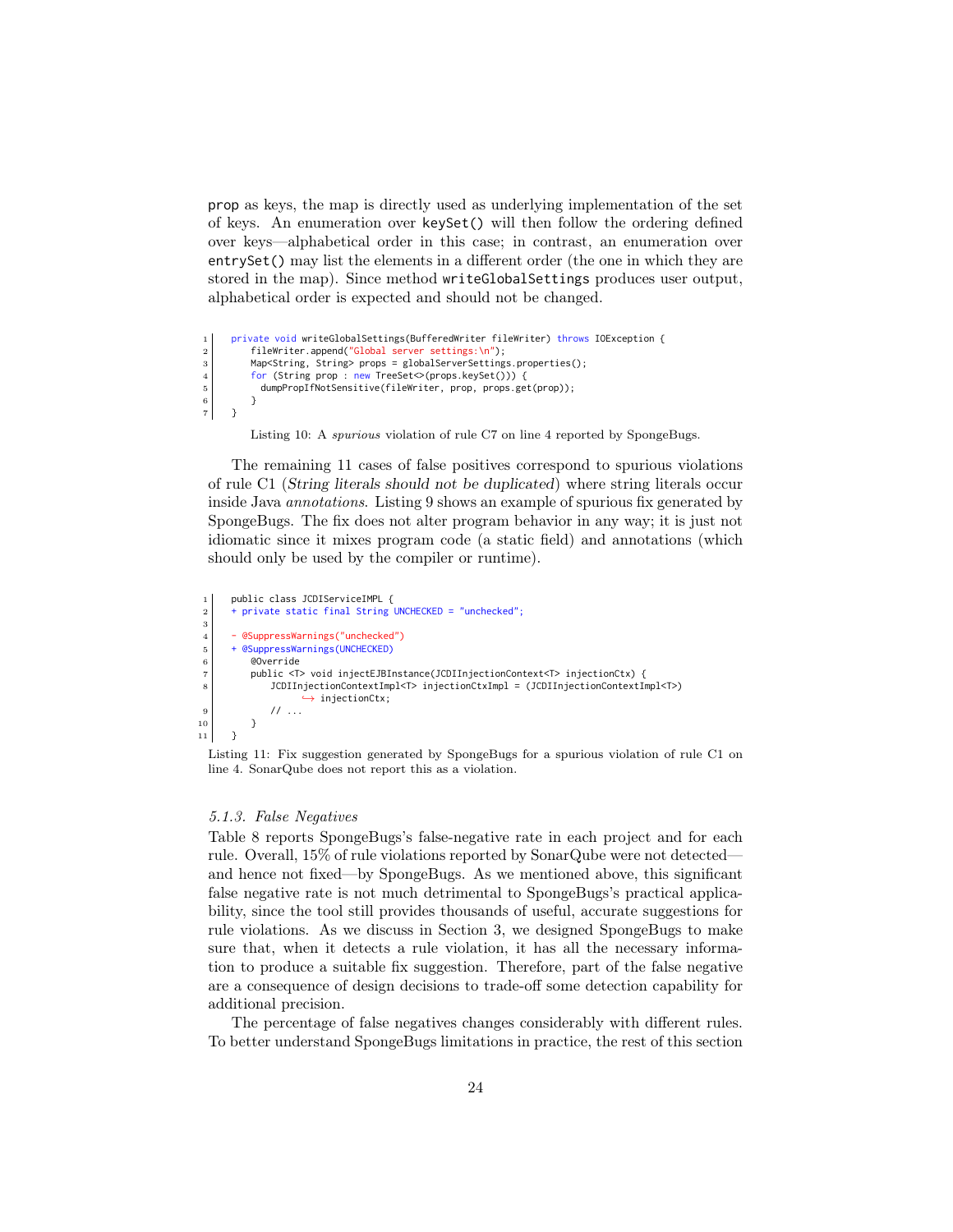prop as keys, the map is directly used as underlying implementation of the set of keys. An enumeration over keySet() will then follow the ordering defined over keys—alphabetical order in this case; in contrast, an enumeration over entrySet() may list the elements in a different order (the one in which they are stored in the map). Since method writeGlobalSettings produces user output, alphabetical order is expected and should not be changed.

```
1  private void writeGlobalSettings(BufferedWriter fileWriter) throws IOException {
2      fileWriter.append("Global server settings:\n");
3      Map<String, String> props = globalServerSettings.properties();
4      for (String prop : new TreeSet<>(props.keySet())) {
5        dumpPropIfNotSensitive(fileWriter, prop, props.get(prop));
6      }
7  }
```

Listing 10: A *spurious* violation of rule C7 on line 4 reported by SpongeBugs.

The remaining 11 cases of false positives correspond to spurious violations of rule C1 (*String literals should not be duplicated*) where string literals occur inside Java *annotations*. Listing 9 shows an example of spurious fix generated by SpongeBugs. The fix does not alter program behavior in any way; it is just not idiomatic since it mixes program code (a static field) and annotations (which should only be used by the compiler or runtime).

```
1  public class JCDIServiceIMPL {
2  + private static final String UNCHECKED = "unchecked";
3
4  - @SuppressWarnings("unchecked")
5  + @SuppressWarnings(UNCHECKED)
6      @Override
7      public <T> void injectEJBInstance(JCDIInjectionContext<T> injectionCtx) {
8          JCDIInjectionContextImpl<T> injectionCtxImpl = (JCDIInjectionContextImpl<T>)
               ↪ injectionCtx;
9          // ...
10     }
11 }
```

Listing 11: Fix suggestion generated by SpongeBugs for a spurious violation of rule C1 on line 4. SonarQube does not report this as a violation.

### 5.1.3. False Negatives

Table 8 reports SpongeBugs's false-negative rate in each project and for each rule. Overall, 15% of rule violations reported by SonarQube were not detected—and hence not fixed—by SpongeBugs. As we mentioned above, this significant false negative rate is not much detrimental to SpongeBugs's practical applicability, since the tool still provides thousands of useful, accurate suggestions for rule violations. As we discuss in Section 3, we designed SpongeBugs to make sure that, when it detects a rule violation, it has all the necessary information to produce a suitable fix suggestion. Therefore, part of the false negative are a consequence of design decisions to trade-off some detection capability for additional precision.

The percentage of false negatives changes considerably with different rules. To better understand SpongeBugs limitations in practice, the rest of this section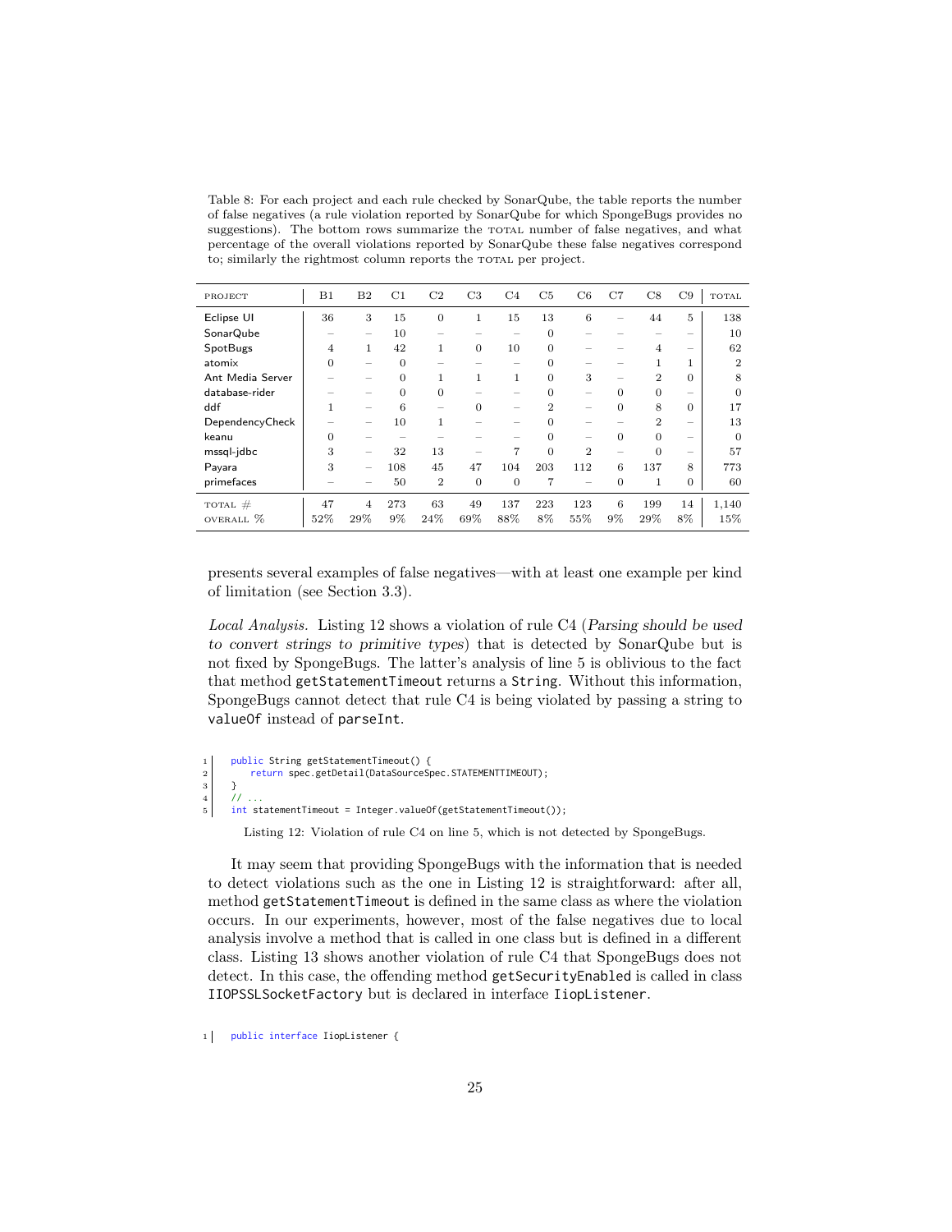Table 8: For each project and each rule checked by SonarQube, the table reports the number of false negatives (a rule violation reported by SonarQube for which SpongeBugs provides no suggestions). The bottom rows summarize the TOTAL number of false negatives, and what percentage of the overall violations reported by SonarQube these false negatives correspond to; similarly the rightmost column reports the TOTAL per project.

| PROJECT | B1 | B2 | C1 | C2 | C3 | C4 | C5 | C6 | C7 | C8 | C9 | TOTAL |
|---|---|---|---|---|---|---|---|---|---|---|---|---|
| Eclipse UI | 36 | 3 | 15 | 0 | 1 | 15 | 13 | 6 | – | 44 | 5 | 138 |
| SonarQube | – | – | 10 | – | – | – | 0 | – | – | – | – | 10 |
| SpotBugs | 4 | 1 | 42 | 1 | 0 | 10 | 0 | – | – | 4 | – | 62 |
| atomix | 0 | – | 0 | – | – | – | 0 | – | – | 1 | 1 | 2 |
| Ant Media Server | – | – | 0 | 1 | 1 | 1 | 0 | 3 | – | 2 | 0 | 8 |
| database-rider | – | – | 0 | 0 | – | – | 0 | – | 0 | 0 | – | 0 |
| ddf | 1 | – | 6 | – | 0 | – | 2 | – | 0 | 8 | 0 | 17 |
| DependencyCheck | – | – | 10 | 1 | – | – | 0 | – | – | 2 | – | 13 |
| keanu | 0 | – | – | – | – | – | 0 | – | 0 | 0 | – | 0 |
| mssql-jdbc | 3 | – | 32 | 13 | – | 7 | 0 | 2 | – | 0 | – | 57 |
| Payara | 3 | – | 108 | 45 | 47 | 104 | 203 | 112 | 6 | 137 | 8 | 773 |
| primefaces | – | – | 50 | 2 | 0 | 0 | 7 | – | 0 | 1 | 0 | 60 |
| TOTAL # | 47 | 4 | 273 | 63 | 49 | 137 | 223 | 123 | 6 | 199 | 14 | 1,140 |
| OVERALL % | 52% | 29% | 9% | 24% | 69% | 88% | 8% | 55% | 9% | 29% | 8% | 15% |

presents several examples of false negatives—with at least one example per kind of limitation (see Section 3.3).

*Local Analysis.* Listing 12 shows a violation of rule C4 (*Parsing should be used to convert strings to primitive types*) that is detected by SonarQube but is not fixed by SpongeBugs. The latter's analysis of line 5 is oblivious to the fact that method `getStatementTimeout` returns a `String`. Without this information, SpongeBugs cannot detect that rule C4 is being violated by passing a string to `valueOf` instead of `parseInt`.

```
public String getStatementTimeout() {
    return spec.getDetail(DataSourceSpec.STATEMENTTIMEOUT);
}
// ...
int statementTimeout = Integer.valueOf(getStatementTimeout());
```

Listing 12: Violation of rule C4 on line 5, which is not detected by SpongeBugs.

It may seem that providing SpongeBugs with the information that is needed to detect violations such as the one in Listing 12 is straightforward: after all, method `getStatementTimeout` is defined in the same class as where the violation occurs. In our experiments, however, most of the false negatives due to local analysis involve a method that is called in one class but is defined in a different class. Listing 13 shows another violation of rule C4 that SpongeBugs does not detect. In this case, the offending method `getSecurityEnabled` is called in class `IIOPSSLSocketFactory` but is declared in interface `IiopListener`.

```
public interface IiopListener {
```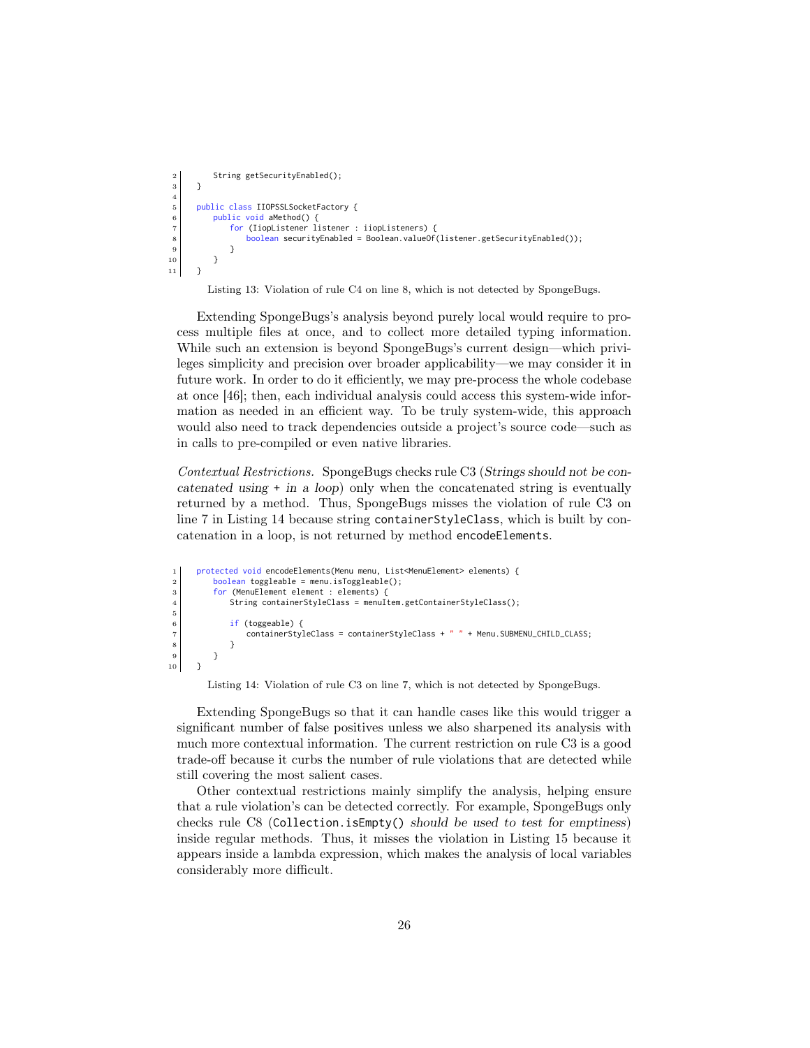```java
    String getSecurityEnabled();
}

public class IIOPSSLSocketFactory {
    public void aMethod() {
        for (IiopListener listener : iiopListeners) {
            boolean securityEnabled = Boolean.valueOf(listener.getSecurityEnabled());
        }
    }
}
```

Listing 13: Violation of rule C4 on line 8, which is not detected by SpongeBugs.

Extending SpongeBugs's analysis beyond purely local would require to process multiple files at once, and to collect more detailed typing information. While such an extension is beyond SpongeBugs's current design—which privileges simplicity and precision over broader applicability—we may consider it in future work. In order to do it efficiently, we may pre-process the whole codebase at once [46]; then, each individual analysis could access this system-wide information as needed in an efficient way. To be truly system-wide, this approach would also need to track dependencies outside a project's source code—such as in calls to pre-compiled or even native libraries.

*Contextual Restrictions.* SpongeBugs checks rule C3 (*Strings should not be concatenated using* `+` *in a loop*) only when the concatenated string is eventually returned by a method. Thus, SpongeBugs misses the violation of rule C3 on line 7 in Listing 14 because string `containerStyleClass`, which is built by concatenation in a loop, is not returned by method `encodeElements`.

```java
protected void encodeElements(Menu menu, List<MenuElement> elements) {
    boolean toggleable = menu.isToggleable();
    for (MenuElement element : elements) {
        String containerStyleClass = menuItem.getContainerStyleClass();

        if (toggeable) {
            containerStyleClass = containerStyleClass + " " + Menu.SUBMENU_CHILD_CLASS;
        }
    }
}
```

Listing 14: Violation of rule C3 on line 7, which is not detected by SpongeBugs.

Extending SpongeBugs so that it can handle cases like this would trigger a significant number of false positives unless we also sharpened its analysis with much more contextual information. The current restriction on rule C3 is a good trade-off because it curbs the number of rule violations that are detected while still covering the most salient cases.

Other contextual restrictions mainly simplify the analysis, helping ensure that a rule violation's can be detected correctly. For example, SpongeBugs only checks rule C8 (`Collection.isEmpty()` *should be used to test for emptiness*) inside regular methods. Thus, it misses the violation in Listing 15 because it appears inside a lambda expression, which makes the analysis of local variables considerably more difficult.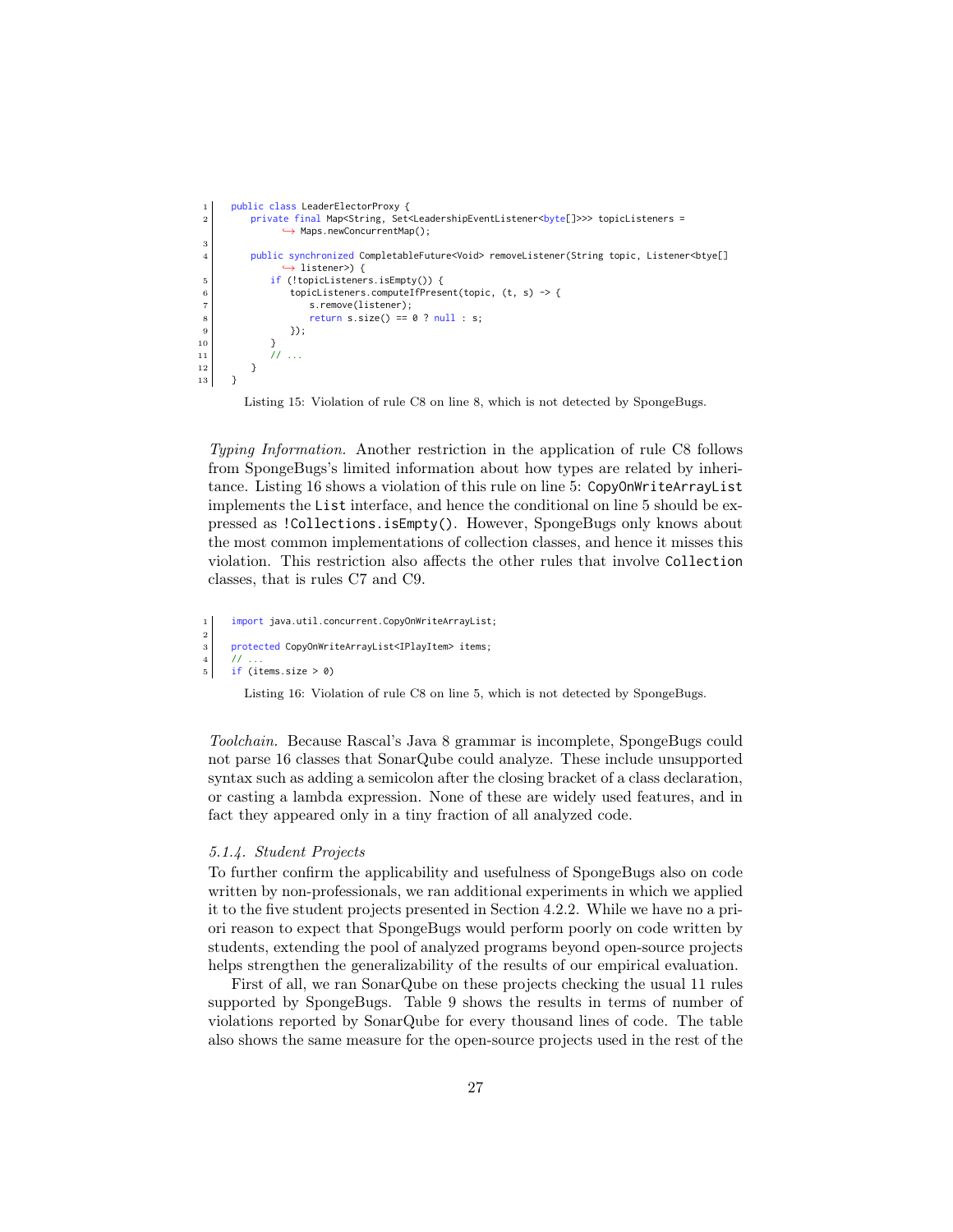```java
public class LeaderElectorProxy {
    private final Map<String, Set<LeadershipEventListener<byte[]>>> topicListeners =
          Maps.newConcurrentMap();

    public synchronized CompletableFuture<Void> removeListener(String topic, Listener<btye[]
          listener>) {
        if (!topicListeners.isEmpty()) {
            topicListeners.computeIfPresent(topic, (t, s) -> {
                s.remove(listener);
                return s.size() == 0 ? null : s;
            });
        }
        // ...
    }
}
```

Listing 15: Violation of rule C8 on line 8, which is not detected by SpongeBugs.

*Typing Information.* Another restriction in the application of rule C8 follows from SpongeBugs's limited information about how types are related by inheritance. Listing 16 shows a violation of this rule on line 5: `CopyOnWriteArrayList` implements the `List` interface, and hence the conditional on line 5 should be expressed as `!Collections.isEmpty()`. However, SpongeBugs only knows about the most common implementations of collection classes, and hence it misses this violation. This restriction also affects the other rules that involve `Collection` classes, that is rules C7 and C9.

```java
import java.util.concurrent.CopyOnWriteArrayList;

protected CopyOnWriteArrayList<IPlayItem> items;
// ...
if (items.size > 0)
```

Listing 16: Violation of rule C8 on line 5, which is not detected by SpongeBugs.

*Toolchain.* Because Rascal's Java 8 grammar is incomplete, SpongeBugs could not parse 16 classes that SonarQube could analyze. These include unsupported syntax such as adding a semicolon after the closing bracket of a class declaration, or casting a lambda expression. None of these are widely used features, and in fact they appeared only in a tiny fraction of all analyzed code.

#### 5.1.4. Student Projects

To further confirm the applicability and usefulness of SpongeBugs also on code written by non-professionals, we ran additional experiments in which we applied it to the five student projects presented in Section 4.2.2. While we have no a priori reason to expect that SpongeBugs would perform poorly on code written by students, extending the pool of analyzed programs beyond open-source projects helps strengthen the generalizability of the results of our empirical evaluation.

First of all, we ran SonarQube on these projects checking the usual 11 rules supported by SpongeBugs. Table 9 shows the results in terms of number of violations reported by SonarQube for every thousand lines of code. The table also shows the same measure for the open-source projects used in the rest of the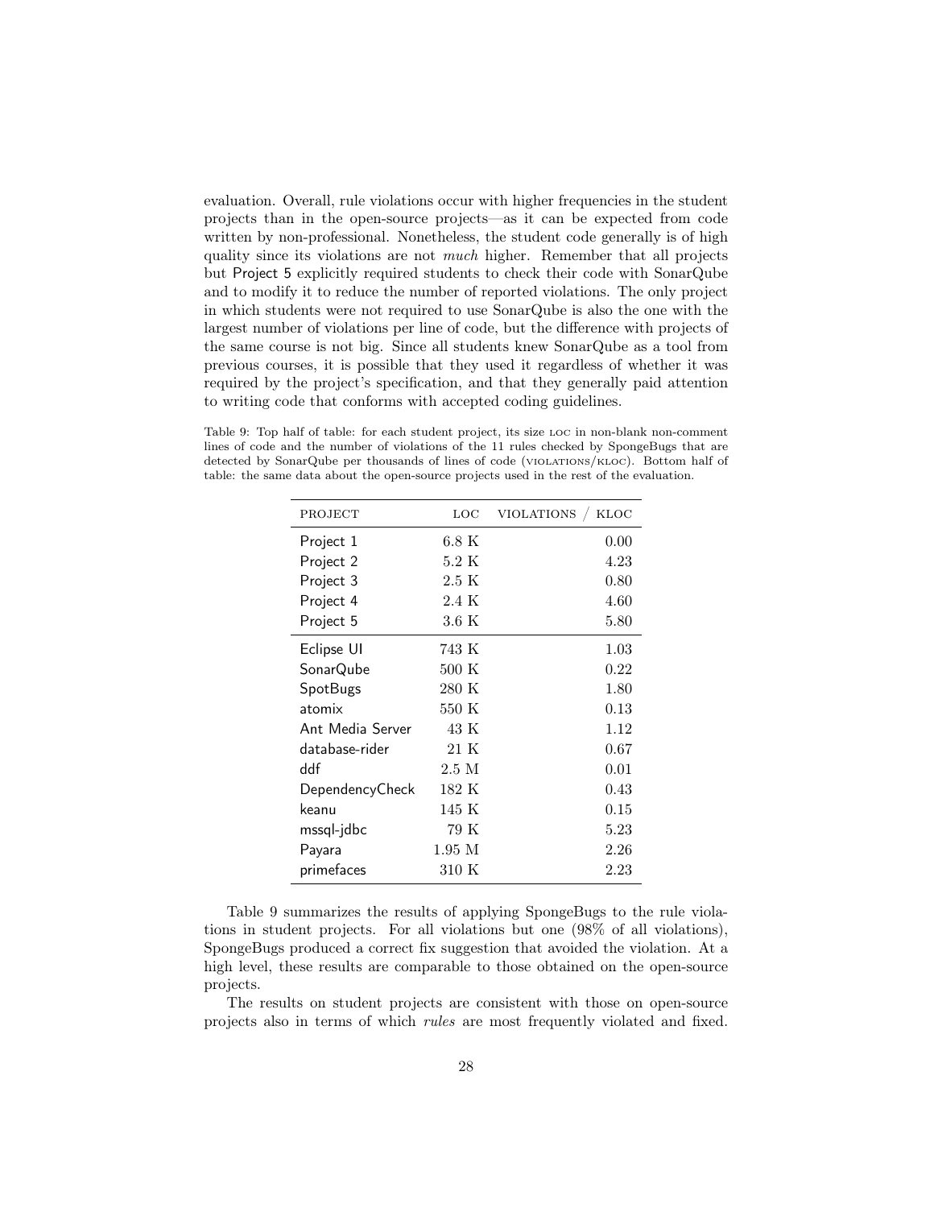evaluation. Overall, rule violations occur with higher frequencies in the student projects than in the open-source projects—as it can be expected from code written by non-professional. Nonetheless, the student code generally is of high quality since its violations are not *much* higher. Remember that all projects but Project 5 explicitly required students to check their code with SonarQube and to modify it to reduce the number of reported violations. The only project in which students were not required to use SonarQube is also the one with the largest number of violations per line of code, but the difference with projects of the same course is not big. Since all students knew SonarQube as a tool from previous courses, it is possible that they used it regardless of whether it was required by the project's specification, and that they generally paid attention to writing code that conforms with accepted coding guidelines.

Table 9: Top half of table: for each student project, its size LOC in non-blank non-comment lines of code and the number of violations of the 11 rules checked by SpongeBugs that are detected by SonarQube per thousands of lines of code (VIOLATIONS/KLOC). Bottom half of table: the same data about the open-source projects used in the rest of the evaluation.

| PROJECT | LOC | VIOLATIONS / KLOC |
|---|---|---|
| Project 1 | 6.8 K | 0.00 |
| Project 2 | 5.2 K | 4.23 |
| Project 3 | 2.5 K | 0.80 |
| Project 4 | 2.4 K | 4.60 |
| Project 5 | 3.6 K | 5.80 |
| Eclipse UI | 743 K | 1.03 |
| SonarQube | 500 K | 0.22 |
| SpotBugs | 280 K | 1.80 |
| atomix | 550 K | 0.13 |
| Ant Media Server | 43 K | 1.12 |
| database-rider | 21 K | 0.67 |
| ddf | 2.5 M | 0.01 |
| DependencyCheck | 182 K | 0.43 |
| keanu | 145 K | 0.15 |
| mssql-jdbc | 79 K | 5.23 |
| Payara | 1.95 M | 2.26 |
| primefaces | 310 K | 2.23 |

Table 9 summarizes the results of applying SpongeBugs to the rule violations in student projects. For all violations but one (98% of all violations), SpongeBugs produced a correct fix suggestion that avoided the violation. At a high level, these results are comparable to those obtained on the open-source projects.

The results on student projects are consistent with those on open-source projects also in terms of which *rules* are most frequently violated and fixed.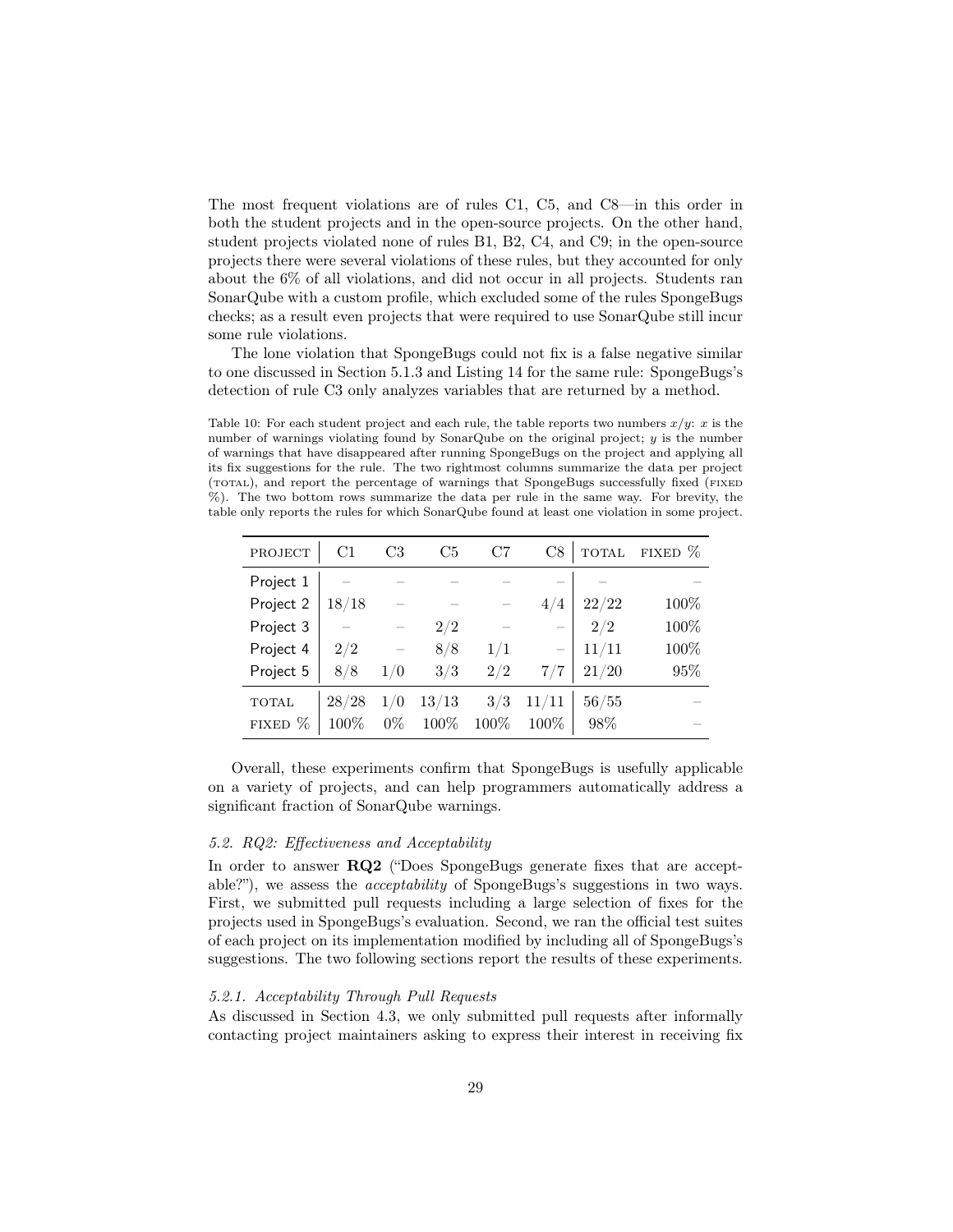The most frequent violations are of rules C1, C5, and C8—in this order in both the student projects and in the open-source projects. On the other hand, student projects violated none of rules B1, B2, C4, and C9; in the open-source projects there were several violations of these rules, but they accounted for only about the 6% of all violations, and did not occur in all projects. Students ran SonarQube with a custom profile, which excluded some of the rules SpongeBugs checks; as a result even projects that were required to use SonarQube still incur some rule violations.

The lone violation that SpongeBugs could not fix is a false negative similar to one discussed in Section 5.1.3 and Listing 14 for the same rule: SpongeBugs's detection of rule C3 only analyzes variables that are returned by a method.

Table 10: For each student project and each rule, the table reports two numbers $x/y$: $x$ is the number of warnings violating found by SonarQube on the original project; $y$ is the number of warnings that have disappeared after running SpongeBugs on the project and applying all its fix suggestions for the rule. The two rightmost columns summarize the data per project (TOTAL), and report the percentage of warnings that SpongeBugs successfully fixed (FIXED %). The two bottom rows summarize the data per rule in the same way. For brevity, the table only reports the rules for which SonarQube found at least one violation in some project.

| PROJECT | C1 | C3 | C5 | C7 | C8 | TOTAL | FIXED % |
|---|---|---|---|---|---|---|---|
| Project 1 | – | – | – | – | – | – | – |
| Project 2 | 18/18 | – | – | – | 4/4 | 22/22 | 100% |
| Project 3 | – | – | 2/2 | – | – | 2/2 | 100% |
| Project 4 | 2/2 | – | 8/8 | 1/1 | – | 11/11 | 100% |
| Project 5 | 8/8 | 1/0 | 3/3 | 2/2 | 7/7 | 21/20 | 95% |
| TOTAL | 28/28 | 1/0 | 13/13 | 3/3 | 11/11 | 56/55 | – |
| FIXED % | 100% | 0% | 100% | 100% | 100% | 98% | – |

Overall, these experiments confirm that SpongeBugs is usefully applicable on a variety of projects, and can help programmers automatically address a significant fraction of SonarQube warnings.

### *5.2. RQ2: Effectiveness and Acceptability*

In order to answer **RQ2** ("Does SpongeBugs generate fixes that are acceptable?"), we assess the *acceptability* of SpongeBugs's suggestions in two ways. First, we submitted pull requests including a large selection of fixes for the projects used in SpongeBugs's evaluation. Second, we ran the official test suites of each project on its implementation modified by including all of SpongeBugs's suggestions. The two following sections report the results of these experiments.

#### *5.2.1. Acceptability Through Pull Requests*

As discussed in Section 4.3, we only submitted pull requests after informally contacting project maintainers asking to express their interest in receiving fix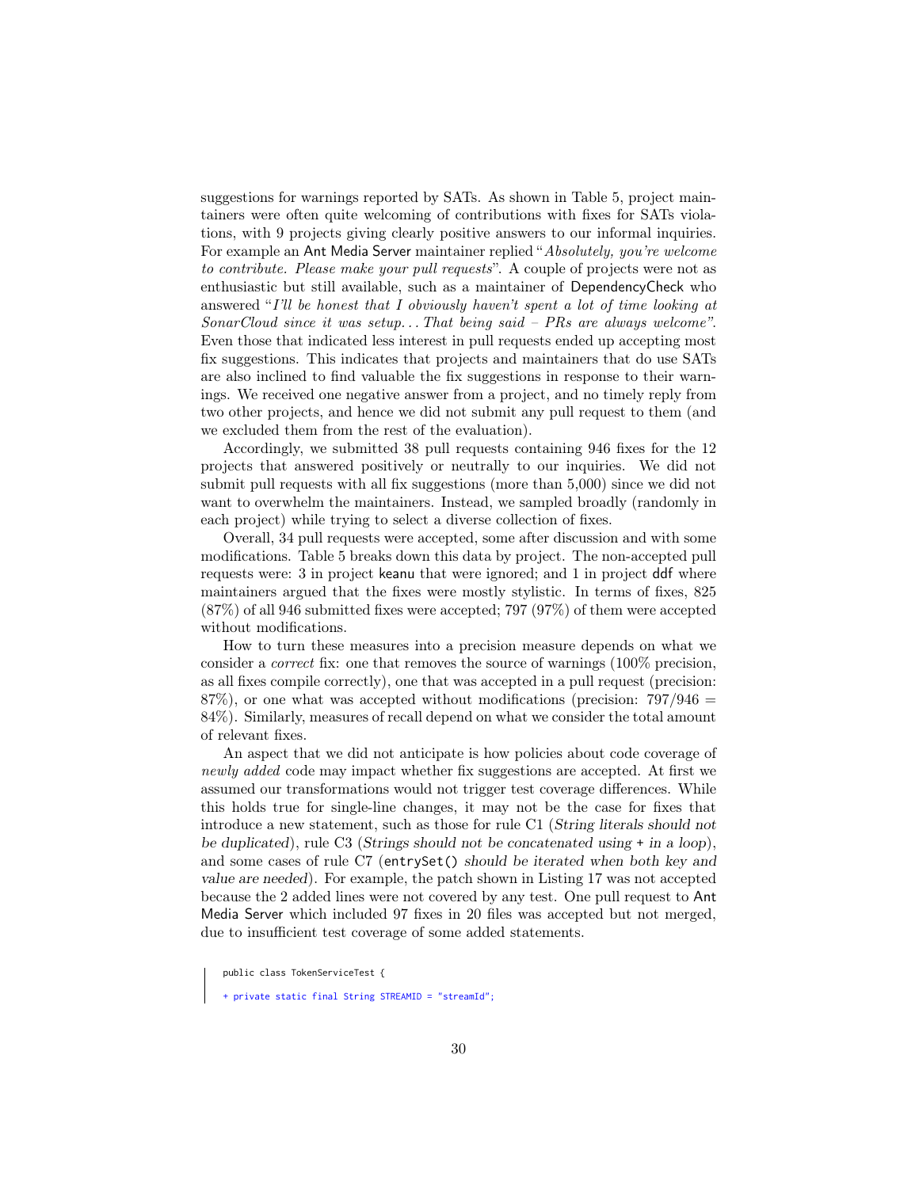suggestions for warnings reported by SATs. As shown in Table 5, project maintainers were often quite welcoming of contributions with fixes for SATs violations, with 9 projects giving clearly positive answers to our informal inquiries. For example an Ant Media Server maintainer replied "*Absolutely, you're welcome to contribute. Please make your pull requests*". A couple of projects were not as enthusiastic but still available, such as a maintainer of DependencyCheck who answered "*I'll be honest that I obviously haven't spent a lot of time looking at SonarCloud since it was setup. . . That being said – PRs are always welcome*". Even those that indicated less interest in pull requests ended up accepting most fix suggestions. This indicates that projects and maintainers that do use SATs are also inclined to find valuable the fix suggestions in response to their warnings. We received one negative answer from a project, and no timely reply from two other projects, and hence we did not submit any pull request to them (and we excluded them from the rest of the evaluation).

Accordingly, we submitted 38 pull requests containing 946 fixes for the 12 projects that answered positively or neutrally to our inquiries. We did not submit pull requests with all fix suggestions (more than 5,000) since we did not want to overwhelm the maintainers. Instead, we sampled broadly (randomly in each project) while trying to select a diverse collection of fixes.

Overall, 34 pull requests were accepted, some after discussion and with some modifications. Table 5 breaks down this data by project. The non-accepted pull requests were: 3 in project keanu that were ignored; and 1 in project ddf where maintainers argued that the fixes were mostly stylistic. In terms of fixes, 825 (87%) of all 946 submitted fixes were accepted; 797 (97%) of them were accepted without modifications.

How to turn these measures into a precision measure depends on what we consider a *correct* fix: one that removes the source of warnings (100% precision, as all fixes compile correctly), one that was accepted in a pull request (precision: 87%), or one what was accepted without modifications (precision: $797/946 = 84\%$). Similarly, measures of recall depend on what we consider the total amount of relevant fixes.

An aspect that we did not anticipate is how policies about code coverage of *newly added* code may impact whether fix suggestions are accepted. At first we assumed our transformations would not trigger test coverage differences. While this holds true for single-line changes, it may not be the case for fixes that introduce a new statement, such as those for rule C1 (*String literals should not be duplicated*), rule C3 (*Strings should not be concatenated using* + *in a loop*), and some cases of rule C7 (`entrySet()` *should be iterated when both key and value are needed*). For example, the patch shown in Listing 17 was not accepted because the 2 added lines were not covered by any test. One pull request to Ant Media Server which included 97 fixes in 20 files was accepted but not merged, due to insufficient test coverage of some added statements.

```
public class TokenServiceTest {

+ private static final String STREAMID = "streamId";
```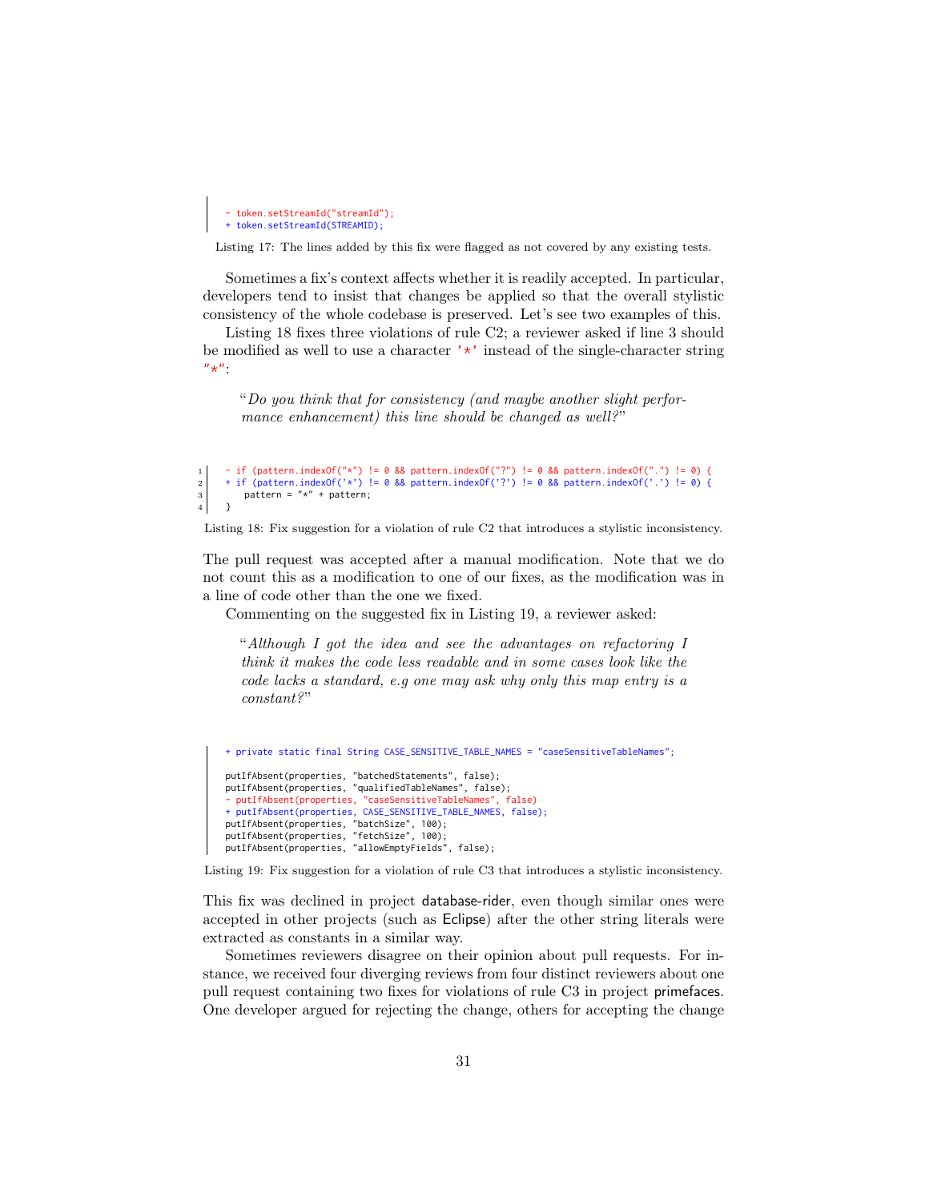```
- token.setStreamId("streamId");
+ token.setStreamId(STREAMID);
```

Listing 17: The lines added by this fix were flagged as not covered by any existing tests.

Sometimes a fix's context affects whether it is readily accepted. In particular, developers tend to insist that changes be applied so that the overall stylistic consistency of the whole codebase is preserved. Let's see two examples of this.

Listing 18 fixes three violations of rule C2; a reviewer asked if line 3 should be modified as well to use a character `'*'` instead of the single-character string `"*"`:

> "*Do you think that for consistency (and maybe another slight performance enhancement) this line should be changed as well?*"

```
1  - if (pattern.indexOf("*") != 0 && pattern.indexOf("?") != 0 && pattern.indexOf(".") != 0) {
2  + if (pattern.indexOf('*') != 0 && pattern.indexOf('?') != 0 && pattern.indexOf('.') != 0) {
3        pattern = "*" + pattern;
4    }
```

Listing 18: Fix suggestion for a violation of rule C2 that introduces a stylistic inconsistency.

The pull request was accepted after a manual modification. Note that we do not count this as a modification to one of our fixes, as the modification was in a line of code other than the one we fixed.

Commenting on the suggested fix in Listing 19, a reviewer asked:

> "*Although I got the idea and see the advantages on refactoring I think it makes the code less readable and in some cases look like the code lacks a standard, e.g one may ask why only this map entry is a constant?*"

```
+ private static final String CASE_SENSITIVE_TABLE_NAMES = "caseSensitiveTableNames";

putIfAbsent(properties, "batchedStatements", false);
putIfAbsent(properties, "qualifiedTableNames", false);
- putIfAbsent(properties, "caseSensitiveTableNames", false)
+ putIfAbsent(properties, CASE_SENSITIVE_TABLE_NAMES, false);
putIfAbsent(properties, "batchSize", 100);
putIfAbsent(properties, "fetchSize", 100);
putIfAbsent(properties, "allowEmptyFields", false);
```

Listing 19: Fix suggestion for a violation of rule C3 that introduces a stylistic inconsistency.

This fix was declined in project database-rider, even though similar ones were accepted in other projects (such as Eclipse) after the other string literals were extracted as constants in a similar way.

Sometimes reviewers disagree on their opinion about pull requests. For instance, we received four diverging reviews from four distinct reviewers about one pull request containing two fixes for violations of rule C3 in project primefaces. One developer argued for rejecting the change, others for accepting the change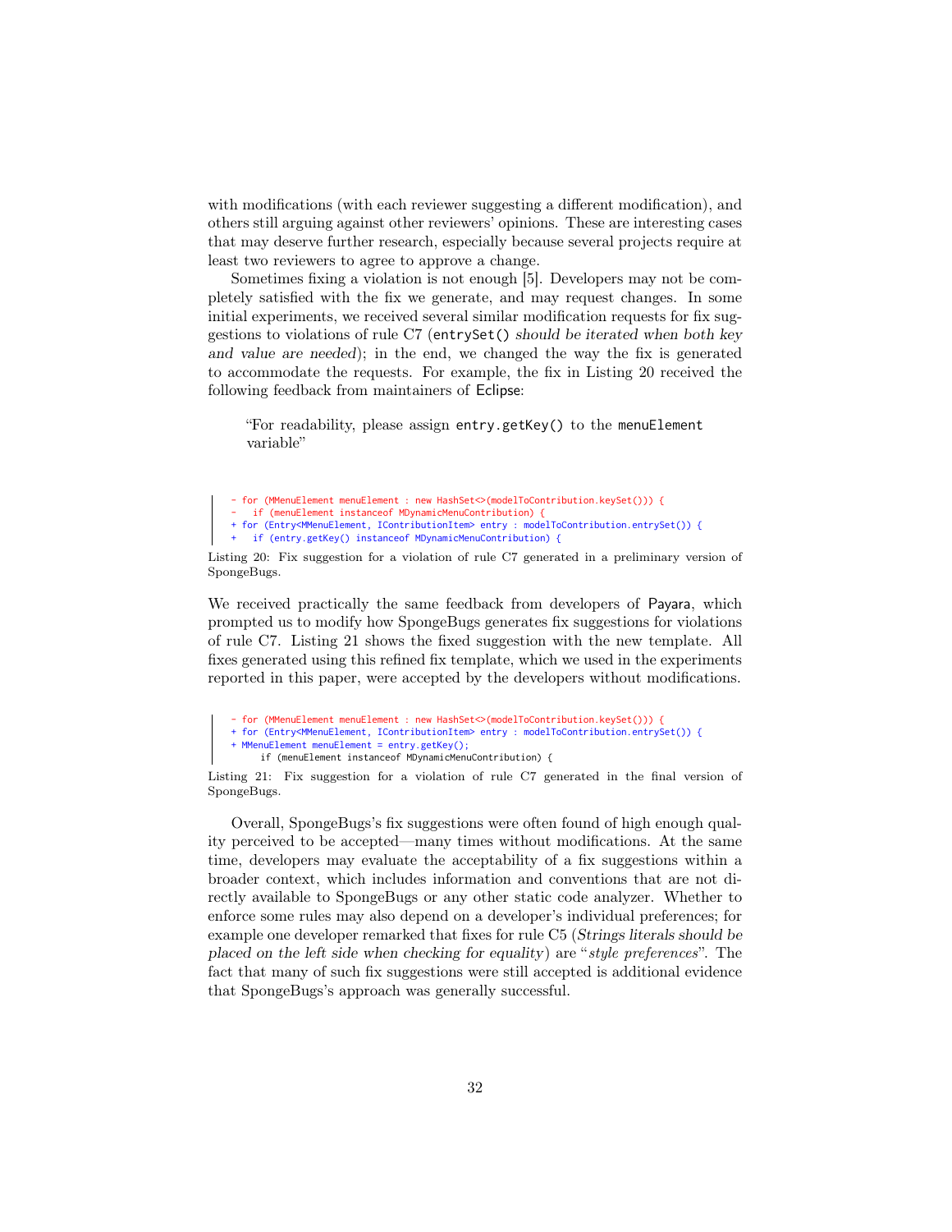with modifications (with each reviewer suggesting a different modification), and others still arguing against other reviewers' opinions. These are interesting cases that may deserve further research, especially because several projects require at least two reviewers to agree to approve a change.

Sometimes fixing a violation is not enough [5]. Developers may not be completely satisfied with the fix we generate, and may request changes. In some initial experiments, we received several similar modification requests for fix suggestions to violations of rule C7 (`entrySet()` *should be iterated when both key and value are needed*); in the end, we changed the way the fix is generated to accommodate the requests. For example, the fix in Listing 20 received the following feedback from maintainers of Eclipse:

> "For readability, please assign `entry.getKey()` to the `menuElement` variable"

```
- for (MMenuElement menuElement : new HashSet<>(modelToContribution.keySet())) {
-   if (menuElement instanceof MDynamicMenuContribution) {
+ for (Entry<MMenuElement, IContributionItem> entry : modelToContribution.entrySet()) {
+   if (entry.getKey() instanceof MDynamicMenuContribution) {
```

Listing 20: Fix suggestion for a violation of rule C7 generated in a preliminary version of SpongeBugs.

We received practically the same feedback from developers of Payara, which prompted us to modify how SpongeBugs generates fix suggestions for violations of rule C7. Listing 21 shows the fixed suggestion with the new template. All fixes generated using this refined fix template, which we used in the experiments reported in this paper, were accepted by the developers without modifications.

```
- for (MMenuElement menuElement : new HashSet<>(modelToContribution.keySet())) {
+ for (Entry<MMenuElement, IContributionItem> entry : modelToContribution.entrySet()) {
+ MMenuElement menuElement = entry.getKey();
      if (menuElement instanceof MDynamicMenuContribution) {
```

Listing 21: Fix suggestion for a violation of rule C7 generated in the final version of SpongeBugs.

Overall, SpongeBugs's fix suggestions were often found of high enough quality perceived to be accepted—many times without modifications. At the same time, developers may evaluate the acceptability of a fix suggestions within a broader context, which includes information and conventions that are not directly available to SpongeBugs or any other static code analyzer. Whether to enforce some rules may also depend on a developer's individual preferences; for example one developer remarked that fixes for rule C5 (*Strings literals should be placed on the left side when checking for equality*) are "*style preferences*". The fact that many of such fix suggestions were still accepted is additional evidence that SpongeBugs's approach was generally successful.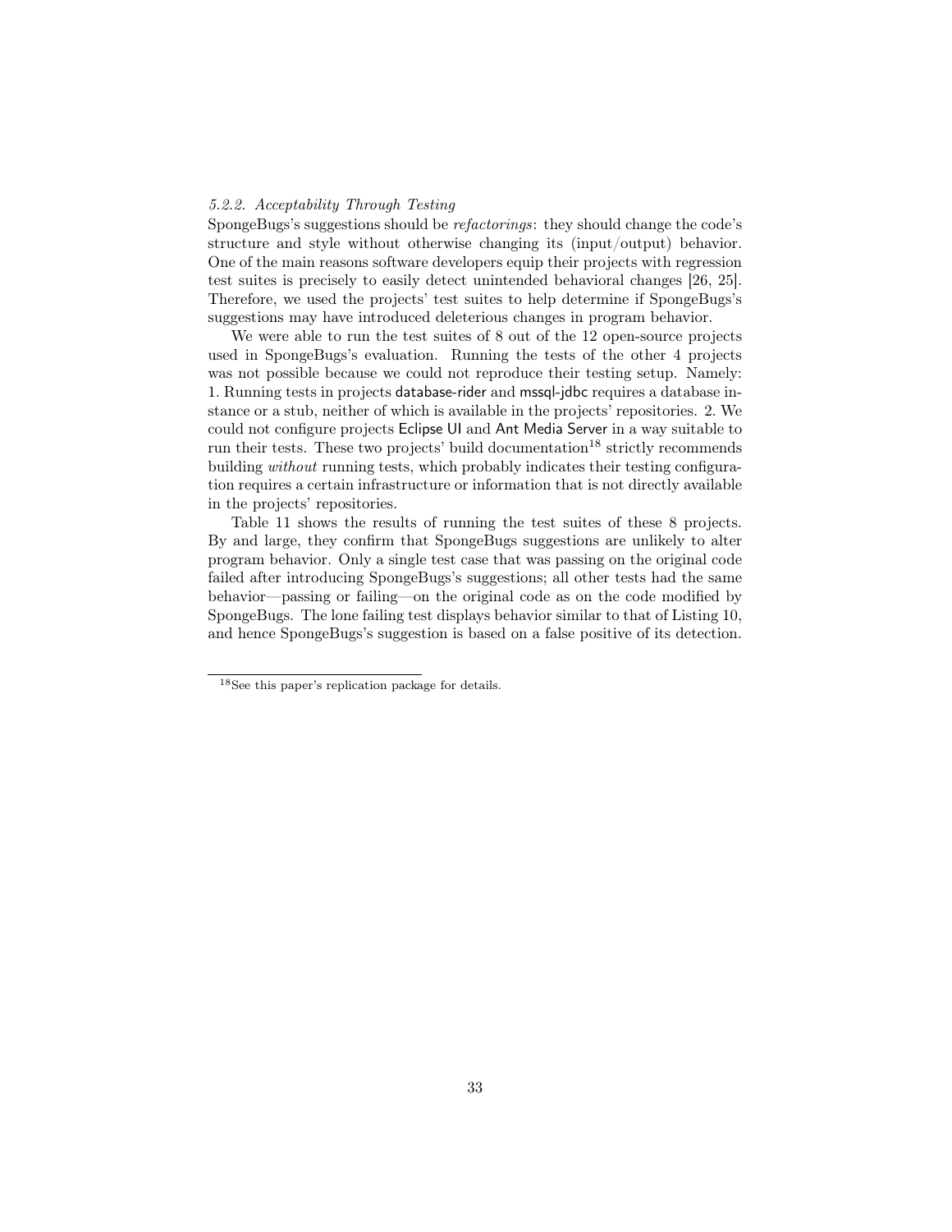#### *5.2.2. Acceptability Through Testing*

SpongeBugs's suggestions should be *refactorings*: they should change the code's structure and style without otherwise changing its (input/output) behavior. One of the main reasons software developers equip their projects with regression test suites is precisely to easily detect unintended behavioral changes [26, 25]. Therefore, we used the projects' test suites to help determine if SpongeBugs's suggestions may have introduced deleterious changes in program behavior.

We were able to run the test suites of 8 out of the 12 open-source projects used in SpongeBugs's evaluation. Running the tests of the other 4 projects was not possible because we could not reproduce their testing setup. Namely: 1. Running tests in projects database-rider and mssql-jdbc requires a database instance or a stub, neither of which is available in the projects' repositories. 2. We could not configure projects Eclipse UI and Ant Media Server in a way suitable to run their tests. These two projects' build documentation[18] strictly recommends building *without* running tests, which probably indicates their testing configuration requires a certain infrastructure or information that is not directly available in the projects' repositories.

Table 11 shows the results of running the test suites of these 8 projects. By and large, they confirm that SpongeBugs suggestions are unlikely to alter program behavior. Only a single test case that was passing on the original code failed after introducing SpongeBugs's suggestions; all other tests had the same behavior—passing or failing—on the original code as on the code modified by SpongeBugs. The lone failing test displays behavior similar to that of Listing 10, and hence SpongeBugs's suggestion is based on a false positive of its detection.

[18] See this paper's replication package for details.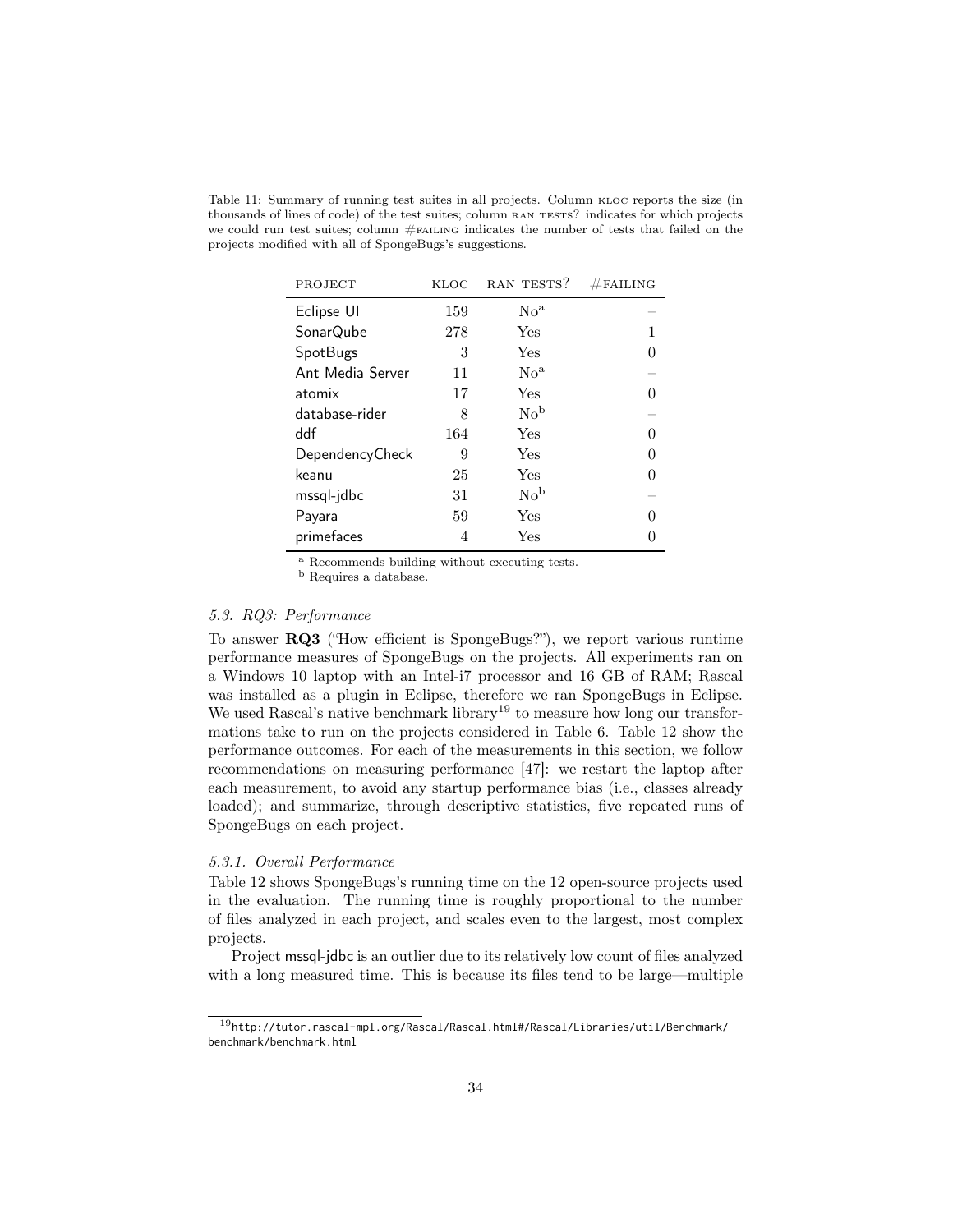Table 11: Summary of running test suites in all projects. Column KLOC reports the size (in thousands of lines of code) of the test suites; column RAN TESTS? indicates for which projects we could run test suites; column #FAILING indicates the number of tests that failed on the projects modified with all of SpongeBugs's suggestions.

| PROJECT | KLOC | RAN TESTS? | #FAILING |
|---|---|---|---|
| Eclipse UI | 159 | No[a] | – |
| SonarQube | 278 | Yes | 1 |
| SpotBugs | 3 | Yes | 0 |
| Ant Media Server | 11 | No[a] | – |
| atomix | 17 | Yes | 0 |
| database-rider | 8 | No[b] | – |
| ddf | 164 | Yes | 0 |
| DependencyCheck | 9 | Yes | 0 |
| keanu | 25 | Yes | 0 |
| mssql-jdbc | 31 | No[b] | – |
| Payara | 59 | Yes | 0 |
| primefaces | 4 | Yes | 0 |

[a] Recommends building without executing tests.
[b] Requires a database.

### 5.3. RQ3: Performance

To answer **RQ3** ("How efficient is SpongeBugs?"), we report various runtime performance measures of SpongeBugs on the projects. All experiments ran on a Windows 10 laptop with an Intel-i7 processor and 16 GB of RAM; Rascal was installed as a plugin in Eclipse, therefore we ran SpongeBugs in Eclipse. We used Rascal's native benchmark library[19] to measure how long our transformations take to run on the projects considered in Table 6. Table 12 show the performance outcomes. For each of the measurements in this section, we follow recommendations on measuring performance [47]: we restart the laptop after each measurement, to avoid any startup performance bias (i.e., classes already loaded); and summarize, through descriptive statistics, five repeated runs of SpongeBugs on each project.

#### 5.3.1. Overall Performance

Table 12 shows SpongeBugs's running time on the 12 open-source projects used in the evaluation. The running time is roughly proportional to the number of files analyzed in each project, and scales even to the largest, most complex projects.

Project mssql-jdbc is an outlier due to its relatively low count of files analyzed with a long measured time. This is because its files tend to be large—multiple

[19] http://tutor.rascal-mpl.org/Rascal/Rascal.html#/Rascal/Libraries/util/Benchmark/benchmark/benchmark.html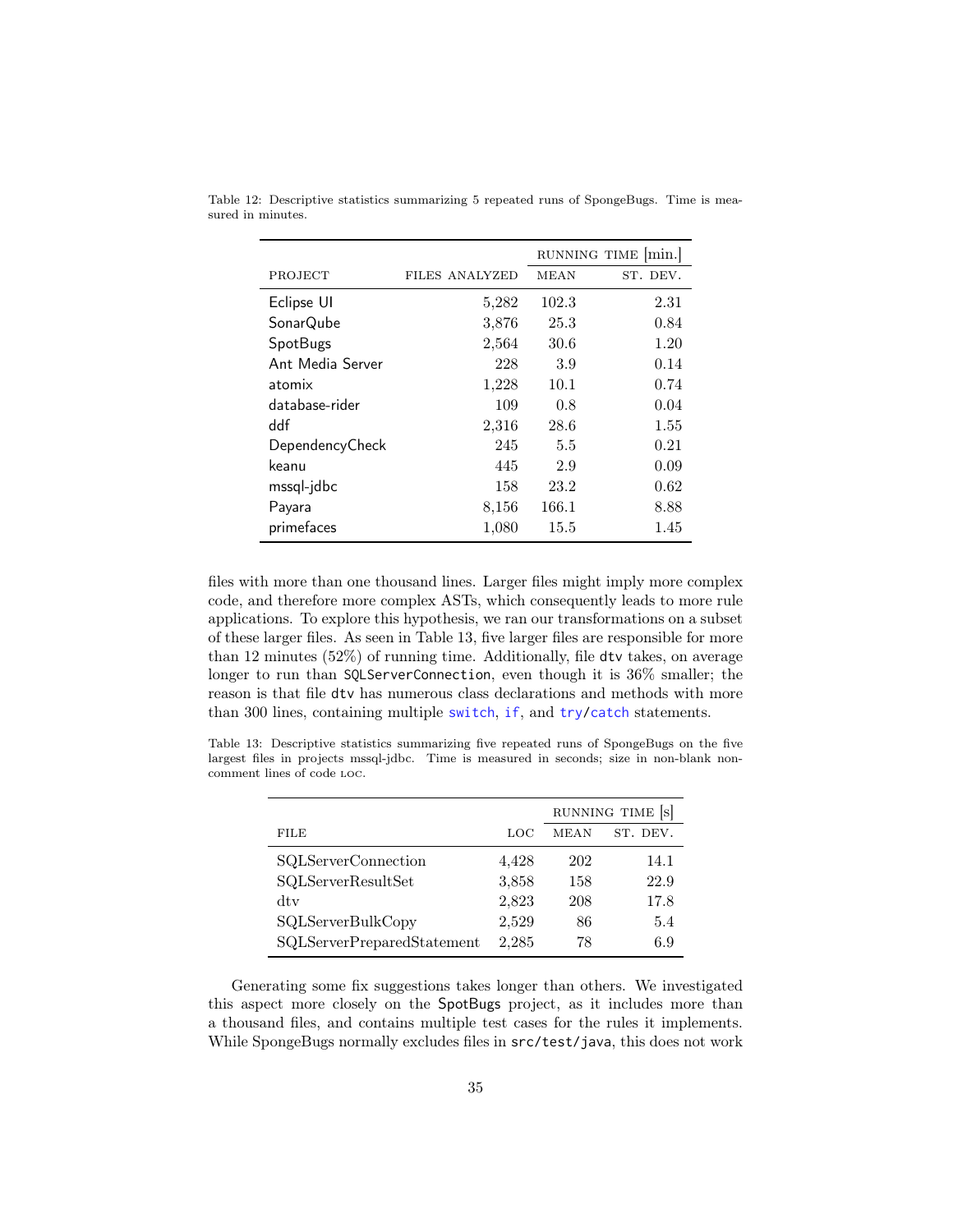Table 12: Descriptive statistics summarizing 5 repeated runs of SpongeBugs. Time is measured in minutes.

| PROJECT | FILES ANALYZED | RUNNING TIME [min.] | |
|---|---|---|---|
| | | MEAN | ST. DEV. |
| Eclipse UI | 5,282 | 102.3 | 2.31 |
| SonarQube | 3,876 | 25.3 | 0.84 |
| SpotBugs | 2,564 | 30.6 | 1.20 |
| Ant Media Server | 228 | 3.9 | 0.14 |
| atomix | 1,228 | 10.1 | 0.74 |
| database-rider | 109 | 0.8 | 0.04 |
| ddf | 2,316 | 28.6 | 1.55 |
| DependencyCheck | 245 | 5.5 | 0.21 |
| keanu | 445 | 2.9 | 0.09 |
| mssql-jdbc | 158 | 23.2 | 0.62 |
| Payara | 8,156 | 166.1 | 8.88 |
| primefaces | 1,080 | 15.5 | 1.45 |

files with more than one thousand lines. Larger files might imply more complex code, and therefore more complex ASTs, which consequently leads to more rule applications. To explore this hypothesis, we ran our transformations on a subset of these larger files. As seen in Table 13, five larger files are responsible for more than 12 minutes (52%) of running time. Additionally, file `dtv` takes, on average longer to run than `SQLServerConnection`, even though it is 36% smaller; the reason is that file `dtv` has numerous class declarations and methods with more than 300 lines, containing multiple `switch`, `if`, and `try`/`catch` statements.

Table 13: Descriptive statistics summarizing five repeated runs of SpongeBugs on the five largest files in projects mssql-jdbc. Time is measured in seconds; size in non-blank non-comment lines of code LOC.

| FILE | LOC | RUNNING TIME [s] | |
|---|---|---|---|
| | | MEAN | ST. DEV. |
| SQLServerConnection | 4,428 | 202 | 14.1 |
| SQLServerResultSet | 3,858 | 158 | 22.9 |
| dtv | 2,823 | 208 | 17.8 |
| SQLServerBulkCopy | 2,529 | 86 | 5.4 |
| SQLServerPreparedStatement | 2,285 | 78 | 6.9 |

Generating some fix suggestions takes longer than others. We investigated this aspect more closely on the SpotBugs project, as it includes more than a thousand files, and contains multiple test cases for the rules it implements. While SpongeBugs normally excludes files in `src/test/java`, this does not work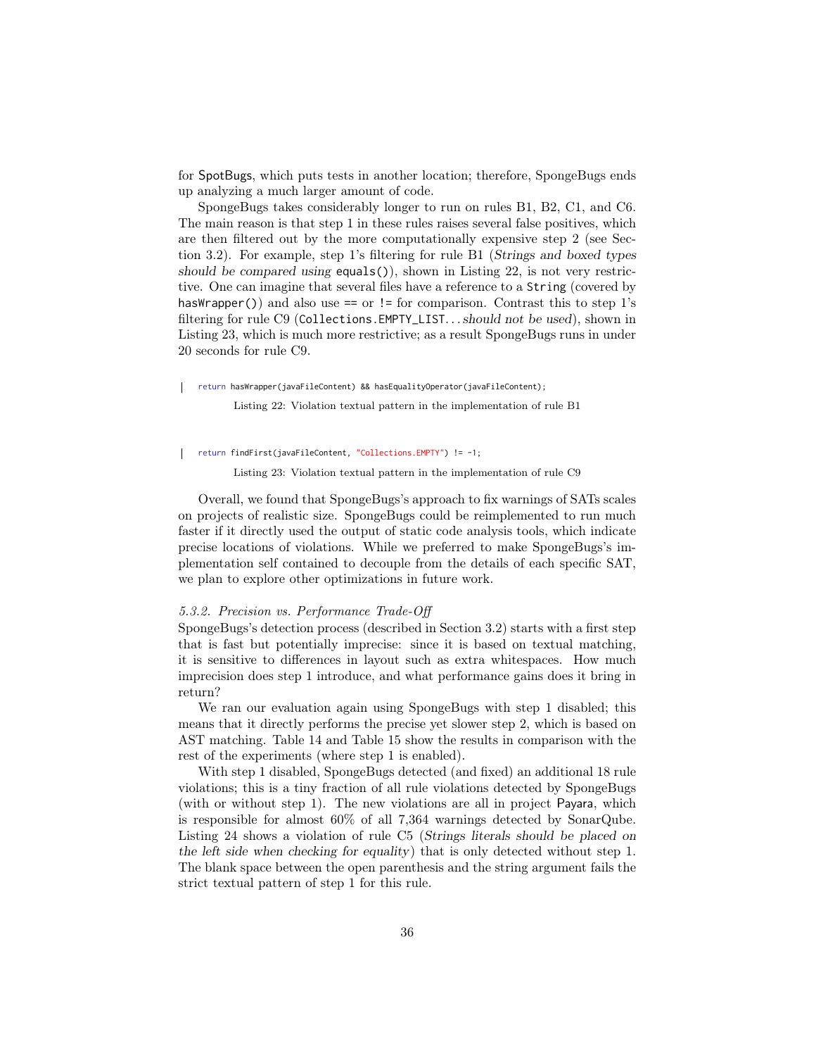for SpotBugs, which puts tests in another location; therefore, SpongeBugs ends up analyzing a much larger amount of code.

SpongeBugs takes considerably longer to run on rules B1, B2, C1, and C6. The main reason is that step 1 in these rules raises several false positives, which are then filtered out by the more computationally expensive step 2 (see Section 3.2). For example, step 1's filtering for rule B1 (*Strings and boxed types should be compared using* `equals()`), shown in Listing 22, is not very restrictive. One can imagine that several files have a reference to a `String` (covered by `hasWrapper()`) and also use `==` or `!=` for comparison. Contrast this to step 1's filtering for rule C9 (`Collections.EMPTY_LIST`*... should not be used*), shown in Listing 23, which is much more restrictive; as a result SpongeBugs runs in under 20 seconds for rule C9.

```
return hasWrapper(javaFileContent) && hasEqualityOperator(javaFileContent);
```

Listing 22: Violation textual pattern in the implementation of rule B1

```
return findFirst(javaFileContent, "Collections.EMPTY") != -1;
```

Listing 23: Violation textual pattern in the implementation of rule C9

Overall, we found that SpongeBugs's approach to fix warnings of SATs scales on projects of realistic size. SpongeBugs could be reimplemented to run much faster if it directly used the output of static code analysis tools, which indicate precise locations of violations. While we preferred to make SpongeBugs's implementation self contained to decouple from the details of each specific SAT, we plan to explore other optimizations in future work.

#### *5.3.2. Precision vs. Performance Trade-Off*

SpongeBugs's detection process (described in Section 3.2) starts with a first step that is fast but potentially imprecise: since it is based on textual matching, it is sensitive to differences in layout such as extra whitespaces. How much imprecision does step 1 introduce, and what performance gains does it bring in return?

We ran our evaluation again using SpongeBugs with step 1 disabled; this means that it directly performs the precise yet slower step 2, which is based on AST matching. Table 14 and Table 15 show the results in comparison with the rest of the experiments (where step 1 is enabled).

With step 1 disabled, SpongeBugs detected (and fixed) an additional 18 rule violations; this is a tiny fraction of all rule violations detected by SpongeBugs (with or without step 1). The new violations are all in project Payara, which is responsible for almost 60% of all 7,364 warnings detected by SonarQube. Listing 24 shows a violation of rule C5 (*Strings literals should be placed on the left side when checking for equality*) that is only detected without step 1. The blank space between the open parenthesis and the string argument fails the strict textual pattern of step 1 for this rule.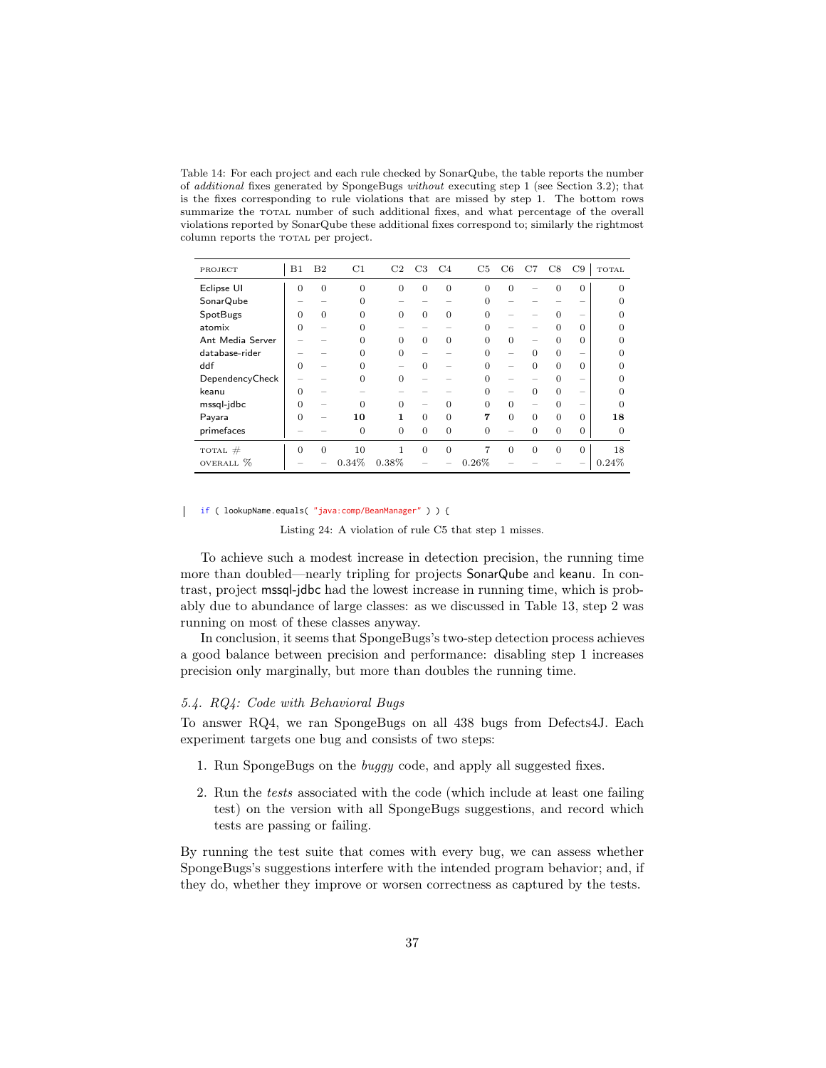Table 14: For each project and each rule checked by SonarQube, the table reports the number of *additional* fixes generated by SpongeBugs *without* executing step 1 (see Section 3.2); that is the fixes corresponding to rule violations that are missed by step 1. The bottom rows summarize the TOTAL number of such additional fixes, and what percentage of the overall violations reported by SonarQube these additional fixes correspond to; similarly the rightmost column reports the TOTAL per project.

| PROJECT | B1 | B2 | C1 | C2 | C3 | C4 | C5 | C6 | C7 | C8 | C9 | TOTAL |
|---|---|---|---|---|---|---|---|---|---|---|---|---|
| Eclipse UI | 0 | 0 | 0 | 0 | 0 | 0 | 0 | 0 | – | 0 | 0 | 0 |
| SonarQube | – | – | 0 | – | – | – | 0 | – | – | – | – | 0 |
| SpotBugs | 0 | 0 | 0 | 0 | 0 | 0 | 0 | – | – | 0 | – | 0 |
| atomix | 0 | – | 0 | – | – | – | 0 | – | – | 0 | 0 | 0 |
| Ant Media Server | – | – | 0 | 0 | 0 | 0 | 0 | 0 | – | 0 | 0 | 0 |
| database-rider | – | – | 0 | 0 | – | – | 0 | – | 0 | 0 | – | 0 |
| ddf | 0 | – | 0 | – | 0 | – | 0 | – | 0 | 0 | 0 | 0 |
| DependencyCheck | – | – | 0 | 0 | – | – | 0 | – | – | 0 | – | 0 |
| keanu | 0 | – | – | – | – | – | 0 | – | 0 | 0 | – | 0 |
| mssql-jdbc | 0 | – | 0 | 0 | – | 0 | 0 | 0 | – | 0 | – | 0 |
| Payara | 0 | – | **10** | **1** | 0 | 0 | **7** | 0 | 0 | 0 | 0 | **18** |
| primefaces | – | – | 0 | 0 | 0 | 0 | 0 | – | 0 | 0 | 0 | 0 |
| TOTAL # | 0 | 0 | 10 | 1 | 0 | 0 | 7 | 0 | 0 | 0 | 0 | 18 |
| OVERALL % | – | – | 0.34% | 0.38% | – | – | 0.26% | – | – | – | – | 0.24% |

```
if ( lookupName.equals( "java:comp/BeanManager" ) ) {
```

Listing 24: A violation of rule C5 that step 1 misses.

To achieve such a modest increase in detection precision, the running time more than doubled—nearly tripling for projects SonarQube and keanu. In contrast, project mssql-jdbc had the lowest increase in running time, which is probably due to abundance of large classes: as we discussed in Table 13, step 2 was running on most of these classes anyway.

In conclusion, it seems that SpongeBugs's two-step detection process achieves a good balance between precision and performance: disabling step 1 increases precision only marginally, but more than doubles the running time.

### 5.4. RQ4: Code with Behavioral Bugs

To answer RQ4, we ran SpongeBugs on all 438 bugs from Defects4J. Each experiment targets one bug and consists of two steps:

1. Run SpongeBugs on the *buggy* code, and apply all suggested fixes.
2. Run the *tests* associated with the code (which include at least one failing test) on the version with all SpongeBugs suggestions, and record which tests are passing or failing.

By running the test suite that comes with every bug, we can assess whether SpongeBugs's suggestions interfere with the intended program behavior; and, if they do, whether they improve or worsen correctness as captured by the tests.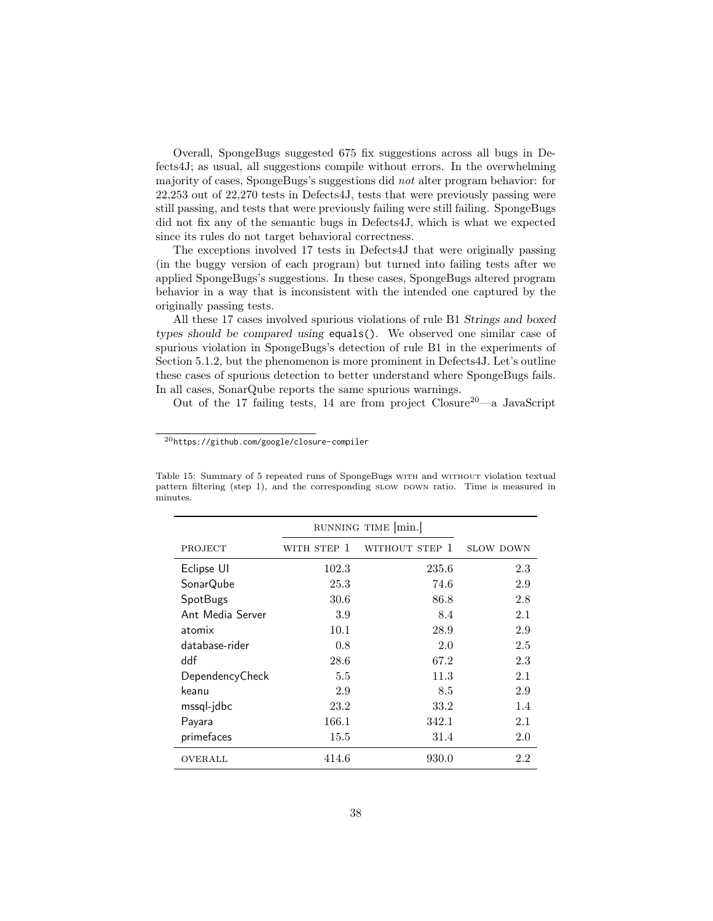Overall, SpongeBugs suggested 675 fix suggestions across all bugs in Defects4J; as usual, all suggestions compile without errors. In the overwhelming majority of cases, SpongeBugs's suggestions did *not* alter program behavior: for 22,253 out of 22,270 tests in Defects4J, tests that were previously passing were still passing, and tests that were previously failing were still failing. SpongeBugs did not fix any of the semantic bugs in Defects4J, which is what we expected since its rules do not target behavioral correctness.

The exceptions involved 17 tests in Defects4J that were originally passing (in the buggy version of each program) but turned into failing tests after we applied SpongeBugs's suggestions. In these cases, SpongeBugs altered program behavior in a way that is inconsistent with the intended one captured by the originally passing tests.

All these 17 cases involved spurious violations of rule B1 *Strings and boxed types should be compared using* `equals()`. We observed one similar case of spurious violation in SpongeBugs's detection of rule B1 in the experiments of Section 5.1.2, but the phenomenon is more prominent in Defects4J. Let's outline these cases of spurious detection to better understand where SpongeBugs fails. In all cases, SonarQube reports the same spurious warnings.

Out of the 17 failing tests, 14 are from project Closure[20]—a JavaScript

[20] https://github.com/google/closure-compiler

Table 15: Summary of 5 repeated runs of SpongeBugs WITH and WITHOUT violation textual pattern filtering (step 1), and the corresponding SLOW DOWN ratio. Time is measured in minutes.

| | RUNNING TIME [min.] | | |
|---|---|---|---|
| PROJECT | WITH STEP 1 | WITHOUT STEP 1 | SLOW DOWN |
| Eclipse UI | 102.3 | 235.6 | 2.3 |
| SonarQube | 25.3 | 74.6 | 2.9 |
| SpotBugs | 30.6 | 86.8 | 2.8 |
| Ant Media Server | 3.9 | 8.4 | 2.1 |
| atomix | 10.1 | 28.9 | 2.9 |
| database-rider | 0.8 | 2.0 | 2.5 |
| ddf | 28.6 | 67.2 | 2.3 |
| DependencyCheck | 5.5 | 11.3 | 2.1 |
| keanu | 2.9 | 8.5 | 2.9 |
| mssql-jdbc | 23.2 | 33.2 | 1.4 |
| Payara | 166.1 | 342.1 | 2.1 |
| primefaces | 15.5 | 31.4 | 2.0 |
| OVERALL | 414.6 | 930.0 | 2.2 |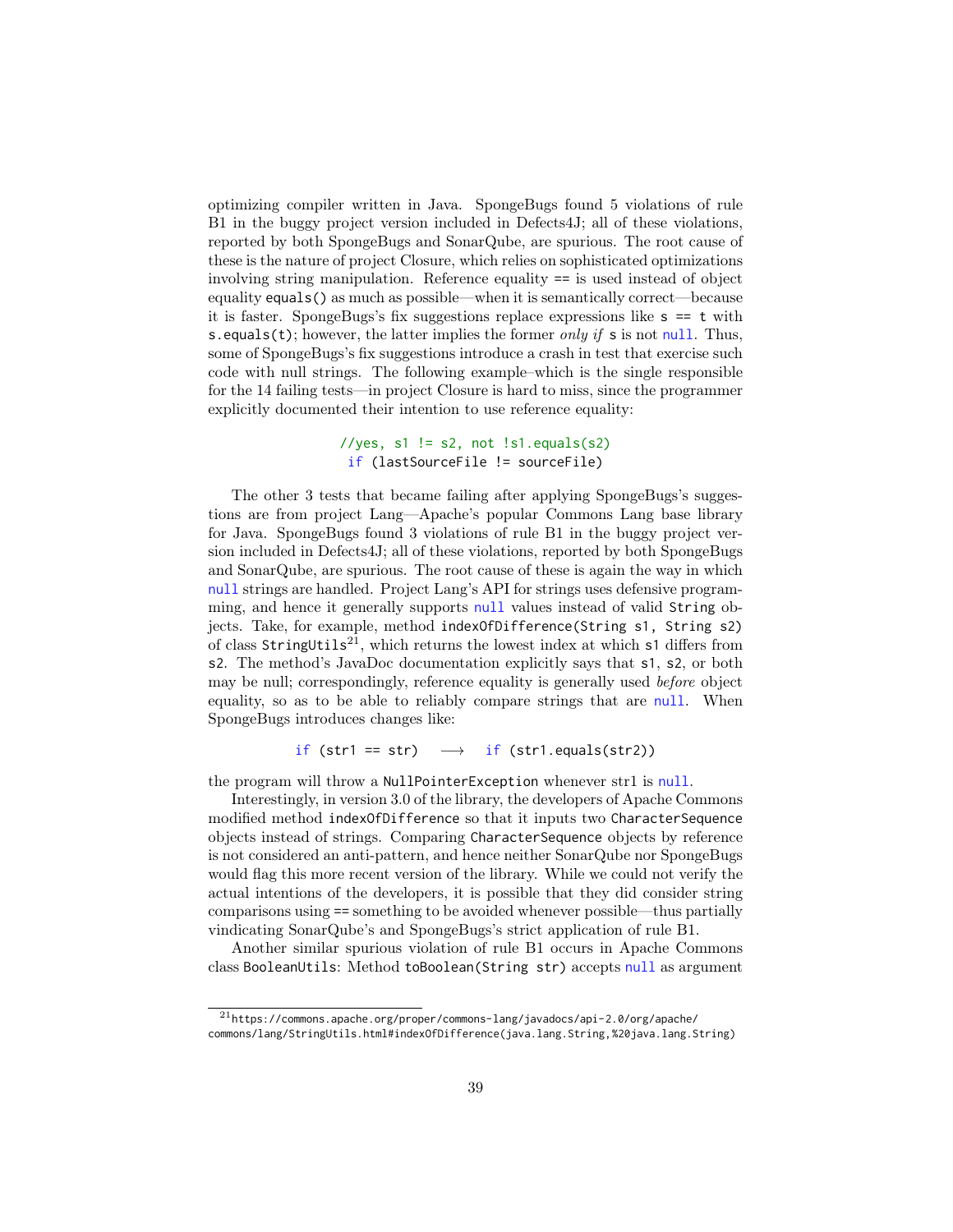optimizing compiler written in Java. SpongeBugs found 5 violations of rule B1 in the buggy project version included in Defects4J; all of these violations, reported by both SpongeBugs and SonarQube, are spurious. The root cause of these is the nature of project Closure, which relies on sophisticated optimizations involving string manipulation. Reference equality `==` is used instead of object equality `equals()` as much as possible—when it is semantically correct—because it is faster. SpongeBugs's fix suggestions replace expressions like `s == t` with `s.equals(t)`; however, the latter implies the former *only if* `s` is not `null`. Thus, some of SpongeBugs's fix suggestions introduce a crash in test that exercise such code with null strings. The following example–which is the single responsible for the 14 failing tests—in project Closure is hard to miss, since the programmer explicitly documented their intention to use reference equality:

```
//yes, s1 != s2, not !s1.equals(s2)
 if (lastSourceFile != sourceFile)
```

The other 3 tests that became failing after applying SpongeBugs's suggestions are from project Lang—Apache's popular Commons Lang base library for Java. SpongeBugs found 3 violations of rule B1 in the buggy project version included in Defects4J; all of these violations, reported by both SpongeBugs and SonarQube, are spurious. The root cause of these is again the way in which `null` strings are handled. Project Lang's API for strings uses defensive programming, and hence it generally supports `null` values instead of valid `String` objects. Take, for example, method `indexOfDifference(String s1, String s2)` of class `StringUtils`[21], which returns the lowest index at which `s1` differs from `s2`. The method's JavaDoc documentation explicitly says that `s1`, `s2`, or both may be null; correspondingly, reference equality is generally used *before* object equality, so as to be able to reliably compare strings that are `null`. When SpongeBugs introduces changes like:

```
if (str1 == str)   ⟶   if (str1.equals(str2))
```

the program will throw a `NullPointerException` whenever str1 is `null`.

Interestingly, in version 3.0 of the library, the developers of Apache Commons modified method `indexOfDifference` so that it inputs two `CharacterSequence` objects instead of strings. Comparing `CharacterSequence` objects by reference is not considered an anti-pattern, and hence neither SonarQube nor SpongeBugs would flag this more recent version of the library. While we could not verify the actual intentions of the developers, it is possible that they did consider string comparisons using == something to be avoided whenever possible—thus partially vindicating SonarQube's and SpongeBugs's strict application of rule B1.

Another similar spurious violation of rule B1 occurs in Apache Commons class `BooleanUtils`: Method `toBoolean(String str)` accepts `null` as argument

---

[21] https://commons.apache.org/proper/commons-lang/javadocs/api-2.0/org/apache/commons/lang/StringUtils.html#indexOfDifference(java.lang.String,%20java.lang.String)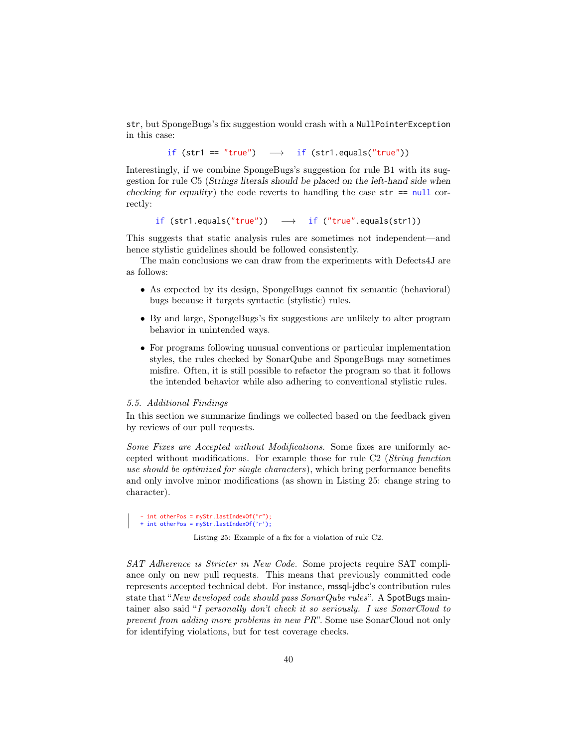`str`, but SpongeBugs's fix suggestion would crash with a `NullPointerException` in this case:

```
if (str1 == "true")   ⟶   if (str1.equals("true"))
```

Interestingly, if we combine SpongeBugs's suggestion for rule B1 with its suggestion for rule C5 (*Strings literals should be placed on the left-hand side when checking for equality*) the code reverts to handling the case `str == null` correctly:

```
if (str1.equals("true"))   ⟶   if ("true".equals(str1))
```

This suggests that static analysis rules are sometimes not independent—and hence stylistic guidelines should be followed consistently.

The main conclusions we can draw from the experiments with Defects4J are as follows:

- As expected by its design, SpongeBugs cannot fix semantic (behavioral) bugs because it targets syntactic (stylistic) rules.
- By and large, SpongeBugs's fix suggestions are unlikely to alter program behavior in unintended ways.
- For programs following unusual conventions or particular implementation styles, the rules checked by SonarQube and SpongeBugs may sometimes misfire. Often, it is still possible to refactor the program so that it follows the intended behavior while also adhering to conventional stylistic rules.

### 5.5. Additional Findings

In this section we summarize findings we collected based on the feedback given by reviews of our pull requests.

*Some Fixes are Accepted without Modifications.* Some fixes are uniformly accepted without modifications. For example those for rule C2 (*String function use should be optimized for single characters*), which bring performance benefits and only involve minor modifications (as shown in Listing 25: change string to character).

```
- int otherPos = myStr.lastIndexOf("r");
+ int otherPos = myStr.lastIndexOf('r');
```

Listing 25: Example of a fix for a violation of rule C2.

*SAT Adherence is Stricter in New Code.* Some projects require SAT compliance only on new pull requests. This means that previously committed code represents accepted technical debt. For instance, mssql-jdbc's contribution rules state that "*New developed code should pass SonarQube rules*". A SpotBugs maintainer also said "*I personally don't check it so seriously. I use SonarCloud to prevent from adding more problems in new PR*". Some use SonarCloud not only for identifying violations, but for test coverage checks.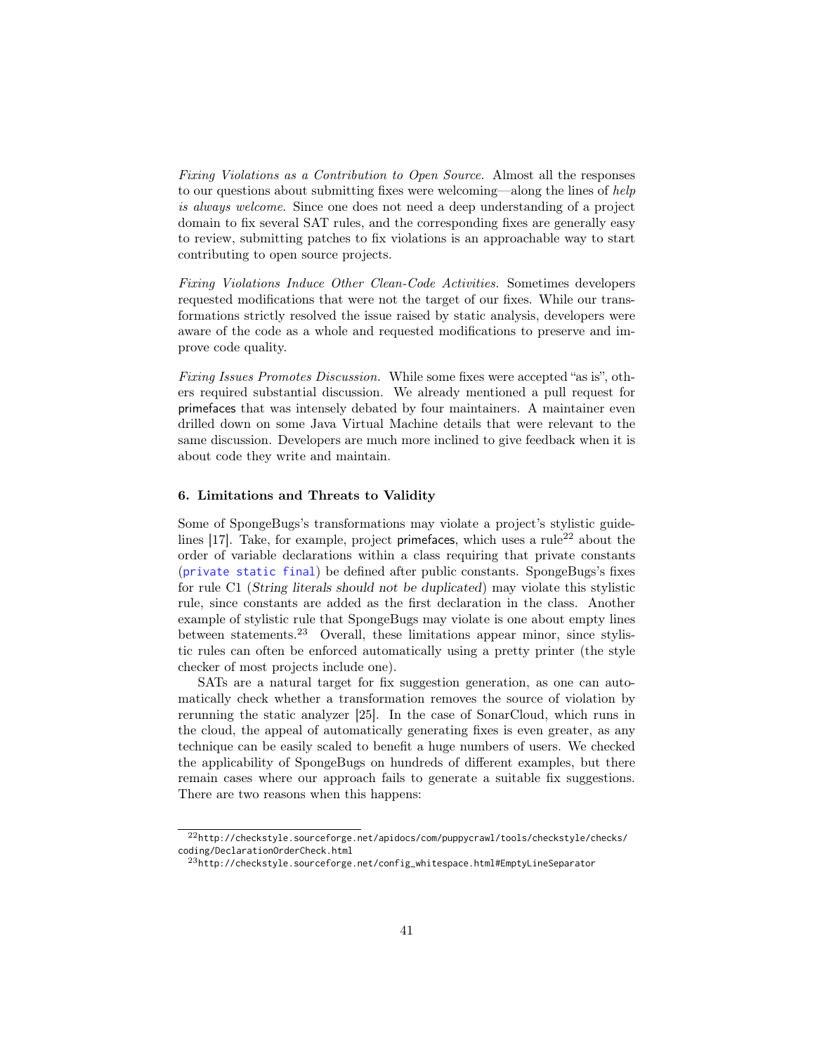*Fixing Violations as a Contribution to Open Source.* Almost all the responses to our questions about submitting fixes were welcoming—along the lines of *help is always welcome*. Since one does not need a deep understanding of a project domain to fix several SAT rules, and the corresponding fixes are generally easy to review, submitting patches to fix violations is an approachable way to start contributing to open source projects.

*Fixing Violations Induce Other Clean-Code Activities.* Sometimes developers requested modifications that were not the target of our fixes. While our transformations strictly resolved the issue raised by static analysis, developers were aware of the code as a whole and requested modifications to preserve and improve code quality.

*Fixing Issues Promotes Discussion.* While some fixes were accepted "as is", others required substantial discussion. We already mentioned a pull request for primefaces that was intensely debated by four maintainers. A maintainer even drilled down on some Java Virtual Machine details that were relevant to the same discussion. Developers are much more inclined to give feedback when it is about code they write and maintain.

### 6. Limitations and Threats to Validity

Some of SpongeBugs's transformations may violate a project's stylistic guidelines [17]. Take, for example, project primefaces, which uses a rule[22] about the order of variable declarations within a class requiring that private constants (`private static final`) be defined after public constants. SpongeBugs's fixes for rule C1 (*String literals should not be duplicated*) may violate this stylistic rule, since constants are added as the first declaration in the class. Another example of stylistic rule that SpongeBugs may violate is one about empty lines between statements.[23] Overall, these limitations appear minor, since stylistic rules can often be enforced automatically using a pretty printer (the style checker of most projects include one).

SATs are a natural target for fix suggestion generation, as one can automatically check whether a transformation removes the source of violation by rerunning the static analyzer [25]. In the case of SonarCloud, which runs in the cloud, the appeal of automatically generating fixes is even greater, as any technique can be easily scaled to benefit a huge numbers of users. We checked the applicability of SpongeBugs on hundreds of different examples, but there remain cases where our approach fails to generate a suitable fix suggestions. There are two reasons when this happens:

[22] http://checkstyle.sourceforge.net/apidocs/com/puppycrawl/tools/checkstyle/checks/coding/DeclarationOrderCheck.html

[23] http://checkstyle.sourceforge.net/config_whitespace.html#EmptyLineSeparator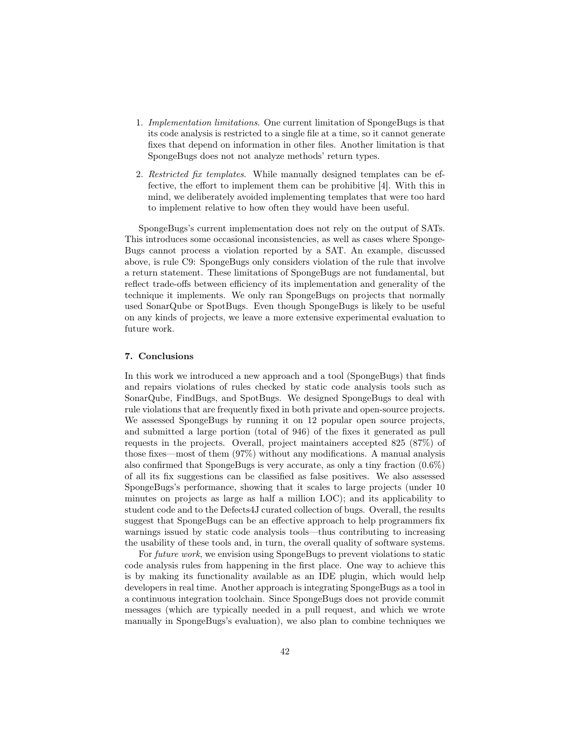1. *Implementation limitations*. One current limitation of SpongeBugs is that its code analysis is restricted to a single file at a time, so it cannot generate fixes that depend on information in other files. Another limitation is that SpongeBugs does not not analyze methods' return types.

2. *Restricted fix templates*. While manually designed templates can be effective, the effort to implement them can be prohibitive [4]. With this in mind, we deliberately avoided implementing templates that were too hard to implement relative to how often they would have been useful.

SpongeBugs's current implementation does not rely on the output of SATs. This introduces some occasional inconsistencies, as well as cases where SpongeBugs cannot process a violation reported by a SAT. An example, discussed above, is rule C9: SpongeBugs only considers violation of the rule that involve a return statement. These limitations of SpongeBugs are not fundamental, but reflect trade-offs between efficiency of its implementation and generality of the technique it implements. We only ran SpongeBugs on projects that normally used SonarQube or SpotBugs. Even though SpongeBugs is likely to be useful on any kinds of projects, we leave a more extensive experimental evaluation to future work.

## 7. Conclusions

In this work we introduced a new approach and a tool (SpongeBugs) that finds and repairs violations of rules checked by static code analysis tools such as SonarQube, FindBugs, and SpotBugs. We designed SpongeBugs to deal with rule violations that are frequently fixed in both private and open-source projects. We assessed SpongeBugs by running it on 12 popular open source projects, and submitted a large portion (total of 946) of the fixes it generated as pull requests in the projects. Overall, project maintainers accepted 825 (87%) of those fixes—most of them (97%) without any modifications. A manual analysis also confirmed that SpongeBugs is very accurate, as only a tiny fraction (0.6%) of all its fix suggestions can be classified as false positives. We also assessed SpongeBugs's performance, showing that it scales to large projects (under 10 minutes on projects as large as half a million LOC); and its applicability to student code and to the Defects4J curated collection of bugs. Overall, the results suggest that SpongeBugs can be an effective approach to help programmers fix warnings issued by static code analysis tools—thus contributing to increasing the usability of these tools and, in turn, the overall quality of software systems.

For *future work*, we envision using SpongeBugs to prevent violations to static code analysis rules from happening in the first place. One way to achieve this is by making its functionality available as an IDE plugin, which would help developers in real time. Another approach is integrating SpongeBugs as a tool in a continuous integration toolchain. Since SpongeBugs does not provide commit messages (which are typically needed in a pull request, and which we wrote manually in SpongeBugs's evaluation), we also plan to combine techniques we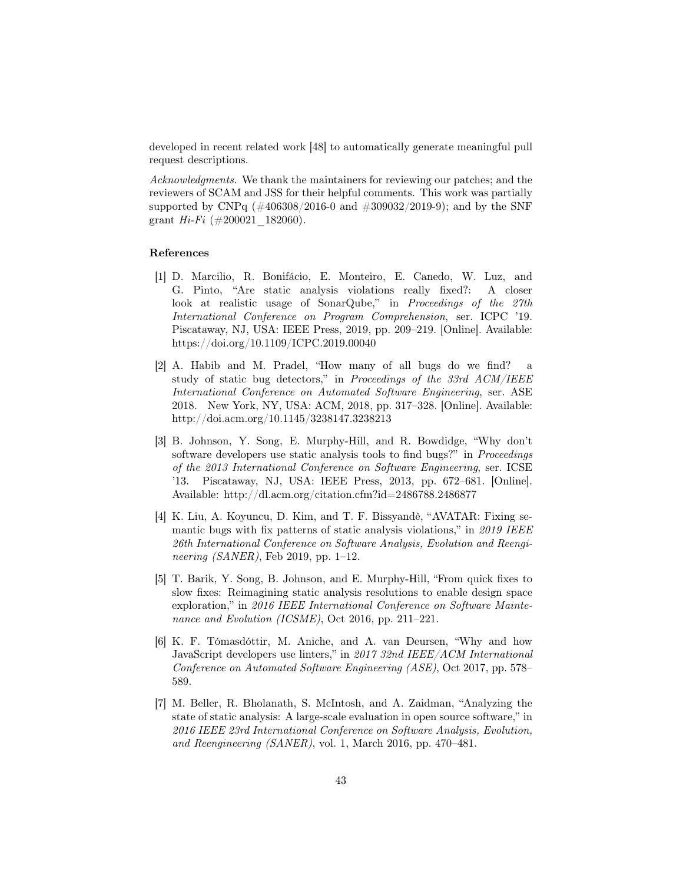developed in recent related work [48] to automatically generate meaningful pull request descriptions.

*Acknowledgments.* We thank the maintainers for reviewing our patches; and the reviewers of SCAM and JSS for their helpful comments. This work was partially supported by CNPq (#406308/2016-0 and #309032/2019-9); and by the SNF grant *Hi-Fi* (#200021_182060).

### References

[1] D. Marcilio, R. Bonifácio, E. Monteiro, E. Canedo, W. Luz, and G. Pinto, "Are static analysis violations really fixed?: A closer look at realistic usage of SonarQube," in *Proceedings of the 27th International Conference on Program Comprehension*, ser. ICPC '19. Piscataway, NJ, USA: IEEE Press, 2019, pp. 209–219. [Online]. Available: https://doi.org/10.1109/ICPC.2019.00040

[2] A. Habib and M. Pradel, "How many of all bugs do we find? a study of static bug detectors," in *Proceedings of the 33rd ACM/IEEE International Conference on Automated Software Engineering*, ser. ASE 2018. New York, NY, USA: ACM, 2018, pp. 317–328. [Online]. Available: http://doi.acm.org/10.1145/3238147.3238213

[3] B. Johnson, Y. Song, E. Murphy-Hill, and R. Bowdidge, "Why don't software developers use static analysis tools to find bugs?" in *Proceedings of the 2013 International Conference on Software Engineering*, ser. ICSE '13. Piscataway, NJ, USA: IEEE Press, 2013, pp. 672–681. [Online]. Available: http://dl.acm.org/citation.cfm?id=2486788.2486877

[4] K. Liu, A. Koyuncu, D. Kim, and T. F. Bissyandè, "AVATAR: Fixing semantic bugs with fix patterns of static analysis violations," in *2019 IEEE 26th International Conference on Software Analysis, Evolution and Reengineering (SANER)*, Feb 2019, pp. 1–12.

[5] T. Barik, Y. Song, B. Johnson, and E. Murphy-Hill, "From quick fixes to slow fixes: Reimagining static analysis resolutions to enable design space exploration," in *2016 IEEE International Conference on Software Maintenance and Evolution (ICSME)*, Oct 2016, pp. 211–221.

[6] K. F. Tómasdóttir, M. Aniche, and A. van Deursen, "Why and how JavaScript developers use linters," in *2017 32nd IEEE/ACM International Conference on Automated Software Engineering (ASE)*, Oct 2017, pp. 578–589.

[7] M. Beller, R. Bholanath, S. McIntosh, and A. Zaidman, "Analyzing the state of static analysis: A large-scale evaluation in open source software," in *2016 IEEE 23rd International Conference on Software Analysis, Evolution, and Reengineering (SANER)*, vol. 1, March 2016, pp. 470–481.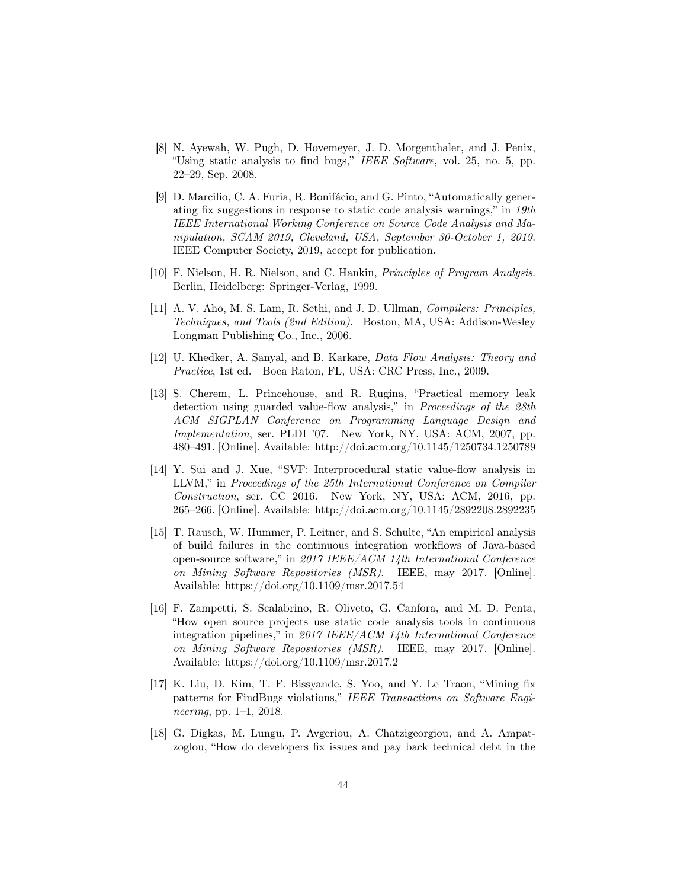[8] N. Ayewah, W. Pugh, D. Hovemeyer, J. D. Morgenthaler, and J. Penix, "Using static analysis to find bugs," *IEEE Software*, vol. 25, no. 5, pp. 22–29, Sep. 2008.

[9] D. Marcilio, C. A. Furia, R. Bonifácio, and G. Pinto, "Automatically generating fix suggestions in response to static code analysis warnings," in *19th IEEE International Working Conference on Source Code Analysis and Manipulation, SCAM 2019, Cleveland, USA, September 30-October 1, 2019*. IEEE Computer Society, 2019, accept for publication.

[10] F. Nielson, H. R. Nielson, and C. Hankin, *Principles of Program Analysis*. Berlin, Heidelberg: Springer-Verlag, 1999.

[11] A. V. Aho, M. S. Lam, R. Sethi, and J. D. Ullman, *Compilers: Principles, Techniques, and Tools (2nd Edition)*. Boston, MA, USA: Addison-Wesley Longman Publishing Co., Inc., 2006.

[12] U. Khedker, A. Sanyal, and B. Karkare, *Data Flow Analysis: Theory and Practice*, 1st ed. Boca Raton, FL, USA: CRC Press, Inc., 2009.

[13] S. Cherem, L. Princehouse, and R. Rugina, "Practical memory leak detection using guarded value-flow analysis," in *Proceedings of the 28th ACM SIGPLAN Conference on Programming Language Design and Implementation*, ser. PLDI '07. New York, NY, USA: ACM, 2007, pp. 480–491. [Online]. Available: http://doi.acm.org/10.1145/1250734.1250789

[14] Y. Sui and J. Xue, "SVF: Interprocedural static value-flow analysis in LLVM," in *Proceedings of the 25th International Conference on Compiler Construction*, ser. CC 2016. New York, NY, USA: ACM, 2016, pp. 265–266. [Online]. Available: http://doi.acm.org/10.1145/2892208.2892235

[15] T. Rausch, W. Hummer, P. Leitner, and S. Schulte, "An empirical analysis of build failures in the continuous integration workflows of Java-based open-source software," in *2017 IEEE/ACM 14th International Conference on Mining Software Repositories (MSR)*. IEEE, may 2017. [Online]. Available: https://doi.org/10.1109/msr.2017.54

[16] F. Zampetti, S. Scalabrino, R. Oliveto, G. Canfora, and M. D. Penta, "How open source projects use static code analysis tools in continuous integration pipelines," in *2017 IEEE/ACM 14th International Conference on Mining Software Repositories (MSR)*. IEEE, may 2017. [Online]. Available: https://doi.org/10.1109/msr.2017.2

[17] K. Liu, D. Kim, T. F. Bissyande, S. Yoo, and Y. Le Traon, "Mining fix patterns for FindBugs violations," *IEEE Transactions on Software Engineering*, pp. 1–1, 2018.

[18] G. Digkas, M. Lungu, P. Avgeriou, A. Chatzigeorgiou, and A. Ampatzoglou, "How do developers fix issues and pay back technical debt in the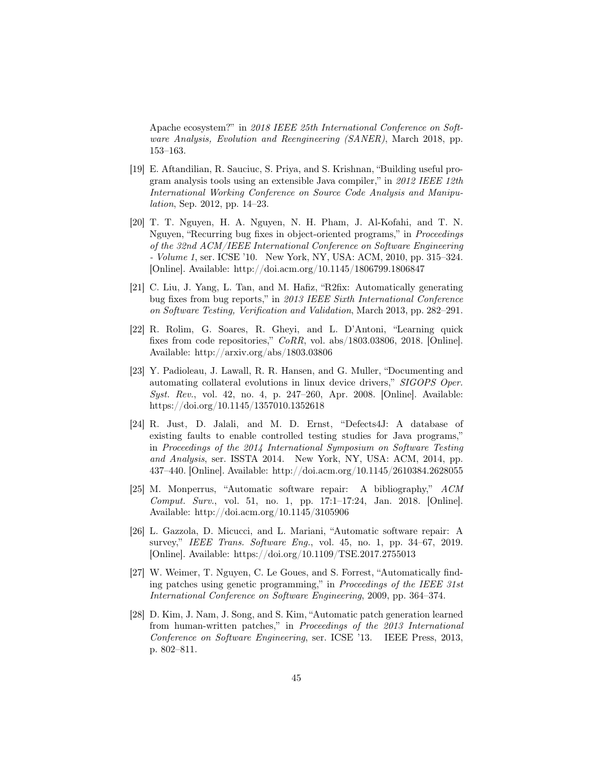Apache ecosystem?" in *2018 IEEE 25th International Conference on Software Analysis, Evolution and Reengineering (SANER)*, March 2018, pp. 153–163.

[19] E. Aftandilian, R. Sauciuc, S. Priya, and S. Krishnan, "Building useful program analysis tools using an extensible Java compiler," in *2012 IEEE 12th International Working Conference on Source Code Analysis and Manipulation*, Sep. 2012, pp. 14–23.

[20] T. T. Nguyen, H. A. Nguyen, N. H. Pham, J. Al-Kofahi, and T. N. Nguyen, "Recurring bug fixes in object-oriented programs," in *Proceedings of the 32nd ACM/IEEE International Conference on Software Engineering - Volume 1*, ser. ICSE '10. New York, NY, USA: ACM, 2010, pp. 315–324. [Online]. Available: http://doi.acm.org/10.1145/1806799.1806847

[21] C. Liu, J. Yang, L. Tan, and M. Hafiz, "R2fix: Automatically generating bug fixes from bug reports," in *2013 IEEE Sixth International Conference on Software Testing, Verification and Validation*, March 2013, pp. 282–291.

[22] R. Rolim, G. Soares, R. Gheyi, and L. D'Antoni, "Learning quick fixes from code repositories," *CoRR*, vol. abs/1803.03806, 2018. [Online]. Available: http://arxiv.org/abs/1803.03806

[23] Y. Padioleau, J. Lawall, R. R. Hansen, and G. Muller, "Documenting and automating collateral evolutions in linux device drivers," *SIGOPS Oper. Syst. Rev.*, vol. 42, no. 4, p. 247–260, Apr. 2008. [Online]. Available: https://doi.org/10.1145/1357010.1352618

[24] R. Just, D. Jalali, and M. D. Ernst, "Defects4J: A database of existing faults to enable controlled testing studies for Java programs," in *Proceedings of the 2014 International Symposium on Software Testing and Analysis*, ser. ISSTA 2014. New York, NY, USA: ACM, 2014, pp. 437–440. [Online]. Available: http://doi.acm.org/10.1145/2610384.2628055

[25] M. Monperrus, "Automatic software repair: A bibliography," *ACM Comput. Surv.*, vol. 51, no. 1, pp. 17:1–17:24, Jan. 2018. [Online]. Available: http://doi.acm.org/10.1145/3105906

[26] L. Gazzola, D. Micucci, and L. Mariani, "Automatic software repair: A survey," *IEEE Trans. Software Eng.*, vol. 45, no. 1, pp. 34–67, 2019. [Online]. Available: https://doi.org/10.1109/TSE.2017.2755013

[27] W. Weimer, T. Nguyen, C. Le Goues, and S. Forrest, "Automatically finding patches using genetic programming," in *Proceedings of the IEEE 31st International Conference on Software Engineering*, 2009, pp. 364–374.

[28] D. Kim, J. Nam, J. Song, and S. Kim, "Automatic patch generation learned from human-written patches," in *Proceedings of the 2013 International Conference on Software Engineering*, ser. ICSE '13. IEEE Press, 2013, p. 802–811.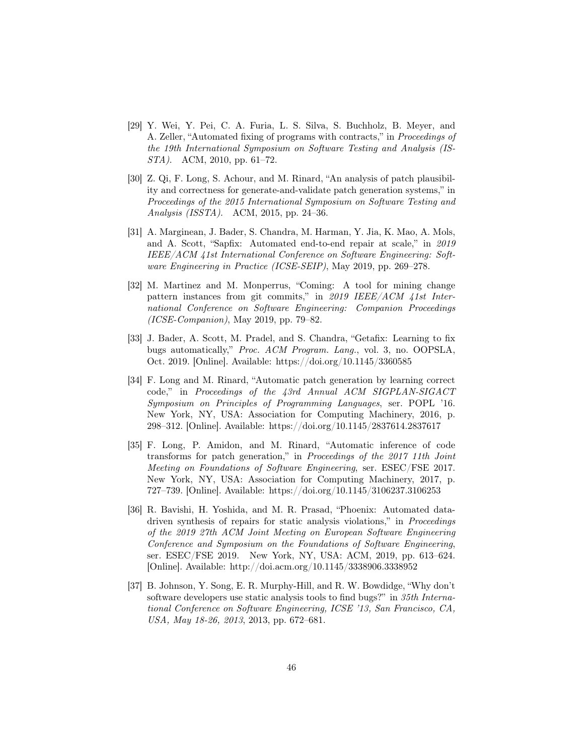[29] Y. Wei, Y. Pei, C. A. Furia, L. S. Silva, S. Buchholz, B. Meyer, and A. Zeller, "Automated fixing of programs with contracts," in *Proceedings of the 19th International Symposium on Software Testing and Analysis (ISSTA)*. ACM, 2010, pp. 61–72.

[30] Z. Qi, F. Long, S. Achour, and M. Rinard, "An analysis of patch plausibility and correctness for generate-and-validate patch generation systems," in *Proceedings of the 2015 International Symposium on Software Testing and Analysis (ISSTA)*. ACM, 2015, pp. 24–36.

[31] A. Marginean, J. Bader, S. Chandra, M. Harman, Y. Jia, K. Mao, A. Mols, and A. Scott, "Sapfix: Automated end-to-end repair at scale," in *2019 IEEE/ACM 41st International Conference on Software Engineering: Software Engineering in Practice (ICSE-SEIP)*, May 2019, pp. 269–278.

[32] M. Martinez and M. Monperrus, "Coming: A tool for mining change pattern instances from git commits," in *2019 IEEE/ACM 41st International Conference on Software Engineering: Companion Proceedings (ICSE-Companion)*, May 2019, pp. 79–82.

[33] J. Bader, A. Scott, M. Pradel, and S. Chandra, "Getafix: Learning to fix bugs automatically," *Proc. ACM Program. Lang.*, vol. 3, no. OOPSLA, Oct. 2019. [Online]. Available: https://doi.org/10.1145/3360585

[34] F. Long and M. Rinard, "Automatic patch generation by learning correct code," in *Proceedings of the 43rd Annual ACM SIGPLAN-SIGACT Symposium on Principles of Programming Languages*, ser. POPL '16. New York, NY, USA: Association for Computing Machinery, 2016, p. 298–312. [Online]. Available: https://doi.org/10.1145/2837614.2837617

[35] F. Long, P. Amidon, and M. Rinard, "Automatic inference of code transforms for patch generation," in *Proceedings of the 2017 11th Joint Meeting on Foundations of Software Engineering*, ser. ESEC/FSE 2017. New York, NY, USA: Association for Computing Machinery, 2017, p. 727–739. [Online]. Available: https://doi.org/10.1145/3106237.3106253

[36] R. Bavishi, H. Yoshida, and M. R. Prasad, "Phoenix: Automated data-driven synthesis of repairs for static analysis violations," in *Proceedings of the 2019 27th ACM Joint Meeting on European Software Engineering Conference and Symposium on the Foundations of Software Engineering*, ser. ESEC/FSE 2019. New York, NY, USA: ACM, 2019, pp. 613–624. [Online]. Available: http://doi.acm.org/10.1145/3338906.3338952

[37] B. Johnson, Y. Song, E. R. Murphy-Hill, and R. W. Bowdidge, "Why don't software developers use static analysis tools to find bugs?" in *35th International Conference on Software Engineering, ICSE '13, San Francisco, CA, USA, May 18-26, 2013*, 2013, pp. 672–681.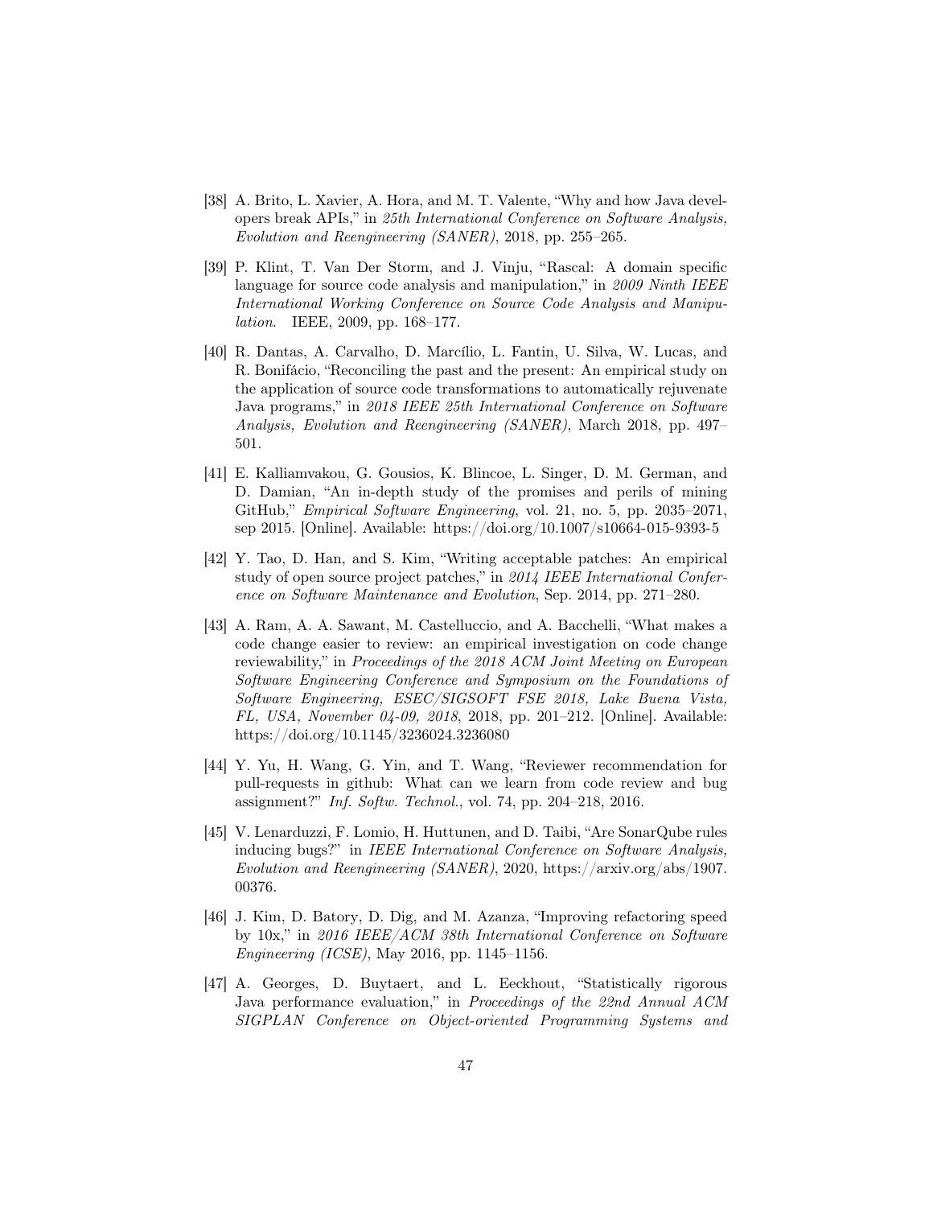[38] A. Brito, L. Xavier, A. Hora, and M. T. Valente, "Why and how Java developers break APIs," in *25th International Conference on Software Analysis, Evolution and Reengineering (SANER)*, 2018, pp. 255–265.

[39] P. Klint, T. Van Der Storm, and J. Vinju, "Rascal: A domain specific language for source code analysis and manipulation," in *2009 Ninth IEEE International Working Conference on Source Code Analysis and Manipulation*. IEEE, 2009, pp. 168–177.

[40] R. Dantas, A. Carvalho, D. Marcílio, L. Fantin, U. Silva, W. Lucas, and R. Bonifácio, "Reconciling the past and the present: An empirical study on the application of source code transformations to automatically rejuvenate Java programs," in *2018 IEEE 25th International Conference on Software Analysis, Evolution and Reengineering (SANER)*, March 2018, pp. 497–501.

[41] E. Kalliamvakou, G. Gousios, K. Blincoe, L. Singer, D. M. German, and D. Damian, "An in-depth study of the promises and perils of mining GitHub," *Empirical Software Engineering*, vol. 21, no. 5, pp. 2035–2071, sep 2015. [Online]. Available: https://doi.org/10.1007/s10664-015-9393-5

[42] Y. Tao, D. Han, and S. Kim, "Writing acceptable patches: An empirical study of open source project patches," in *2014 IEEE International Conference on Software Maintenance and Evolution*, Sep. 2014, pp. 271–280.

[43] A. Ram, A. A. Sawant, M. Castelluccio, and A. Bacchelli, "What makes a code change easier to review: an empirical investigation on code change reviewability," in *Proceedings of the 2018 ACM Joint Meeting on European Software Engineering Conference and Symposium on the Foundations of Software Engineering, ESEC/SIGSOFT FSE 2018, Lake Buena Vista, FL, USA, November 04-09, 2018*, 2018, pp. 201–212. [Online]. Available: https://doi.org/10.1145/3236024.3236080

[44] Y. Yu, H. Wang, G. Yin, and T. Wang, "Reviewer recommendation for pull-requests in github: What can we learn from code review and bug assignment?" *Inf. Softw. Technol.*, vol. 74, pp. 204–218, 2016.

[45] V. Lenarduzzi, F. Lomio, H. Huttunen, and D. Taibi, "Are SonarQube rules inducing bugs?" in *IEEE International Conference on Software Analysis, Evolution and Reengineering (SANER)*, 2020, https://arxiv.org/abs/1907.00376.

[46] J. Kim, D. Batory, D. Dig, and M. Azanza, "Improving refactoring speed by 10x," in *2016 IEEE/ACM 38th International Conference on Software Engineering (ICSE)*, May 2016, pp. 1145–1156.

[47] A. Georges, D. Buytaert, and L. Eeckhout, "Statistically rigorous Java performance evaluation," in *Proceedings of the 22nd Annual ACM SIGPLAN Conference on Object-oriented Programming Systems and*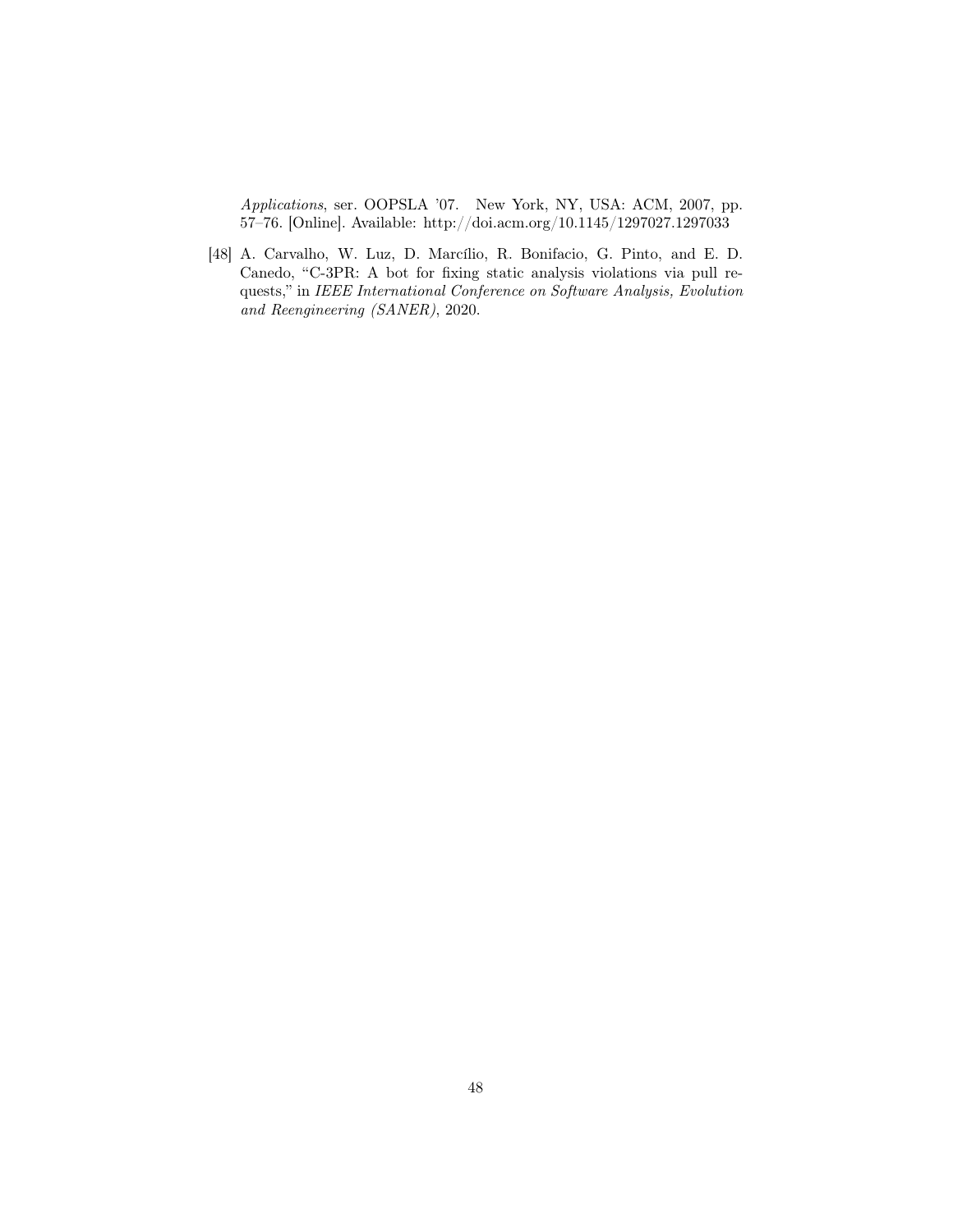*Applications*, ser. OOPSLA '07. New York, NY, USA: ACM, 2007, pp. 57–76. [Online]. Available: http://doi.acm.org/10.1145/1297027.1297033

[48] A. Carvalho, W. Luz, D. Marcílio, R. Bonifacio, G. Pinto, and E. D. Canedo, "C-3PR: A bot for fixing static analysis violations via pull requests," in *IEEE International Conference on Software Analysis, Evolution and Reengineering (SANER)*, 2020.